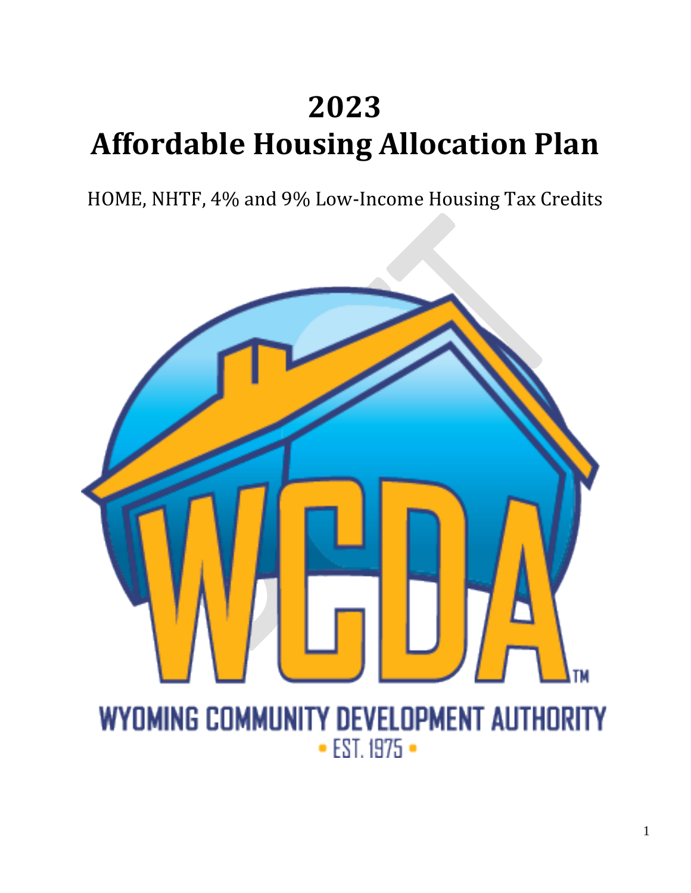# 2023
# Affordable Housing Allocation Plan

HOME, NHTF, 4% and 9% Low-Income Housing Tax Credits

WCDA™

WYOMING COMMUNITY DEVELOPMENT AUTHORITY

• EST. 1975 •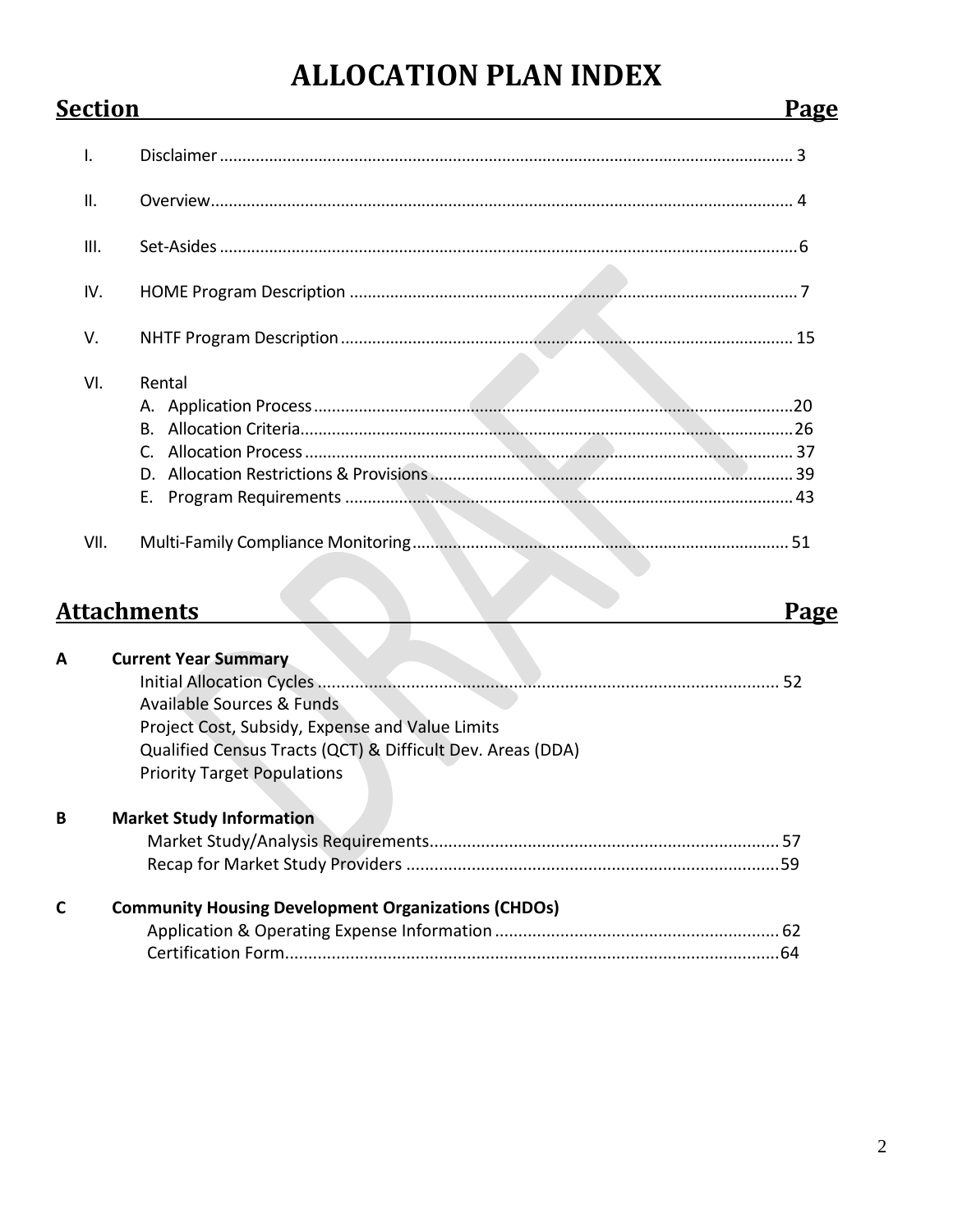# ALLOCATION PLAN INDEX

| Section | | Page |
|---|---|---|
| I. | Disclaimer | 3 |
| II. | Overview | 4 |
| III. | Set-Asides | 6 |
| IV. | HOME Program Description | 7 |
| V. | NHTF Program Description | 15 |
| VI. | Rental | |
| | A. Application Process | 20 |
| | B. Allocation Criteria | 26 |
| | C. Allocation Process | 37 |
| | D. Allocation Restrictions & Provisions | 39 |
| | E. Program Requirements | 43 |
| VII. | Multi-Family Compliance Monitoring | 51 |

| Attachments | | Page |
|---|---|---|
| **A** | **Current Year Summary** | |
| | Initial Allocation Cycles | 52 |
| | Available Sources & Funds | |
| | Project Cost, Subsidy, Expense and Value Limits | |
| | Qualified Census Tracts (QCT) & Difficult Dev. Areas (DDA) | |
| | Priority Target Populations | |
| **B** | **Market Study Information** | |
| | Market Study/Analysis Requirements | 57 |
| | Recap for Market Study Providers | 59 |
| **C** | **Community Housing Development Organizations (CHDOs)** | |
| | Application & Operating Expense Information | 62 |
| | Certification Form | 64 |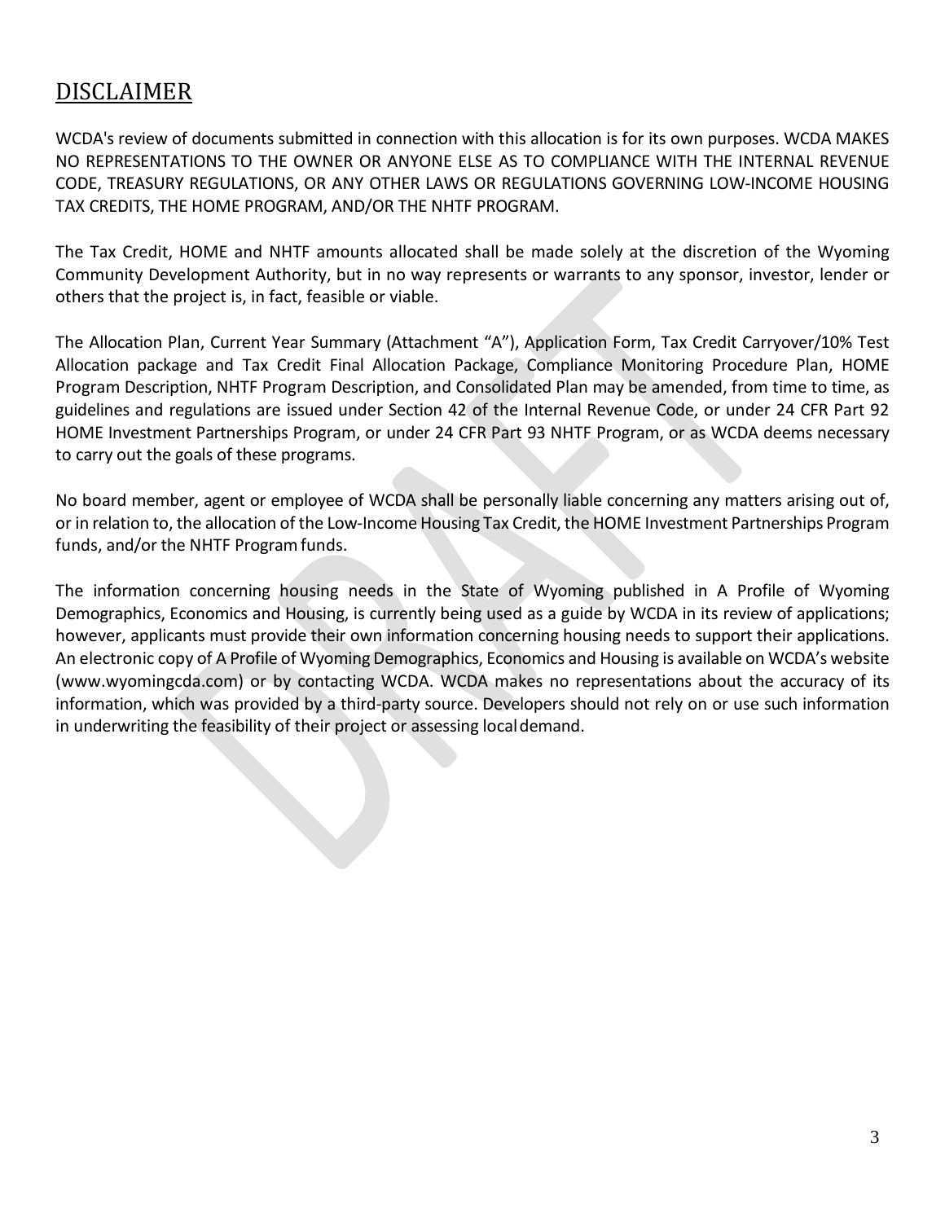## DISCLAIMER

WCDA's review of documents submitted in connection with this allocation is for its own purposes. WCDA MAKES NO REPRESENTATIONS TO THE OWNER OR ANYONE ELSE AS TO COMPLIANCE WITH THE INTERNAL REVENUE CODE, TREASURY REGULATIONS, OR ANY OTHER LAWS OR REGULATIONS GOVERNING LOW-INCOME HOUSING TAX CREDITS, THE HOME PROGRAM, AND/OR THE NHTF PROGRAM.

The Tax Credit, HOME and NHTF amounts allocated shall be made solely at the discretion of the Wyoming Community Development Authority, but in no way represents or warrants to any sponsor, investor, lender or others that the project is, in fact, feasible or viable.

The Allocation Plan, Current Year Summary (Attachment "A"), Application Form, Tax Credit Carryover/10% Test Allocation package and Tax Credit Final Allocation Package, Compliance Monitoring Procedure Plan, HOME Program Description, NHTF Program Description, and Consolidated Plan may be amended, from time to time, as guidelines and regulations are issued under Section 42 of the Internal Revenue Code, or under 24 CFR Part 92 HOME Investment Partnerships Program, or under 24 CFR Part 93 NHTF Program, or as WCDA deems necessary to carry out the goals of these programs.

No board member, agent or employee of WCDA shall be personally liable concerning any matters arising out of, or in relation to, the allocation of the Low-Income Housing Tax Credit, the HOME Investment Partnerships Program funds, and/or the NHTF Program funds.

The information concerning housing needs in the State of Wyoming published in A Profile of Wyoming Demographics, Economics and Housing, is currently being used as a guide by WCDA in its review of applications; however, applicants must provide their own information concerning housing needs to support their applications. An electronic copy of A Profile of Wyoming Demographics, Economics and Housing is available on WCDA's website (www.wyomingcda.com) or by contacting WCDA. WCDA makes no representations about the accuracy of its information, which was provided by a third-party source. Developers should not rely on or use such information in underwriting the feasibility of their project or assessing local demand.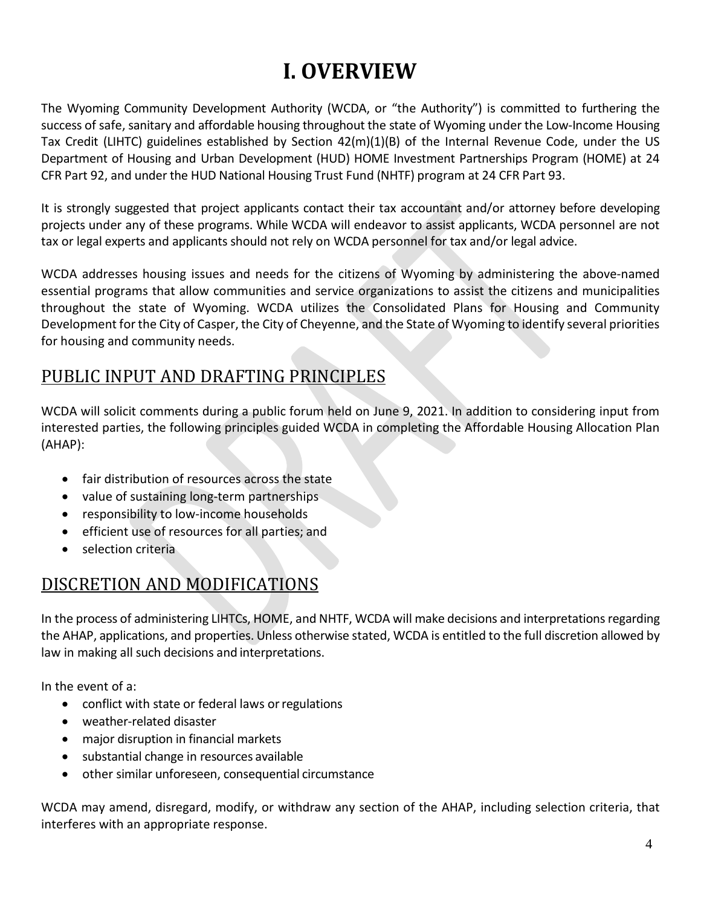# I. OVERVIEW

The Wyoming Community Development Authority (WCDA, or "the Authority") is committed to furthering the success of safe, sanitary and affordable housing throughout the state of Wyoming under the Low-Income Housing Tax Credit (LIHTC) guidelines established by Section 42(m)(1)(B) of the Internal Revenue Code, under the US Department of Housing and Urban Development (HUD) HOME Investment Partnerships Program (HOME) at 24 CFR Part 92, and under the HUD National Housing Trust Fund (NHTF) program at 24 CFR Part 93.

It is strongly suggested that project applicants contact their tax accountant and/or attorney before developing projects under any of these programs. While WCDA will endeavor to assist applicants, WCDA personnel are not tax or legal experts and applicants should not rely on WCDA personnel for tax and/or legal advice.

WCDA addresses housing issues and needs for the citizens of Wyoming by administering the above-named essential programs that allow communities and service organizations to assist the citizens and municipalities throughout the state of Wyoming. WCDA utilizes the Consolidated Plans for Housing and Community Development for the City of Casper, the City of Cheyenne, and the State of Wyoming to identify several priorities for housing and community needs.

## PUBLIC INPUT AND DRAFTING PRINCIPLES

WCDA will solicit comments during a public forum held on June 9, 2021. In addition to considering input from interested parties, the following principles guided WCDA in completing the Affordable Housing Allocation Plan (AHAP):

- fair distribution of resources across the state
- value of sustaining long-term partnerships
- responsibility to low-income households
- efficient use of resources for all parties; and
- selection criteria

## DISCRETION AND MODIFICATIONS

In the process of administering LIHTCs, HOME, and NHTF, WCDA will make decisions and interpretations regarding the AHAP, applications, and properties. Unless otherwise stated, WCDA is entitled to the full discretion allowed by law in making all such decisions and interpretations.

In the event of a:

- conflict with state or federal laws or regulations
- weather-related disaster
- major disruption in financial markets
- substantial change in resources available
- other similar unforeseen, consequential circumstance

WCDA may amend, disregard, modify, or withdraw any section of the AHAP, including selection criteria, that interferes with an appropriate response.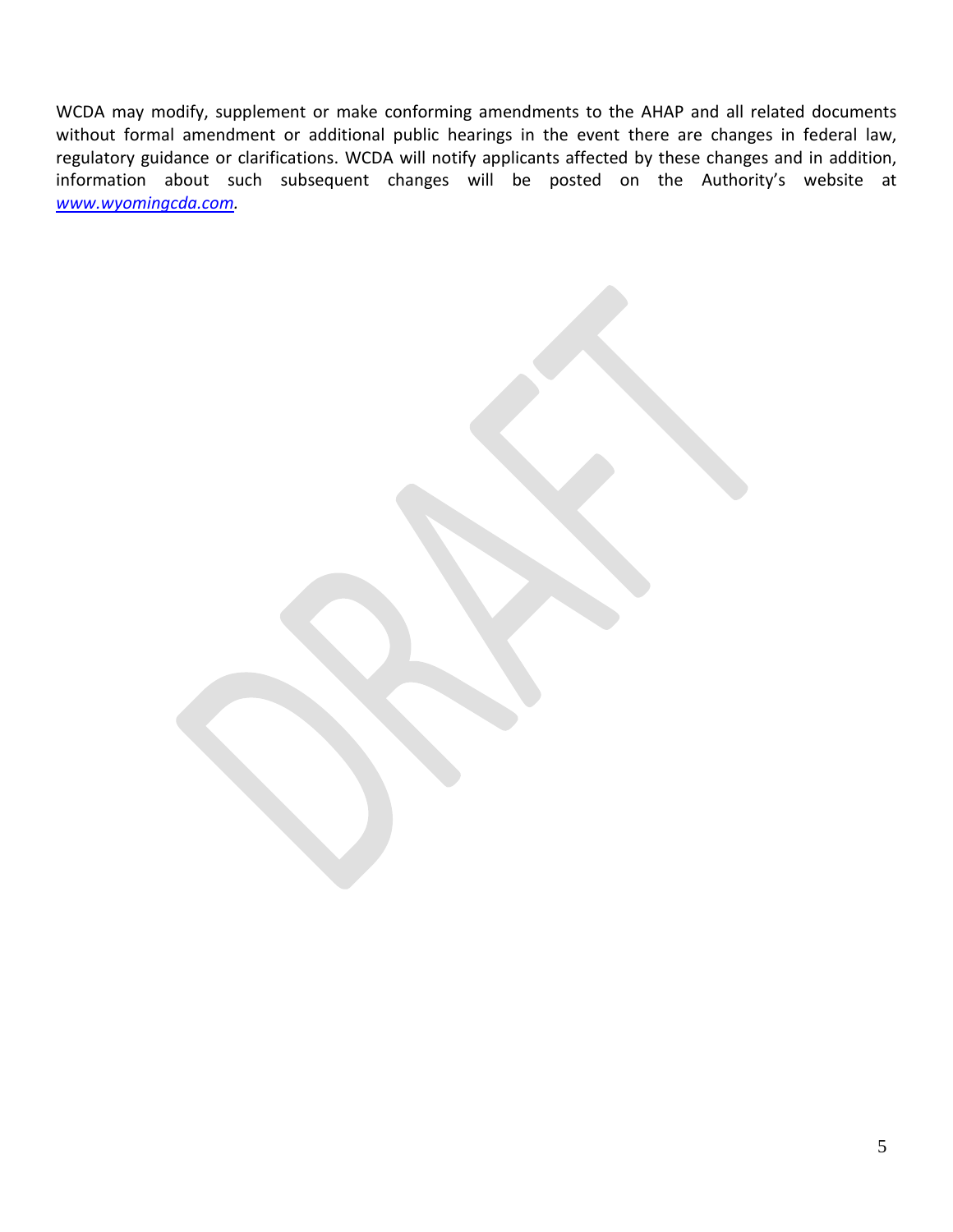WCDA may modify, supplement or make conforming amendments to the AHAP and all related documents without formal amendment or additional public hearings in the event there are changes in federal law, regulatory guidance or clarifications. WCDA will notify applicants affected by these changes and in addition, information about such subsequent changes will be posted on the Authority's website at *www.wyomingcda.com*.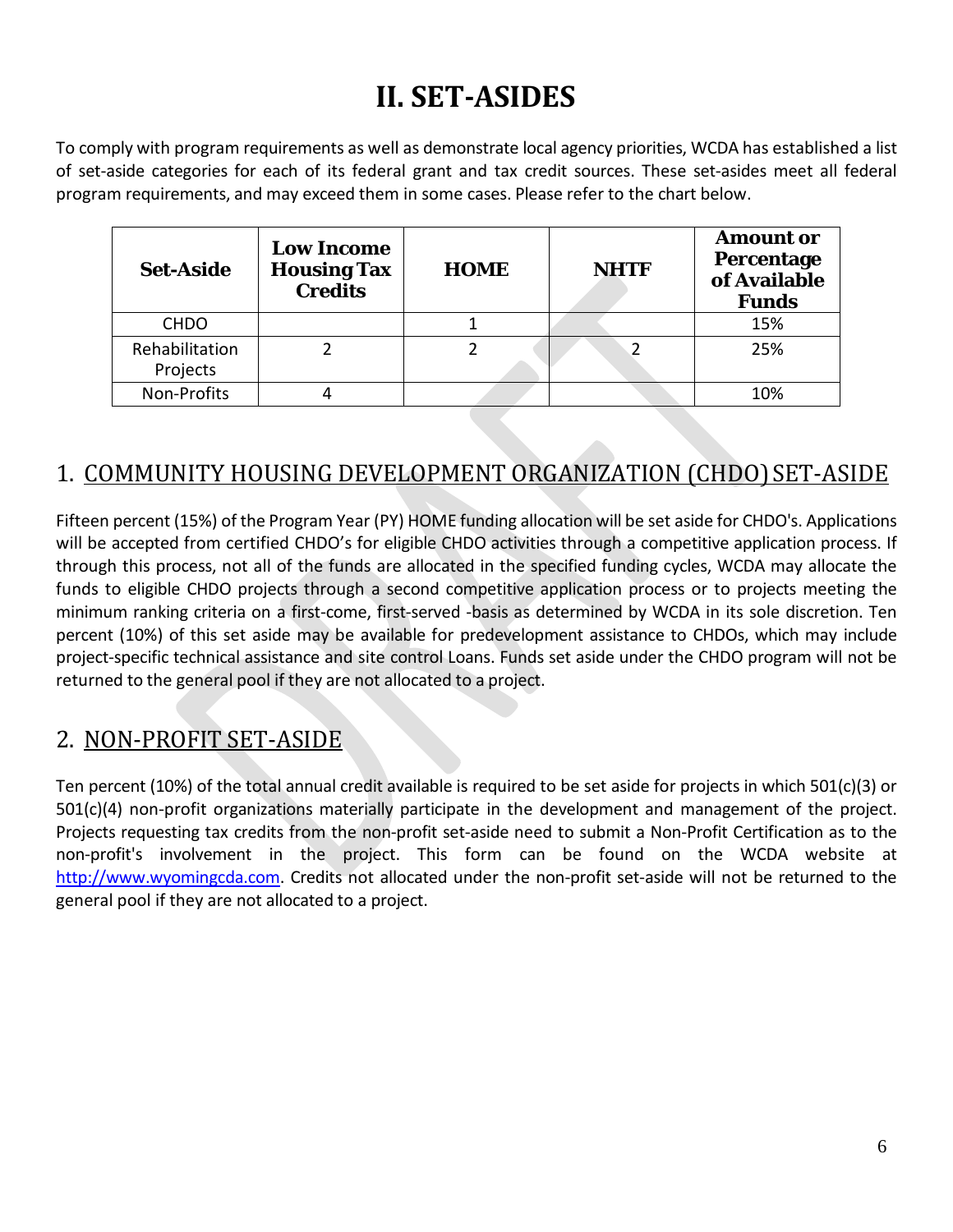# II. SET-ASIDES

To comply with program requirements as well as demonstrate local agency priorities, WCDA has established a list of set-aside categories for each of its federal grant and tax credit sources. These set-asides meet all federal program requirements, and may exceed them in some cases. Please refer to the chart below.

| Set-Aside | Low Income Housing Tax Credits | HOME | NHTF | Amount or Percentage of Available Funds |
|---|---|---|---|---|
| CHDO | | 1 | | 15% |
| Rehabilitation Projects | 2 | 2 | 2 | 25% |
| Non-Profits | 4 | | | 10% |

## 1. COMMUNITY HOUSING DEVELOPMENT ORGANIZATION (CHDO) SET-ASIDE

Fifteen percent (15%) of the Program Year (PY) HOME funding allocation will be set aside for CHDO's. Applications will be accepted from certified CHDO's for eligible CHDO activities through a competitive application process. If through this process, not all of the funds are allocated in the specified funding cycles, WCDA may allocate the funds to eligible CHDO projects through a second competitive application process or to projects meeting the minimum ranking criteria on a first-come, first-served -basis as determined by WCDA in its sole discretion. Ten percent (10%) of this set aside may be available for predevelopment assistance to CHDOs, which may include project-specific technical assistance and site control Loans. Funds set aside under the CHDO program will not be returned to the general pool if they are not allocated to a project.

## 2. NON-PROFIT SET-ASIDE

Ten percent (10%) of the total annual credit available is required to be set aside for projects in which 501(c)(3) or 501(c)(4) non-profit organizations materially participate in the development and management of the project. Projects requesting tax credits from the non-profit set-aside need to submit a Non-Profit Certification as to the non-profit's involvement in the project. This form can be found on the WCDA website at http://www.wyomingcda.com. Credits not allocated under the non-profit set-aside will not be returned to the general pool if they are not allocated to a project.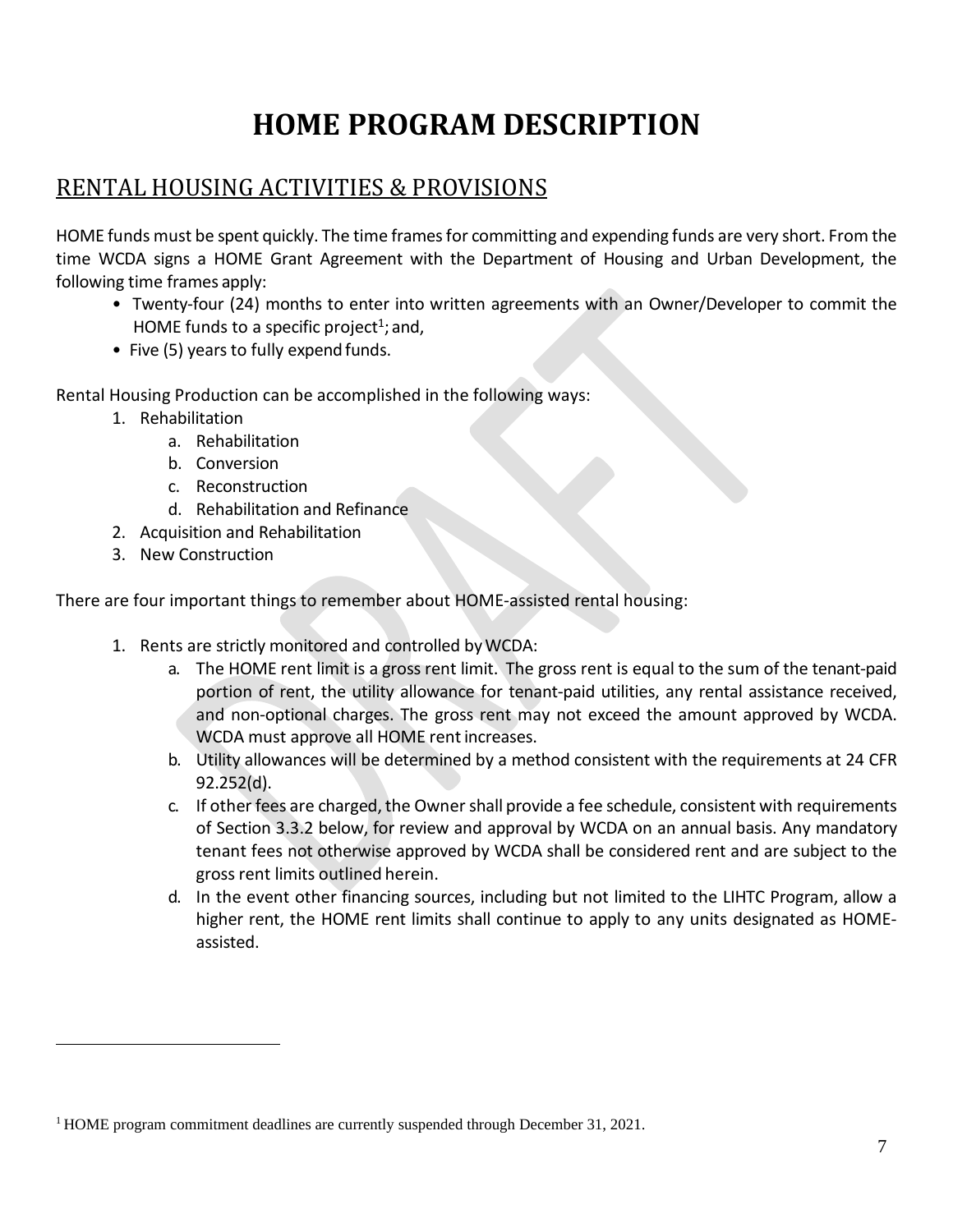# HOME PROGRAM DESCRIPTION

## RENTAL HOUSING ACTIVITIES & PROVISIONS

HOME funds must be spent quickly. The time frames for committing and expending funds are very short. From the time WCDA signs a HOME Grant Agreement with the Department of Housing and Urban Development, the following time frames apply:

- Twenty-four (24) months to enter into written agreements with an Owner/Developer to commit the HOME funds to a specific project[1]; and,
- Five (5) years to fully expend funds.

Rental Housing Production can be accomplished in the following ways:

1. Rehabilitation
   a. Rehabilitation
   b. Conversion
   c. Reconstruction
   d. Rehabilitation and Refinance
2. Acquisition and Rehabilitation
3. New Construction

There are four important things to remember about HOME-assisted rental housing:

1. Rents are strictly monitored and controlled by WCDA:
   a. The HOME rent limit is a gross rent limit. The gross rent is equal to the sum of the tenant-paid portion of rent, the utility allowance for tenant-paid utilities, any rental assistance received, and non-optional charges. The gross rent may not exceed the amount approved by WCDA. WCDA must approve all HOME rent increases.
   b. Utility allowances will be determined by a method consistent with the requirements at 24 CFR 92.252(d).
   c. If other fees are charged, the Owner shall provide a fee schedule, consistent with requirements of Section 3.3.2 below, for review and approval by WCDA on an annual basis. Any mandatory tenant fees not otherwise approved by WCDA shall be considered rent and are subject to the gross rent limits outlined herein.
   d. In the event other financing sources, including but not limited to the LIHTC Program, allow a higher rent, the HOME rent limits shall continue to apply to any units designated as HOME-assisted.

[1] HOME program commitment deadlines are currently suspended through December 31, 2021.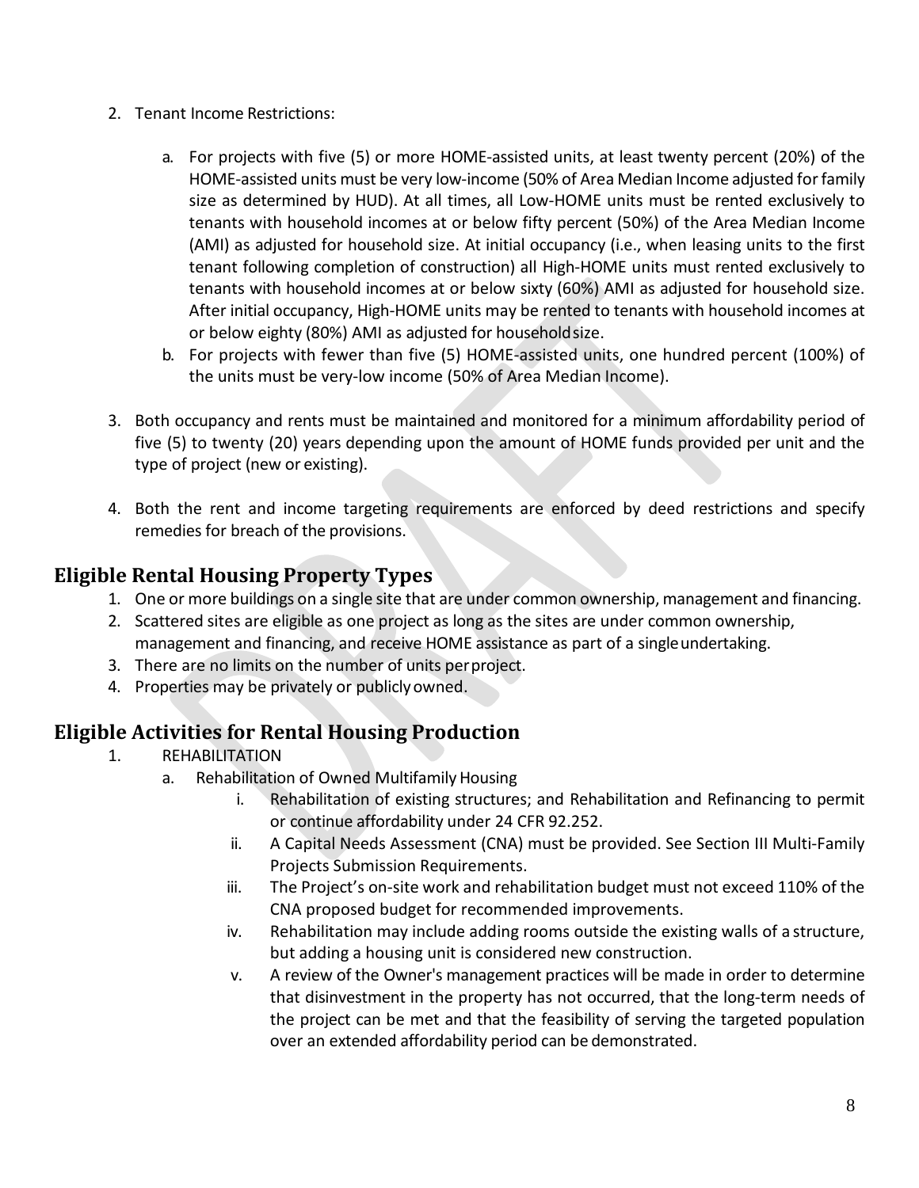2. Tenant Income Restrictions:

    a. For projects with five (5) or more HOME-assisted units, at least twenty percent (20%) of the HOME-assisted units must be very low-income (50% of Area Median Income adjusted for family size as determined by HUD). At all times, all Low-HOME units must be rented exclusively to tenants with household incomes at or below fifty percent (50%) of the Area Median Income (AMI) as adjusted for household size. At initial occupancy (i.e., when leasing units to the first tenant following completion of construction) all High-HOME units must rented exclusively to tenants with household incomes at or below sixty (60%) AMI as adjusted for household size. After initial occupancy, High-HOME units may be rented to tenants with household incomes at or below eighty (80%) AMI as adjusted for household size.
    b. For projects with fewer than five (5) HOME-assisted units, one hundred percent (100%) of the units must be very-low income (50% of Area Median Income).

3. Both occupancy and rents must be maintained and monitored for a minimum affordability period of five (5) to twenty (20) years depending upon the amount of HOME funds provided per unit and the type of project (new or existing).

4. Both the rent and income targeting requirements are enforced by deed restrictions and specify remedies for breach of the provisions.

## Eligible Rental Housing Property Types

1. One or more buildings on a single site that are under common ownership, management and financing.
2. Scattered sites are eligible as one project as long as the sites are under common ownership, management and financing, and receive HOME assistance as part of a single undertaking.
3. There are no limits on the number of units per project.
4. Properties may be privately or publicly owned.

## Eligible Activities for Rental Housing Production

1. REHABILITATION
    a. Rehabilitation of Owned Multifamily Housing
        i. Rehabilitation of existing structures; and Rehabilitation and Refinancing to permit or continue affordability under 24 CFR 92.252.
        ii. A Capital Needs Assessment (CNA) must be provided. See Section III Multi-Family Projects Submission Requirements.
        iii. The Project's on-site work and rehabilitation budget must not exceed 110% of the CNA proposed budget for recommended improvements.
        iv. Rehabilitation may include adding rooms outside the existing walls of a structure, but adding a housing unit is considered new construction.
        v. A review of the Owner's management practices will be made in order to determine that disinvestment in the property has not occurred, that the long-term needs of the project can be met and that the feasibility of serving the targeted population over an extended affordability period can be demonstrated.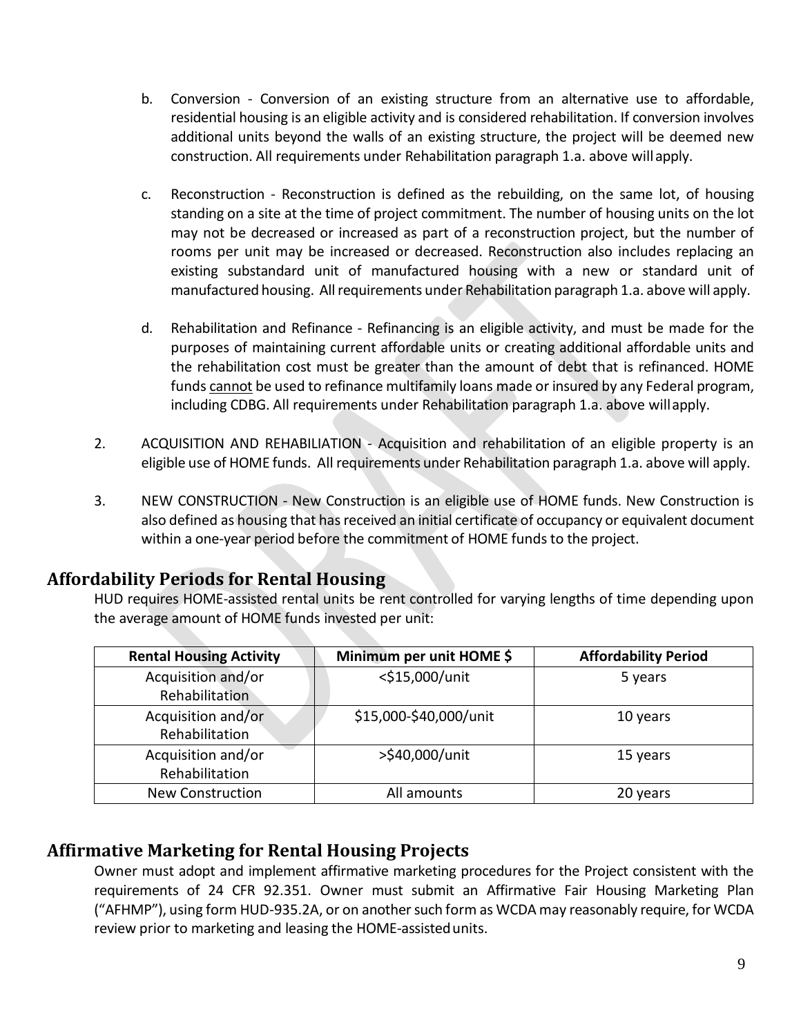b. Conversion - Conversion of an existing structure from an alternative use to affordable, residential housing is an eligible activity and is considered rehabilitation. If conversion involves additional units beyond the walls of an existing structure, the project will be deemed new construction. All requirements under Rehabilitation paragraph 1.a. above will apply.

c. Reconstruction - Reconstruction is defined as the rebuilding, on the same lot, of housing standing on a site at the time of project commitment. The number of housing units on the lot may not be decreased or increased as part of a reconstruction project, but the number of rooms per unit may be increased or decreased. Reconstruction also includes replacing an existing substandard unit of manufactured housing with a new or standard unit of manufactured housing. All requirements under Rehabilitation paragraph 1.a. above will apply.

d. Rehabilitation and Refinance - Refinancing is an eligible activity, and must be made for the purposes of maintaining current affordable units or creating additional affordable units and the rehabilitation cost must be greater than the amount of debt that is refinanced. HOME funds cannot be used to refinance multifamily loans made or insured by any Federal program, including CDBG. All requirements under Rehabilitation paragraph 1.a. above will apply.

2. ACQUISITION AND REHABILIATION - Acquisition and rehabilitation of an eligible property is an eligible use of HOME funds. All requirements under Rehabilitation paragraph 1.a. above will apply.

3. NEW CONSTRUCTION - New Construction is an eligible use of HOME funds. New Construction is also defined as housing that has received an initial certificate of occupancy or equivalent document within a one-year period before the commitment of HOME funds to the project.

## Affordability Periods for Rental Housing

HUD requires HOME-assisted rental units be rent controlled for varying lengths of time depending upon the average amount of HOME funds invested per unit:

| Rental Housing Activity | Minimum per unit HOME $ | Affordability Period |
|---|---|---|
| Acquisition and/or Rehabilitation | <$15,000/unit | 5 years |
| Acquisition and/or Rehabilitation | $15,000-$40,000/unit | 10 years |
| Acquisition and/or Rehabilitation | >$40,000/unit | 15 years |
| New Construction | All amounts | 20 years |

## Affirmative Marketing for Rental Housing Projects

Owner must adopt and implement affirmative marketing procedures for the Project consistent with the requirements of 24 CFR 92.351. Owner must submit an Affirmative Fair Housing Marketing Plan ("AFHMP"), using form HUD-935.2A, or on another such form as WCDA may reasonably require, for WCDA review prior to marketing and leasing the HOME-assisted units.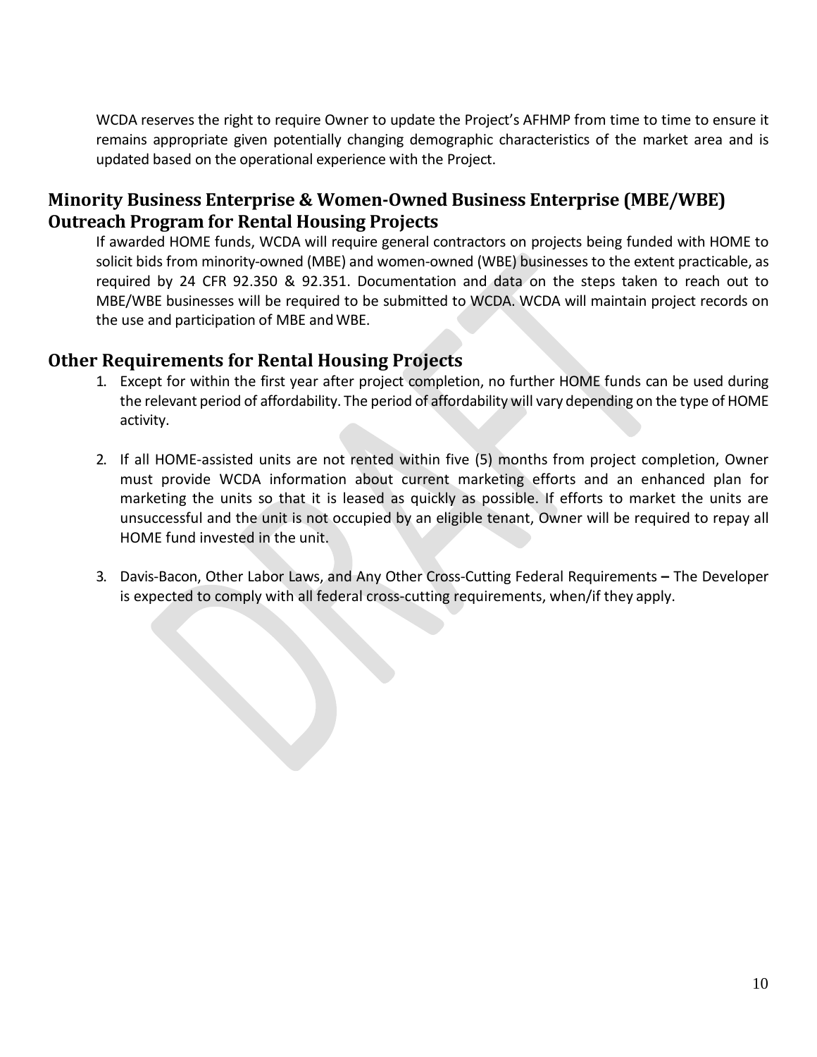WCDA reserves the right to require Owner to update the Project's AFHMP from time to time to ensure it remains appropriate given potentially changing demographic characteristics of the market area and is updated based on the operational experience with the Project.

## Minority Business Enterprise & Women-Owned Business Enterprise (MBE/WBE) Outreach Program for Rental Housing Projects

If awarded HOME funds, WCDA will require general contractors on projects being funded with HOME to solicit bids from minority-owned (MBE) and women-owned (WBE) businesses to the extent practicable, as required by 24 CFR 92.350 & 92.351. Documentation and data on the steps taken to reach out to MBE/WBE businesses will be required to be submitted to WCDA. WCDA will maintain project records on the use and participation of MBE and WBE.

## Other Requirements for Rental Housing Projects

1. Except for within the first year after project completion, no further HOME funds can be used during the relevant period of affordability. The period of affordability will vary depending on the type of HOME activity.

2. If all HOME-assisted units are not rented within five (5) months from project completion, Owner must provide WCDA information about current marketing efforts and an enhanced plan for marketing the units so that it is leased as quickly as possible. If efforts to market the units are unsuccessful and the unit is not occupied by an eligible tenant, Owner will be required to repay all HOME fund invested in the unit.

3. Davis-Bacon, Other Labor Laws, and Any Other Cross-Cutting Federal Requirements **–** The Developer is expected to comply with all federal cross-cutting requirements, when/if they apply.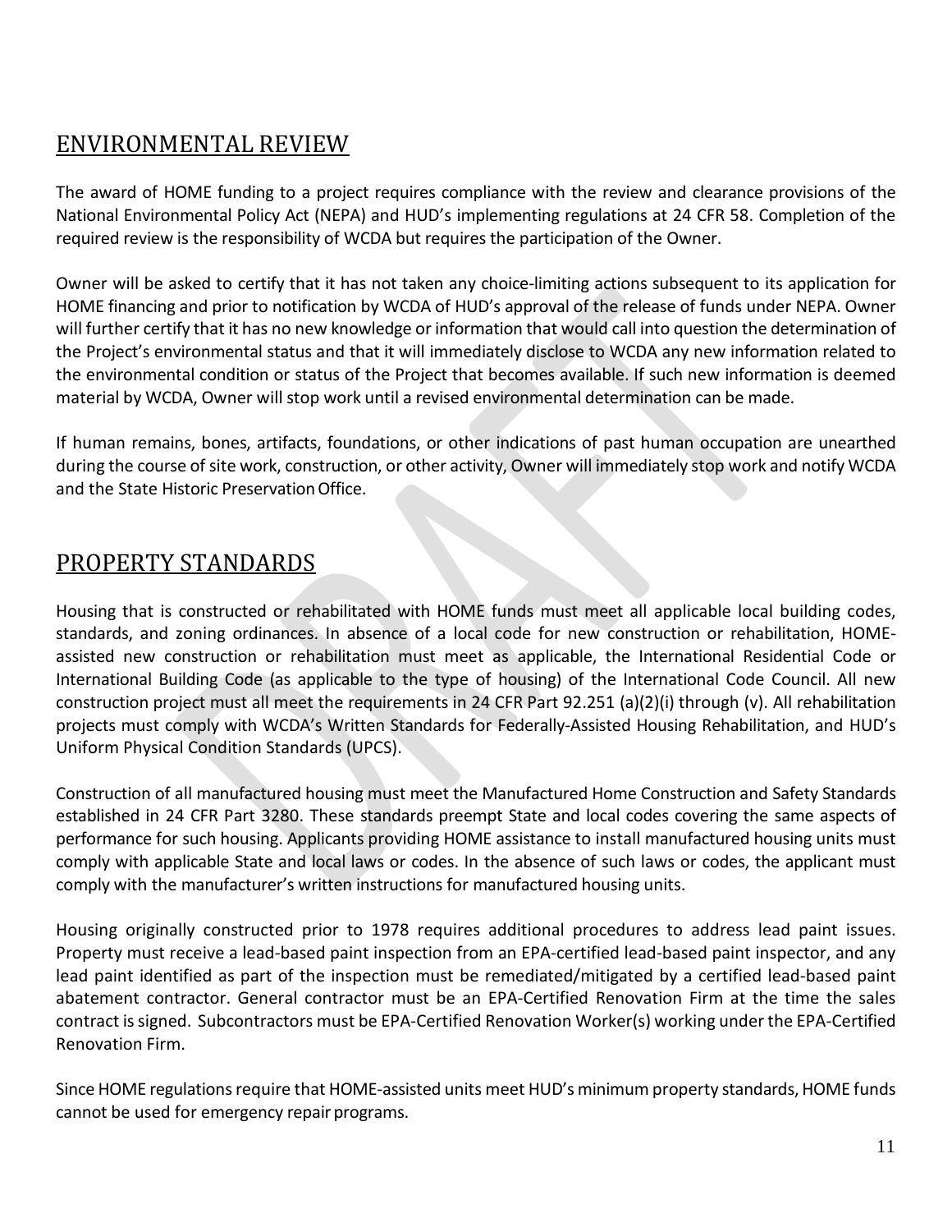## ENVIRONMENTAL REVIEW

The award of HOME funding to a project requires compliance with the review and clearance provisions of the National Environmental Policy Act (NEPA) and HUD's implementing regulations at 24 CFR 58. Completion of the required review is the responsibility of WCDA but requires the participation of the Owner.

Owner will be asked to certify that it has not taken any choice-limiting actions subsequent to its application for HOME financing and prior to notification by WCDA of HUD's approval of the release of funds under NEPA. Owner will further certify that it has no new knowledge or information that would call into question the determination of the Project's environmental status and that it will immediately disclose to WCDA any new information related to the environmental condition or status of the Project that becomes available. If such new information is deemed material by WCDA, Owner will stop work until a revised environmental determination can be made.

If human remains, bones, artifacts, foundations, or other indications of past human occupation are unearthed during the course of site work, construction, or other activity, Owner will immediately stop work and notify WCDA and the State Historic Preservation Office.

## PROPERTY STANDARDS

Housing that is constructed or rehabilitated with HOME funds must meet all applicable local building codes, standards, and zoning ordinances. In absence of a local code for new construction or rehabilitation, HOME-assisted new construction or rehabilitation must meet as applicable, the International Residential Code or International Building Code (as applicable to the type of housing) of the International Code Council. All new construction project must all meet the requirements in 24 CFR Part 92.251 (a)(2)(i) through (v). All rehabilitation projects must comply with WCDA's Written Standards for Federally-Assisted Housing Rehabilitation, and HUD's Uniform Physical Condition Standards (UPCS).

Construction of all manufactured housing must meet the Manufactured Home Construction and Safety Standards established in 24 CFR Part 3280. These standards preempt State and local codes covering the same aspects of performance for such housing. Applicants providing HOME assistance to install manufactured housing units must comply with applicable State and local laws or codes. In the absence of such laws or codes, the applicant must comply with the manufacturer's written instructions for manufactured housing units.

Housing originally constructed prior to 1978 requires additional procedures to address lead paint issues. Property must receive a lead-based paint inspection from an EPA-certified lead-based paint inspector, and any lead paint identified as part of the inspection must be remediated/mitigated by a certified lead-based paint abatement contractor. General contractor must be an EPA-Certified Renovation Firm at the time the sales contract is signed. Subcontractors must be EPA-Certified Renovation Worker(s) working under the EPA-Certified Renovation Firm.

Since HOME regulations require that HOME-assisted units meet HUD's minimum property standards, HOME funds cannot be used for emergency repair programs.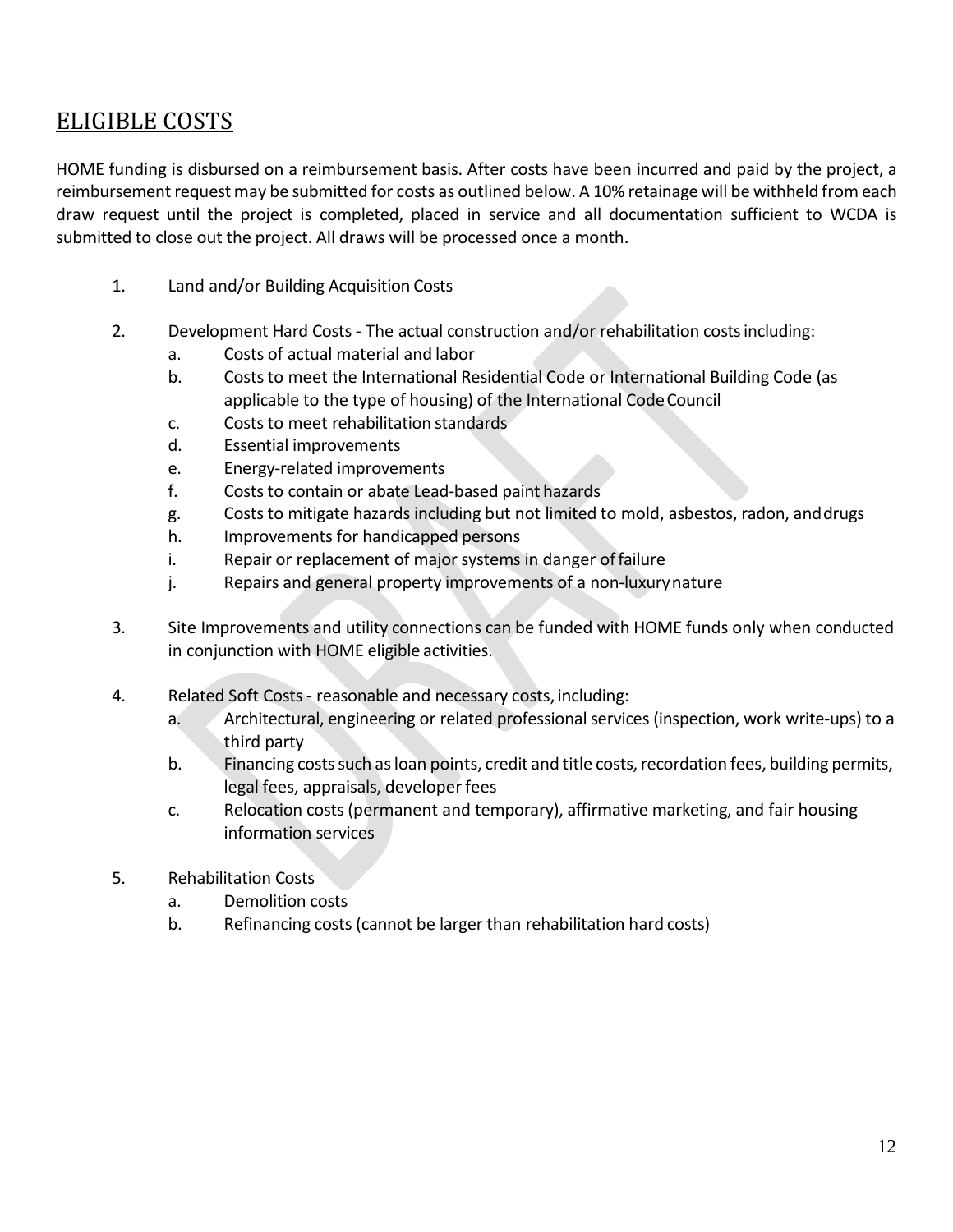## ELIGIBLE COSTS

HOME funding is disbursed on a reimbursement basis. After costs have been incurred and paid by the project, a reimbursement request may be submitted for costs as outlined below. A 10% retainage will be withheld from each draw request until the project is completed, placed in service and all documentation sufficient to WCDA is submitted to close out the project. All draws will be processed once a month.

1. Land and/or Building Acquisition Costs

2. Development Hard Costs - The actual construction and/or rehabilitation costs including:
   a. Costs of actual material and labor
   b. Costs to meet the International Residential Code or International Building Code (as applicable to the type of housing) of the International Code Council
   c. Costs to meet rehabilitation standards
   d. Essential improvements
   e. Energy-related improvements
   f. Costs to contain or abate Lead-based paint hazards
   g. Costs to mitigate hazards including but not limited to mold, asbestos, radon, and drugs
   h. Improvements for handicapped persons
   i. Repair or replacement of major systems in danger of failure
   j. Repairs and general property improvements of a non-luxury nature

3. Site Improvements and utility connections can be funded with HOME funds only when conducted in conjunction with HOME eligible activities.

4. Related Soft Costs - reasonable and necessary costs, including:
   a. Architectural, engineering or related professional services (inspection, work write-ups) to a third party
   b. Financing costs such as loan points, credit and title costs, recordation fees, building permits, legal fees, appraisals, developer fees
   c. Relocation costs (permanent and temporary), affirmative marketing, and fair housing information services

5. Rehabilitation Costs
   a. Demolition costs
   b. Refinancing costs (cannot be larger than rehabilitation hard costs)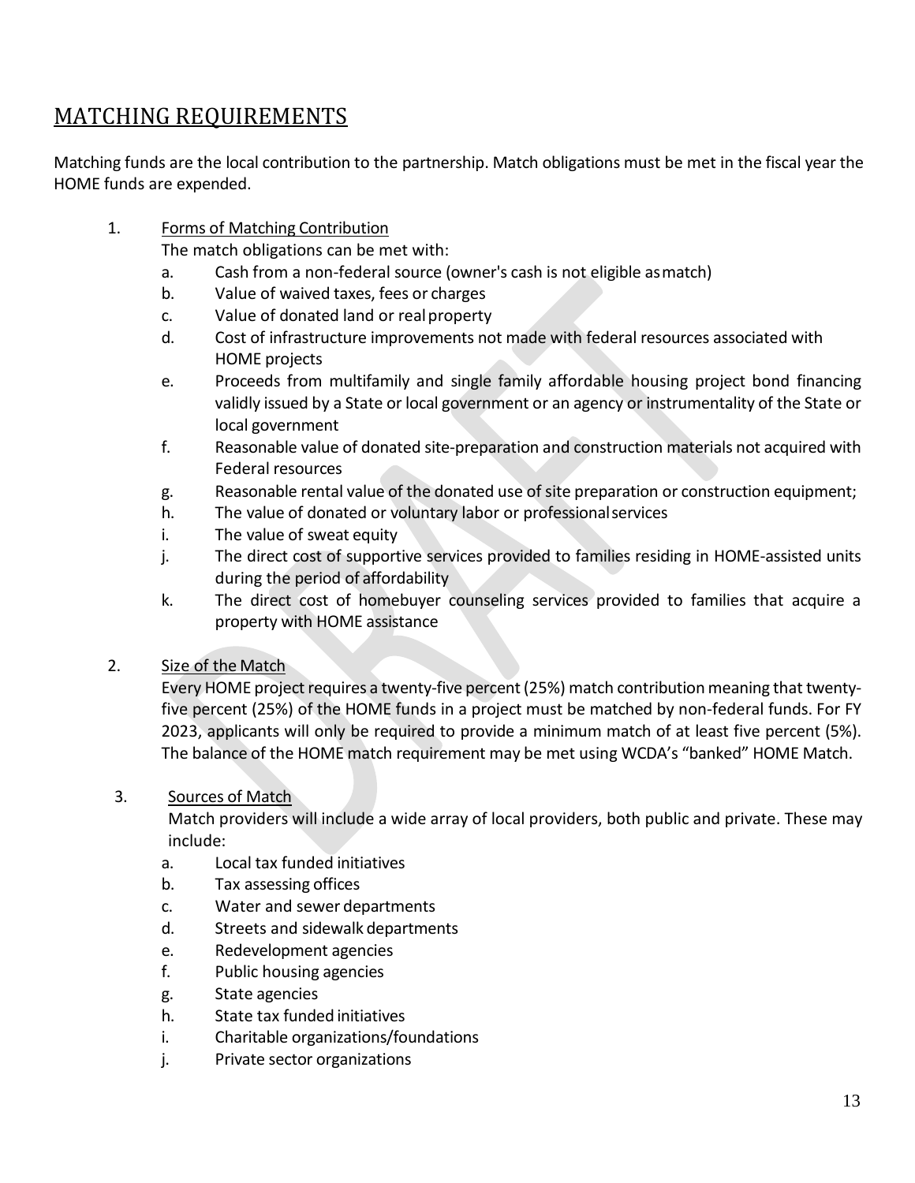## MATCHING REQUIREMENTS

Matching funds are the local contribution to the partnership. Match obligations must be met in the fiscal year the HOME funds are expended.

1. Forms of Matching Contribution

   The match obligations can be met with:

   a. Cash from a non-federal source (owner's cash is not eligible as match)
   b. Value of waived taxes, fees or charges
   c. Value of donated land or real property
   d. Cost of infrastructure improvements not made with federal resources associated with HOME projects
   e. Proceeds from multifamily and single family affordable housing project bond financing validly issued by a State or local government or an agency or instrumentality of the State or local government
   f. Reasonable value of donated site-preparation and construction materials not acquired with Federal resources
   g. Reasonable rental value of the donated use of site preparation or construction equipment;
   h. The value of donated or voluntary labor or professional services
   i. The value of sweat equity
   j. The direct cost of supportive services provided to families residing in HOME-assisted units during the period of affordability
   k. The direct cost of homebuyer counseling services provided to families that acquire a property with HOME assistance

2. Size of the Match

   Every HOME project requires a twenty-five percent (25%) match contribution meaning that twenty-five percent (25%) of the HOME funds in a project must be matched by non-federal funds. For FY 2023, applicants will only be required to provide a minimum match of at least five percent (5%). The balance of the HOME match requirement may be met using WCDA's "banked" HOME Match.

3. Sources of Match

   Match providers will include a wide array of local providers, both public and private. These may include:

   a. Local tax funded initiatives
   b. Tax assessing offices
   c. Water and sewer departments
   d. Streets and sidewalk departments
   e. Redevelopment agencies
   f. Public housing agencies
   g. State agencies
   h. State tax funded initiatives
   i. Charitable organizations/foundations
   j. Private sector organizations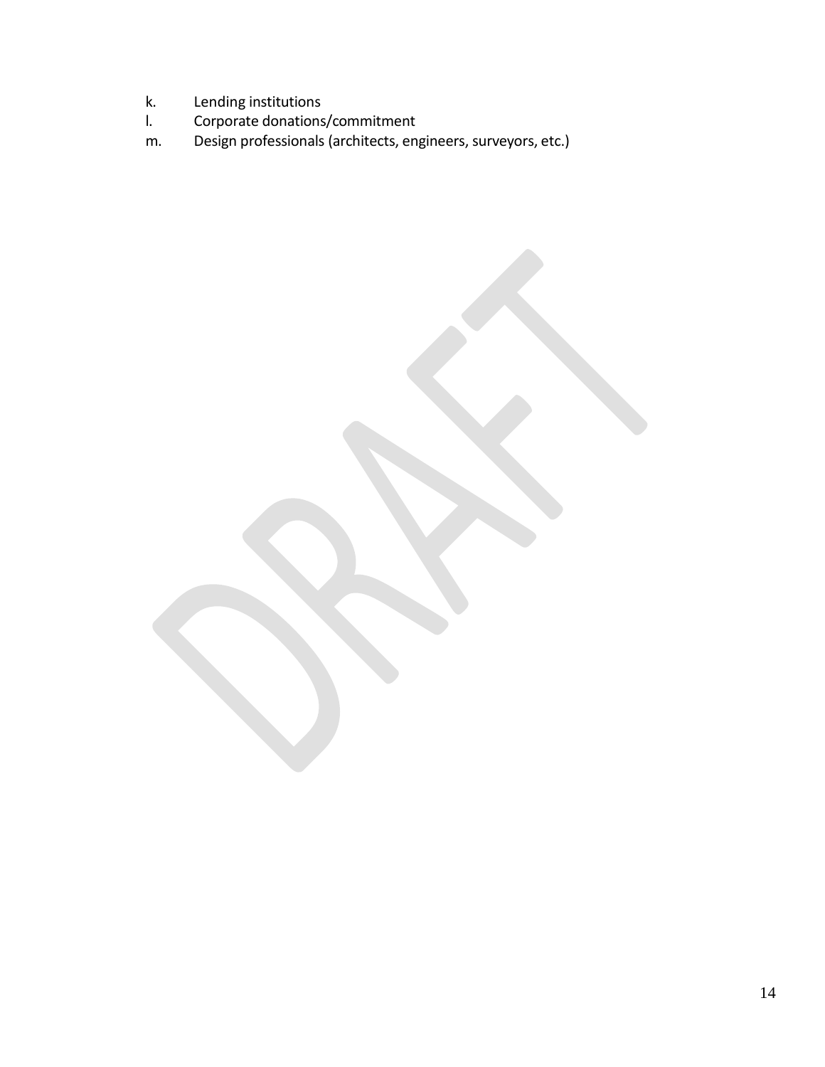k. Lending institutions
l. Corporate donations/commitment
m. Design professionals (architects, engineers, surveyors, etc.)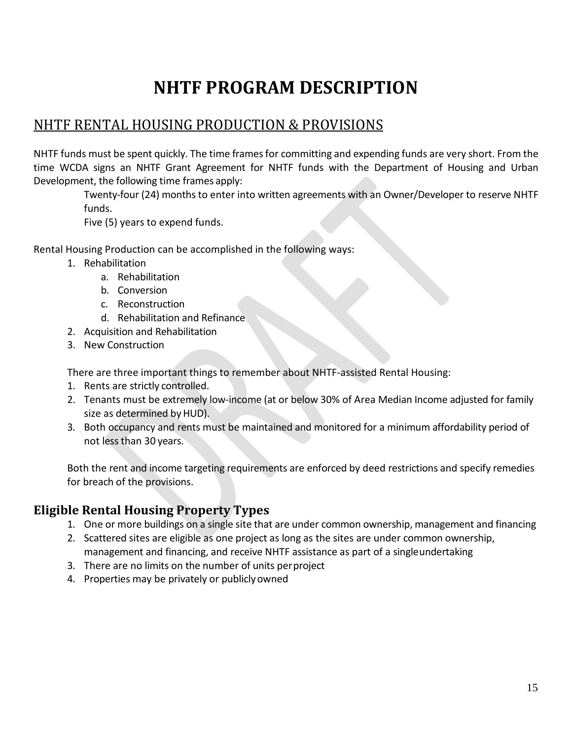# NHTF PROGRAM DESCRIPTION

## NHTF RENTAL HOUSING PRODUCTION & PROVISIONS

NHTF funds must be spent quickly. The time frames for committing and expending funds are very short. From the time WCDA signs an NHTF Grant Agreement for NHTF funds with the Department of Housing and Urban Development, the following time frames apply:

Twenty-four (24) months to enter into written agreements with an Owner/Developer to reserve NHTF funds.

Five (5) years to expend funds.

Rental Housing Production can be accomplished in the following ways:

1. Rehabilitation
   a. Rehabilitation
   b. Conversion
   c. Reconstruction
   d. Rehabilitation and Refinance
2. Acquisition and Rehabilitation
3. New Construction

There are three important things to remember about NHTF-assisted Rental Housing:

1. Rents are strictly controlled.
2. Tenants must be extremely low-income (at or below 30% of Area Median Income adjusted for family size as determined by HUD).
3. Both occupancy and rents must be maintained and monitored for a minimum affordability period of not less than 30 years.

Both the rent and income targeting requirements are enforced by deed restrictions and specify remedies for breach of the provisions.

### Eligible Rental Housing Property Types

1. One or more buildings on a single site that are under common ownership, management and financing
2. Scattered sites are eligible as one project as long as the sites are under common ownership, management and financing, and receive NHTF assistance as part of a single undertaking
3. There are no limits on the number of units per project
4. Properties may be privately or publicly owned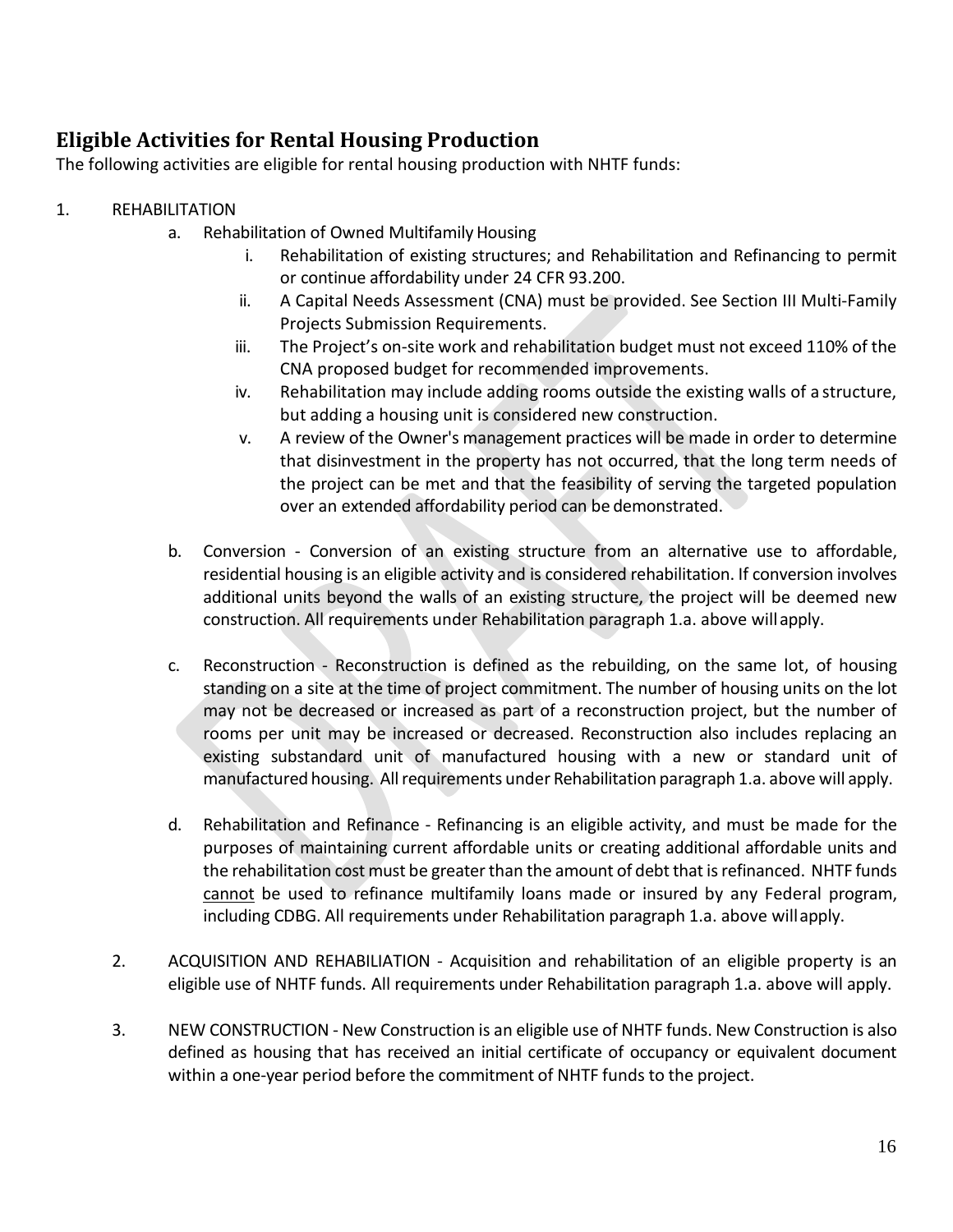## Eligible Activities for Rental Housing Production

The following activities are eligible for rental housing production with NHTF funds:

1. REHABILITATION
   a. Rehabilitation of Owned Multifamily Housing
      i. Rehabilitation of existing structures; and Rehabilitation and Refinancing to permit or continue affordability under 24 CFR 93.200.
      ii. A Capital Needs Assessment (CNA) must be provided. See Section III Multi-Family Projects Submission Requirements.
      iii. The Project's on-site work and rehabilitation budget must not exceed 110% of the CNA proposed budget for recommended improvements.
      iv. Rehabilitation may include adding rooms outside the existing walls of a structure, but adding a housing unit is considered new construction.
      v. A review of the Owner's management practices will be made in order to determine that disinvestment in the property has not occurred, that the long term needs of the project can be met and that the feasibility of serving the targeted population over an extended affordability period can be demonstrated.

   b. Conversion - Conversion of an existing structure from an alternative use to affordable, residential housing is an eligible activity and is considered rehabilitation. If conversion involves additional units beyond the walls of an existing structure, the project will be deemed new construction. All requirements under Rehabilitation paragraph 1.a. above will apply.

   c. Reconstruction - Reconstruction is defined as the rebuilding, on the same lot, of housing standing on a site at the time of project commitment. The number of housing units on the lot may not be decreased or increased as part of a reconstruction project, but the number of rooms per unit may be increased or decreased. Reconstruction also includes replacing an existing substandard unit of manufactured housing with a new or standard unit of manufactured housing. All requirements under Rehabilitation paragraph 1.a. above will apply.

   d. Rehabilitation and Refinance - Refinancing is an eligible activity, and must be made for the purposes of maintaining current affordable units or creating additional affordable units and the rehabilitation cost must be greater than the amount of debt that is refinanced. NHTF funds <u>cannot</u> be used to refinance multifamily loans made or insured by any Federal program, including CDBG. All requirements under Rehabilitation paragraph 1.a. above will apply.

2. ACQUISITION AND REHABILIATION - Acquisition and rehabilitation of an eligible property is an eligible use of NHTF funds. All requirements under Rehabilitation paragraph 1.a. above will apply.

3. NEW CONSTRUCTION - New Construction is an eligible use of NHTF funds. New Construction is also defined as housing that has received an initial certificate of occupancy or equivalent document within a one-year period before the commitment of NHTF funds to the project.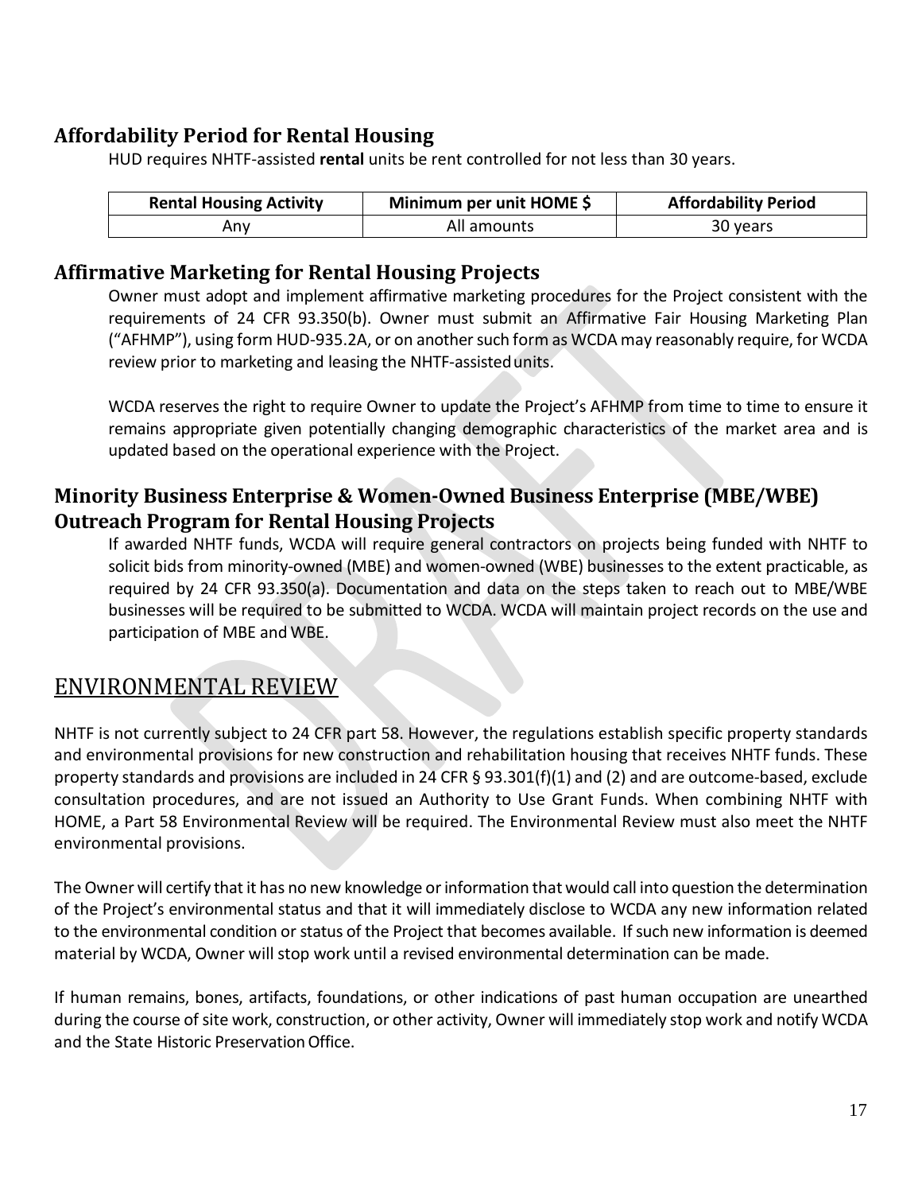## Affordability Period for Rental Housing

HUD requires NHTF-assisted **rental** units be rent controlled for not less than 30 years.

| Rental Housing Activity | Minimum per unit HOME $ | Affordability Period |
|---|---|---|
| Any | All amounts | 30 years |

## Affirmative Marketing for Rental Housing Projects

Owner must adopt and implement affirmative marketing procedures for the Project consistent with the requirements of 24 CFR 93.350(b). Owner must submit an Affirmative Fair Housing Marketing Plan (“AFHMP”), using form HUD-935.2A, or on another such form as WCDA may reasonably require, for WCDA review prior to marketing and leasing the NHTF-assisted units.

WCDA reserves the right to require Owner to update the Project’s AFHMP from time to time to ensure it remains appropriate given potentially changing demographic characteristics of the market area and is updated based on the operational experience with the Project.

## Minority Business Enterprise & Women-Owned Business Enterprise (MBE/WBE) Outreach Program for Rental Housing Projects

If awarded NHTF funds, WCDA will require general contractors on projects being funded with NHTF to solicit bids from minority-owned (MBE) and women-owned (WBE) businesses to the extent practicable, as required by 24 CFR 93.350(a). Documentation and data on the steps taken to reach out to MBE/WBE businesses will be required to be submitted to WCDA. WCDA will maintain project records on the use and participation of MBE and WBE.

# ENVIRONMENTAL REVIEW

NHTF is not currently subject to 24 CFR part 58. However, the regulations establish specific property standards and environmental provisions for new construction and rehabilitation housing that receives NHTF funds. These property standards and provisions are included in 24 CFR § 93.301(f)(1) and (2) and are outcome-based, exclude consultation procedures, and are not issued an Authority to Use Grant Funds. When combining NHTF with HOME, a Part 58 Environmental Review will be required. The Environmental Review must also meet the NHTF environmental provisions.

The Owner will certify that it has no new knowledge or information that would call into question the determination of the Project’s environmental status and that it will immediately disclose to WCDA any new information related to the environmental condition or status of the Project that becomes available. If such new information is deemed material by WCDA, Owner will stop work until a revised environmental determination can be made.

If human remains, bones, artifacts, foundations, or other indications of past human occupation are unearthed during the course of site work, construction, or other activity, Owner will immediately stop work and notify WCDA and the State Historic Preservation Office.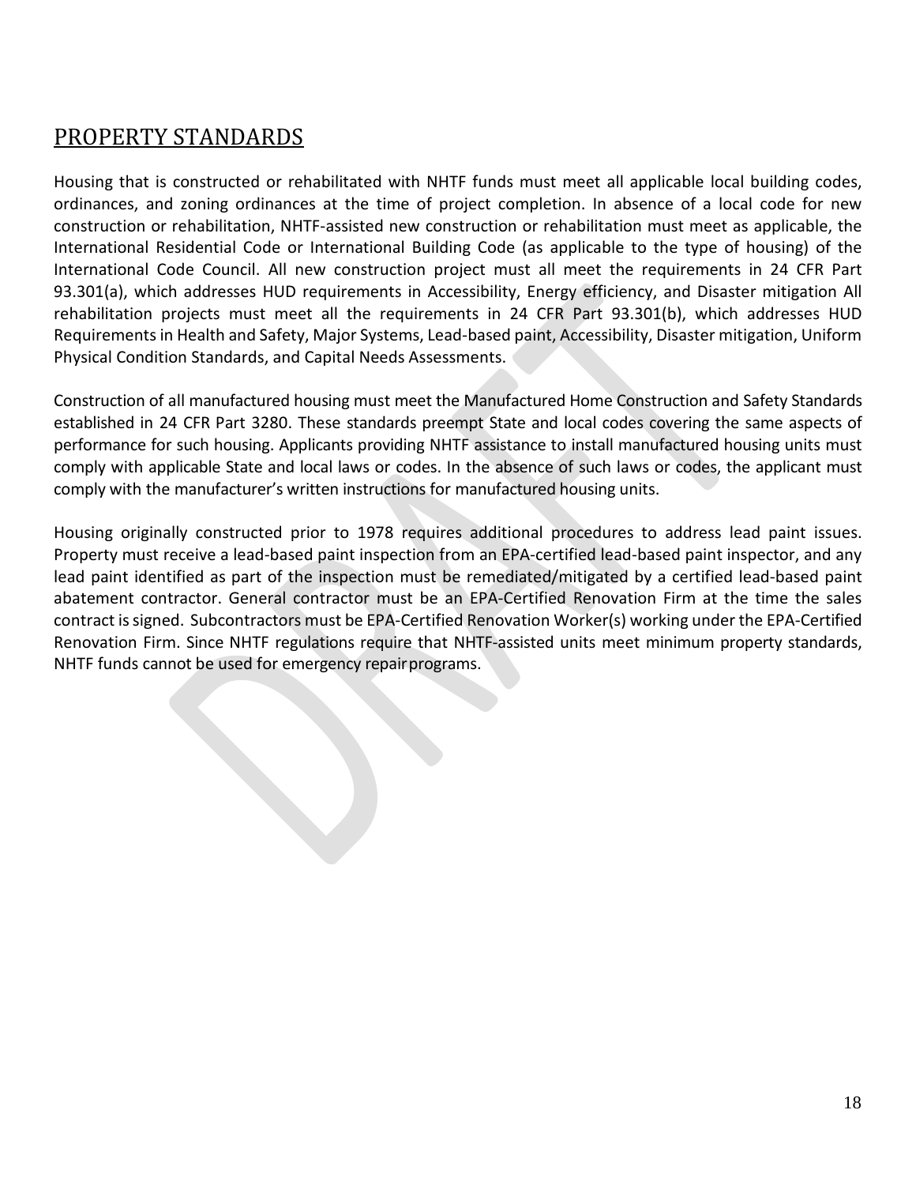## PROPERTY STANDARDS

Housing that is constructed or rehabilitated with NHTF funds must meet all applicable local building codes, ordinances, and zoning ordinances at the time of project completion. In absence of a local code for new construction or rehabilitation, NHTF-assisted new construction or rehabilitation must meet as applicable, the International Residential Code or International Building Code (as applicable to the type of housing) of the International Code Council. All new construction project must all meet the requirements in 24 CFR Part 93.301(a), which addresses HUD requirements in Accessibility, Energy efficiency, and Disaster mitigation All rehabilitation projects must meet all the requirements in 24 CFR Part 93.301(b), which addresses HUD Requirements in Health and Safety, Major Systems, Lead-based paint, Accessibility, Disaster mitigation, Uniform Physical Condition Standards, and Capital Needs Assessments.

Construction of all manufactured housing must meet the Manufactured Home Construction and Safety Standards established in 24 CFR Part 3280. These standards preempt State and local codes covering the same aspects of performance for such housing. Applicants providing NHTF assistance to install manufactured housing units must comply with applicable State and local laws or codes. In the absence of such laws or codes, the applicant must comply with the manufacturer's written instructions for manufactured housing units.

Housing originally constructed prior to 1978 requires additional procedures to address lead paint issues. Property must receive a lead-based paint inspection from an EPA-certified lead-based paint inspector, and any lead paint identified as part of the inspection must be remediated/mitigated by a certified lead-based paint abatement contractor. General contractor must be an EPA-Certified Renovation Firm at the time the sales contract is signed. Subcontractors must be EPA-Certified Renovation Worker(s) working under the EPA-Certified Renovation Firm. Since NHTF regulations require that NHTF-assisted units meet minimum property standards, NHTF funds cannot be used for emergency repair programs.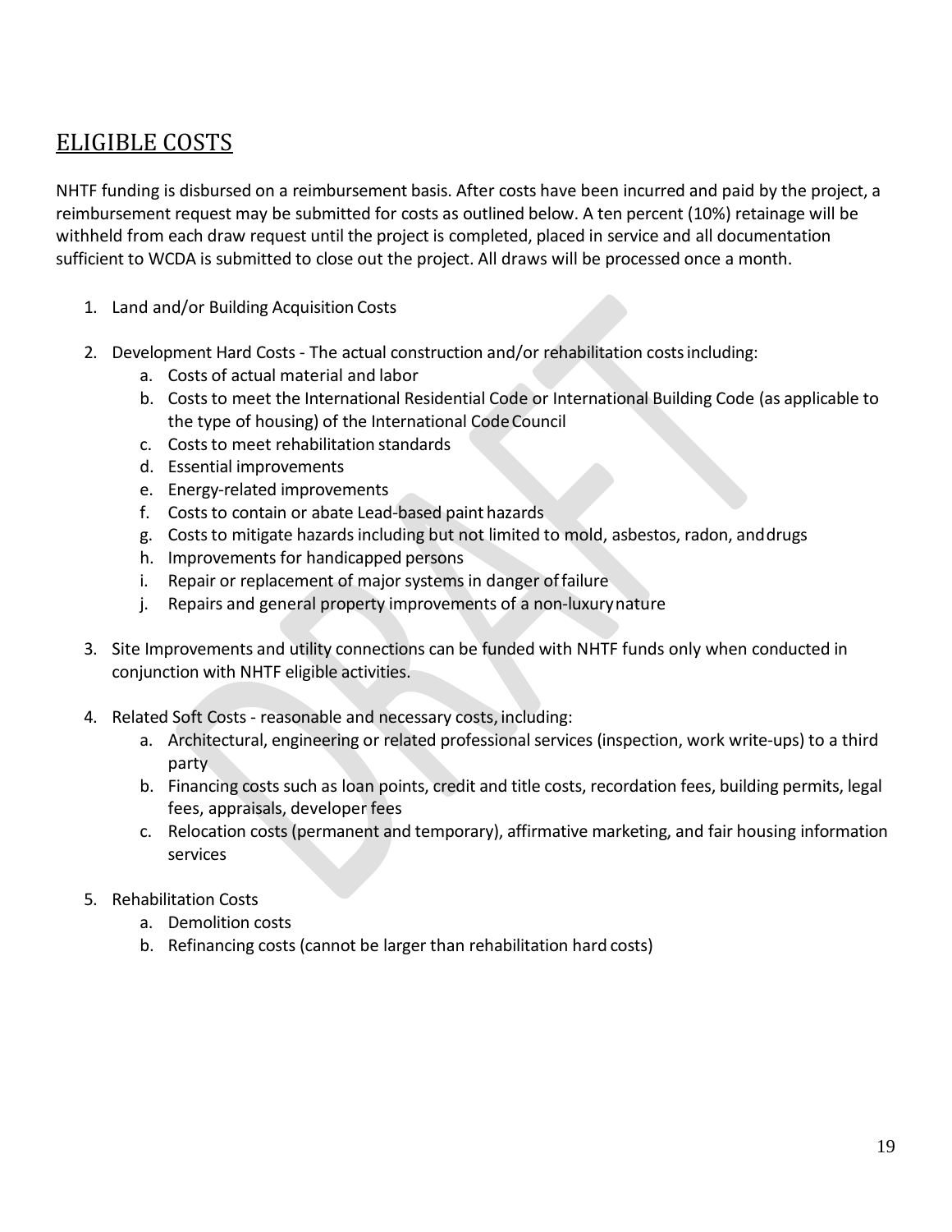## ELIGIBLE COSTS

NHTF funding is disbursed on a reimbursement basis. After costs have been incurred and paid by the project, a reimbursement request may be submitted for costs as outlined below. A ten percent (10%) retainage will be withheld from each draw request until the project is completed, placed in service and all documentation sufficient to WCDA is submitted to close out the project. All draws will be processed once a month.

1. Land and/or Building Acquisition Costs

2. Development Hard Costs - The actual construction and/or rehabilitation costs including:
   a. Costs of actual material and labor
   b. Costs to meet the International Residential Code or International Building Code (as applicable to the type of housing) of the International Code Council
   c. Costs to meet rehabilitation standards
   d. Essential improvements
   e. Energy-related improvements
   f. Costs to contain or abate Lead-based paint hazards
   g. Costs to mitigate hazards including but not limited to mold, asbestos, radon, and drugs
   h. Improvements for handicapped persons
   i. Repair or replacement of major systems in danger of failure
   j. Repairs and general property improvements of a non-luxury nature

3. Site Improvements and utility connections can be funded with NHTF funds only when conducted in conjunction with NHTF eligible activities.

4. Related Soft Costs - reasonable and necessary costs, including:
   a. Architectural, engineering or related professional services (inspection, work write-ups) to a third party
   b. Financing costs such as loan points, credit and title costs, recordation fees, building permits, legal fees, appraisals, developer fees
   c. Relocation costs (permanent and temporary), affirmative marketing, and fair housing information services

5. Rehabilitation Costs
   a. Demolition costs
   b. Refinancing costs (cannot be larger than rehabilitation hard costs)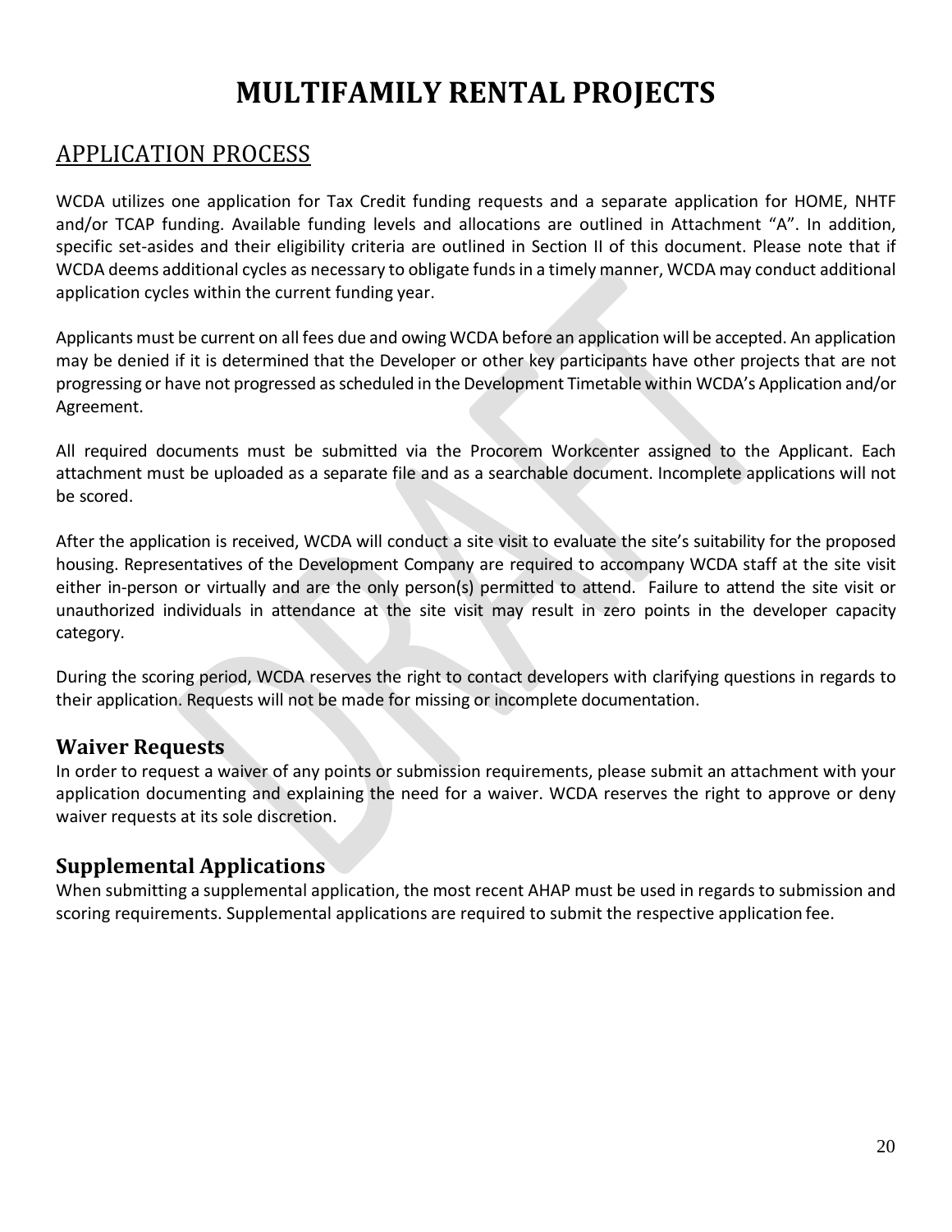# MULTIFAMILY RENTAL PROJECTS

## APPLICATION PROCESS

WCDA utilizes one application for Tax Credit funding requests and a separate application for HOME, NHTF and/or TCAP funding. Available funding levels and allocations are outlined in Attachment "A". In addition, specific set-asides and their eligibility criteria are outlined in Section II of this document. Please note that if WCDA deems additional cycles as necessary to obligate funds in a timely manner, WCDA may conduct additional application cycles within the current funding year.

Applicants must be current on all fees due and owing WCDA before an application will be accepted. An application may be denied if it is determined that the Developer or other key participants have other projects that are not progressing or have not progressed as scheduled in the Development Timetable within WCDA's Application and/or Agreement.

All required documents must be submitted via the Procorem Workcenter assigned to the Applicant. Each attachment must be uploaded as a separate file and as a searchable document. Incomplete applications will not be scored.

After the application is received, WCDA will conduct a site visit to evaluate the site's suitability for the proposed housing. Representatives of the Development Company are required to accompany WCDA staff at the site visit either in-person or virtually and are the only person(s) permitted to attend. Failure to attend the site visit or unauthorized individuals in attendance at the site visit may result in zero points in the developer capacity category.

During the scoring period, WCDA reserves the right to contact developers with clarifying questions in regards to their application. Requests will not be made for missing or incomplete documentation.

### Waiver Requests

In order to request a waiver of any points or submission requirements, please submit an attachment with your application documenting and explaining the need for a waiver. WCDA reserves the right to approve or deny waiver requests at its sole discretion.

### Supplemental Applications

When submitting a supplemental application, the most recent AHAP must be used in regards to submission and scoring requirements. Supplemental applications are required to submit the respective application fee.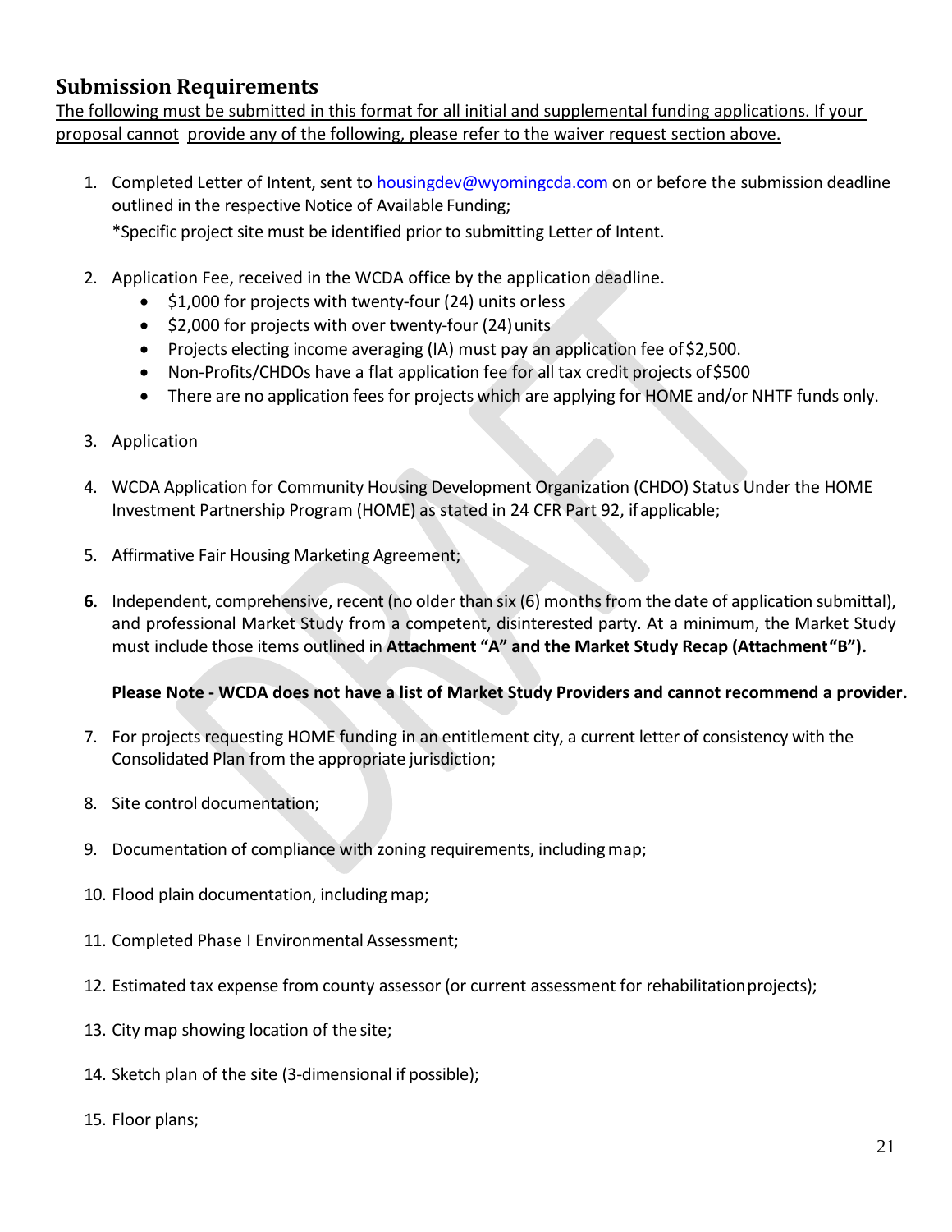## Submission Requirements

The following must be submitted in this format for all initial and supplemental funding applications. If your proposal cannot provide any of the following, please refer to the waiver request section above.

1. Completed Letter of Intent, sent to housingdev@wyomingcda.com on or before the submission deadline outlined in the respective Notice of Available Funding;
   *Specific project site must be identified prior to submitting Letter of Intent.

2. Application Fee, received in the WCDA office by the application deadline.
   - $1,000 for projects with twenty-four (24) units or less
   - $2,000 for projects with over twenty-four (24) units
   - Projects electing income averaging (IA) must pay an application fee of $2,500.
   - Non-Profits/CHDOs have a flat application fee for all tax credit projects of $500
   - There are no application fees for projects which are applying for HOME and/or NHTF funds only.

3. Application

4. WCDA Application for Community Housing Development Organization (CHDO) Status Under the HOME Investment Partnership Program (HOME) as stated in 24 CFR Part 92, if applicable;

5. Affirmative Fair Housing Marketing Agreement;

6. Independent, comprehensive, recent (no older than six (6) months from the date of application submittal), and professional Market Study from a competent, disinterested party. At a minimum, the Market Study must include those items outlined in **Attachment "A" and the Market Study Recap (Attachment "B").**

   **Please Note - WCDA does not have a list of Market Study Providers and cannot recommend a provider.**

7. For projects requesting HOME funding in an entitlement city, a current letter of consistency with the Consolidated Plan from the appropriate jurisdiction;

8. Site control documentation;

9. Documentation of compliance with zoning requirements, including map;

10. Flood plain documentation, including map;

11. Completed Phase I Environmental Assessment;

12. Estimated tax expense from county assessor (or current assessment for rehabilitation projects);

13. City map showing location of the site;

14. Sketch plan of the site (3-dimensional if possible);

15. Floor plans;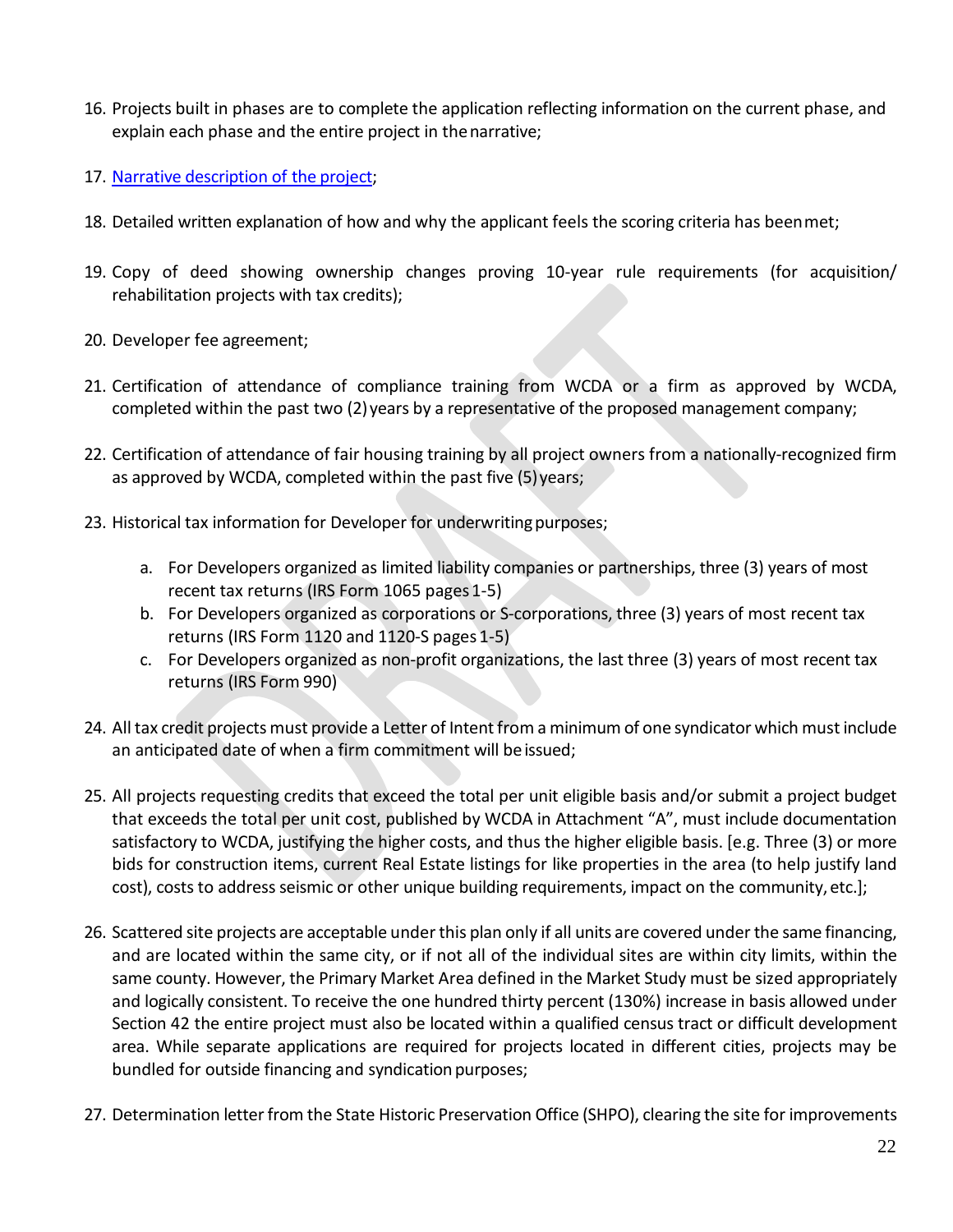16. Projects built in phases are to complete the application reflecting information on the current phase, and explain each phase and the entire project in the narrative;

17. Narrative description of the project;

18. Detailed written explanation of how and why the applicant feels the scoring criteria has been met;

19. Copy of deed showing ownership changes proving 10-year rule requirements (for acquisition/ rehabilitation projects with tax credits);

20. Developer fee agreement;

21. Certification of attendance of compliance training from WCDA or a firm as approved by WCDA, completed within the past two (2) years by a representative of the proposed management company;

22. Certification of attendance of fair housing training by all project owners from a nationally-recognized firm as approved by WCDA, completed within the past five (5) years;

23. Historical tax information for Developer for underwriting purposes;

    a. For Developers organized as limited liability companies or partnerships, three (3) years of most recent tax returns (IRS Form 1065 pages 1-5)
    b. For Developers organized as corporations or S-corporations, three (3) years of most recent tax returns (IRS Form 1120 and 1120-S pages 1-5)
    c. For Developers organized as non-profit organizations, the last three (3) years of most recent tax returns (IRS Form 990)

24. All tax credit projects must provide a Letter of Intent from a minimum of one syndicator which must include an anticipated date of when a firm commitment will be issued;

25. All projects requesting credits that exceed the total per unit eligible basis and/or submit a project budget that exceeds the total per unit cost, published by WCDA in Attachment "A", must include documentation satisfactory to WCDA, justifying the higher costs, and thus the higher eligible basis. [e.g. Three (3) or more bids for construction items, current Real Estate listings for like properties in the area (to help justify land cost), costs to address seismic or other unique building requirements, impact on the community, etc.];

26. Scattered site projects are acceptable under this plan only if all units are covered under the same financing, and are located within the same city, or if not all of the individual sites are within city limits, within the same county. However, the Primary Market Area defined in the Market Study must be sized appropriately and logically consistent. To receive the one hundred thirty percent (130%) increase in basis allowed under Section 42 the entire project must also be located within a qualified census tract or difficult development area. While separate applications are required for projects located in different cities, projects may be bundled for outside financing and syndication purposes;

27. Determination letter from the State Historic Preservation Office (SHPO), clearing the site for improvements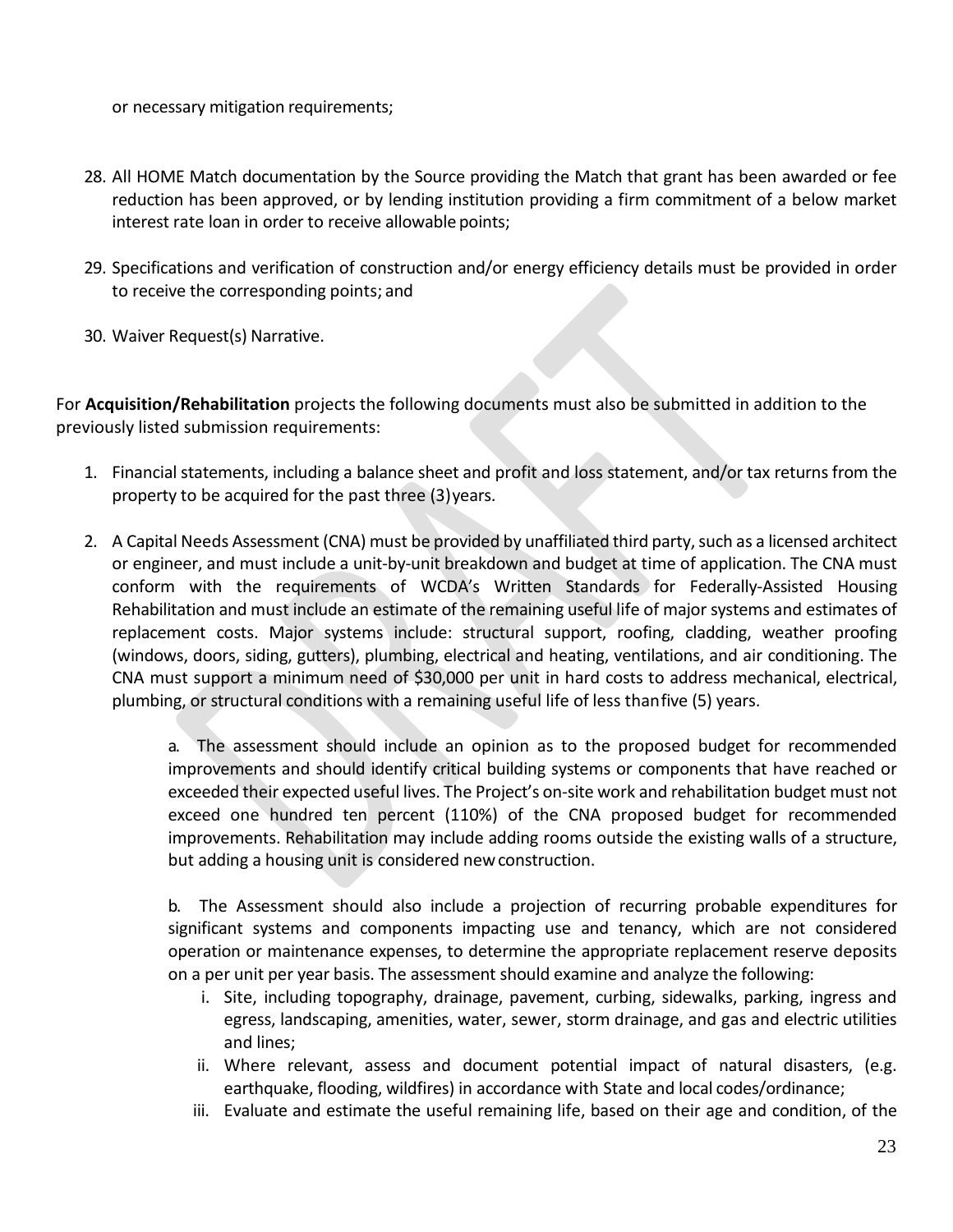or necessary mitigation requirements;

28. All HOME Match documentation by the Source providing the Match that grant has been awarded or fee reduction has been approved, or by lending institution providing a firm commitment of a below market interest rate loan in order to receive allowable points;

29. Specifications and verification of construction and/or energy efficiency details must be provided in order to receive the corresponding points; and

30. Waiver Request(s) Narrative.

For **Acquisition/Rehabilitation** projects the following documents must also be submitted in addition to the previously listed submission requirements:

1. Financial statements, including a balance sheet and profit and loss statement, and/or tax returns from the property to be acquired for the past three (3) years.

2. A Capital Needs Assessment (CNA) must be provided by unaffiliated third party, such as a licensed architect or engineer, and must include a unit-by-unit breakdown and budget at time of application. The CNA must conform with the requirements of WCDA's Written Standards for Federally-Assisted Housing Rehabilitation and must include an estimate of the remaining useful life of major systems and estimates of replacement costs. Major systems include: structural support, roofing, cladding, weather proofing (windows, doors, siding, gutters), plumbing, electrical and heating, ventilations, and air conditioning. The CNA must support a minimum need of $30,000 per unit in hard costs to address mechanical, electrical, plumbing, or structural conditions with a remaining useful life of less than five (5) years.

   a. The assessment should include an opinion as to the proposed budget for recommended improvements and should identify critical building systems or components that have reached or exceeded their expected useful lives. The Project's on-site work and rehabilitation budget must not exceed one hundred ten percent (110%) of the CNA proposed budget for recommended improvements. Rehabilitation may include adding rooms outside the existing walls of a structure, but adding a housing unit is considered new construction.

   b. The Assessment should also include a projection of recurring probable expenditures for significant systems and components impacting use and tenancy, which are not considered operation or maintenance expenses, to determine the appropriate replacement reserve deposits on a per unit per year basis. The assessment should examine and analyze the following:

      i. Site, including topography, drainage, pavement, curbing, sidewalks, parking, ingress and egress, landscaping, amenities, water, sewer, storm drainage, and gas and electric utilities and lines;
      ii. Where relevant, assess and document potential impact of natural disasters, (e.g. earthquake, flooding, wildfires) in accordance with State and local codes/ordinance;
      iii. Evaluate and estimate the useful remaining life, based on their age and condition, of the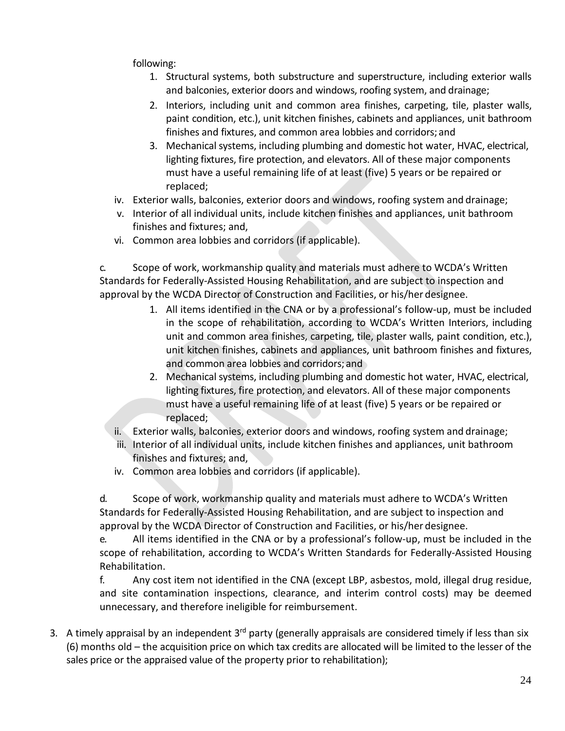following:

1. Structural systems, both substructure and superstructure, including exterior walls and balconies, exterior doors and windows, roofing system, and drainage;
2. Interiors, including unit and common area finishes, carpeting, tile, plaster walls, paint condition, etc.), unit kitchen finishes, cabinets and appliances, unit bathroom finishes and fixtures, and common area lobbies and corridors; and
3. Mechanical systems, including plumbing and domestic hot water, HVAC, electrical, lighting fixtures, fire protection, and elevators. All of these major components must have a useful remaining life of at least (five) 5 years or be repaired or replaced;

iv. Exterior walls, balconies, exterior doors and windows, roofing system and drainage;

v. Interior of all individual units, include kitchen finishes and appliances, unit bathroom finishes and fixtures; and,

vi. Common area lobbies and corridors (if applicable).

c. Scope of work, workmanship quality and materials must adhere to WCDA's Written Standards for Federally-Assisted Housing Rehabilitation, and are subject to inspection and approval by the WCDA Director of Construction and Facilities, or his/her designee.

1. All items identified in the CNA or by a professional's follow-up, must be included in the scope of rehabilitation, according to WCDA's Written Interiors, including unit and common area finishes, carpeting, tile, plaster walls, paint condition, etc.), unit kitchen finishes, cabinets and appliances, unit bathroom finishes and fixtures, and common area lobbies and corridors; and
2. Mechanical systems, including plumbing and domestic hot water, HVAC, electrical, lighting fixtures, fire protection, and elevators. All of these major components must have a useful remaining life of at least (five) 5 years or be repaired or replaced;

ii. Exterior walls, balconies, exterior doors and windows, roofing system and drainage;

iii. Interior of all individual units, include kitchen finishes and appliances, unit bathroom finishes and fixtures; and,

iv. Common area lobbies and corridors (if applicable).

d. Scope of work, workmanship quality and materials must adhere to WCDA's Written Standards for Federally-Assisted Housing Rehabilitation, and are subject to inspection and approval by the WCDA Director of Construction and Facilities, or his/her designee.

e. All items identified in the CNA or by a professional's follow-up, must be included in the scope of rehabilitation, according to WCDA's Written Standards for Federally-Assisted Housing Rehabilitation.

f. Any cost item not identified in the CNA (except LBP, asbestos, mold, illegal drug residue, and site contamination inspections, clearance, and interim control costs) may be deemed unnecessary, and therefore ineligible for reimbursement.

3. A timely appraisal by an independent 3rd party (generally appraisals are considered timely if less than six (6) months old – the acquisition price on which tax credits are allocated will be limited to the lesser of the sales price or the appraised value of the property prior to rehabilitation);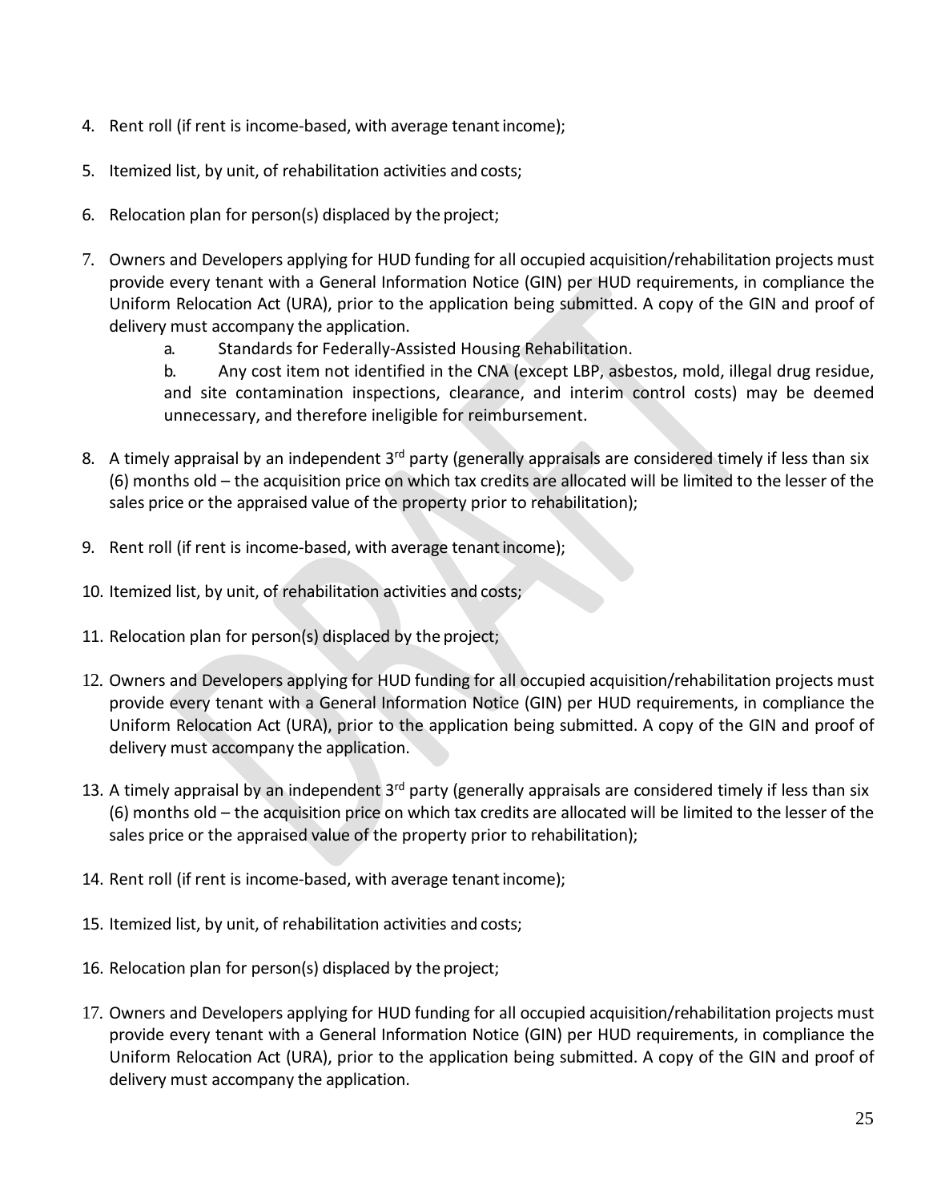4. Rent roll (if rent is income-based, with average tenant income);

5. Itemized list, by unit, of rehabilitation activities and costs;

6. Relocation plan for person(s) displaced by the project;

7. Owners and Developers applying for HUD funding for all occupied acquisition/rehabilitation projects must provide every tenant with a General Information Notice (GIN) per HUD requirements, in compliance the Uniform Relocation Act (URA), prior to the application being submitted. A copy of the GIN and proof of delivery must accompany the application.
   a. Standards for Federally-Assisted Housing Rehabilitation.
   b. Any cost item not identified in the CNA (except LBP, asbestos, mold, illegal drug residue, and site contamination inspections, clearance, and interim control costs) may be deemed unnecessary, and therefore ineligible for reimbursement.

8. A timely appraisal by an independent 3rd party (generally appraisals are considered timely if less than six (6) months old – the acquisition price on which tax credits are allocated will be limited to the lesser of the sales price or the appraised value of the property prior to rehabilitation);

9. Rent roll (if rent is income-based, with average tenant income);

10. Itemized list, by unit, of rehabilitation activities and costs;

11. Relocation plan for person(s) displaced by the project;

12. Owners and Developers applying for HUD funding for all occupied acquisition/rehabilitation projects must provide every tenant with a General Information Notice (GIN) per HUD requirements, in compliance the Uniform Relocation Act (URA), prior to the application being submitted. A copy of the GIN and proof of delivery must accompany the application.

13. A timely appraisal by an independent 3rd party (generally appraisals are considered timely if less than six (6) months old – the acquisition price on which tax credits are allocated will be limited to the lesser of the sales price or the appraised value of the property prior to rehabilitation);

14. Rent roll (if rent is income-based, with average tenant income);

15. Itemized list, by unit, of rehabilitation activities and costs;

16. Relocation plan for person(s) displaced by the project;

17. Owners and Developers applying for HUD funding for all occupied acquisition/rehabilitation projects must provide every tenant with a General Information Notice (GIN) per HUD requirements, in compliance the Uniform Relocation Act (URA), prior to the application being submitted. A copy of the GIN and proof of delivery must accompany the application.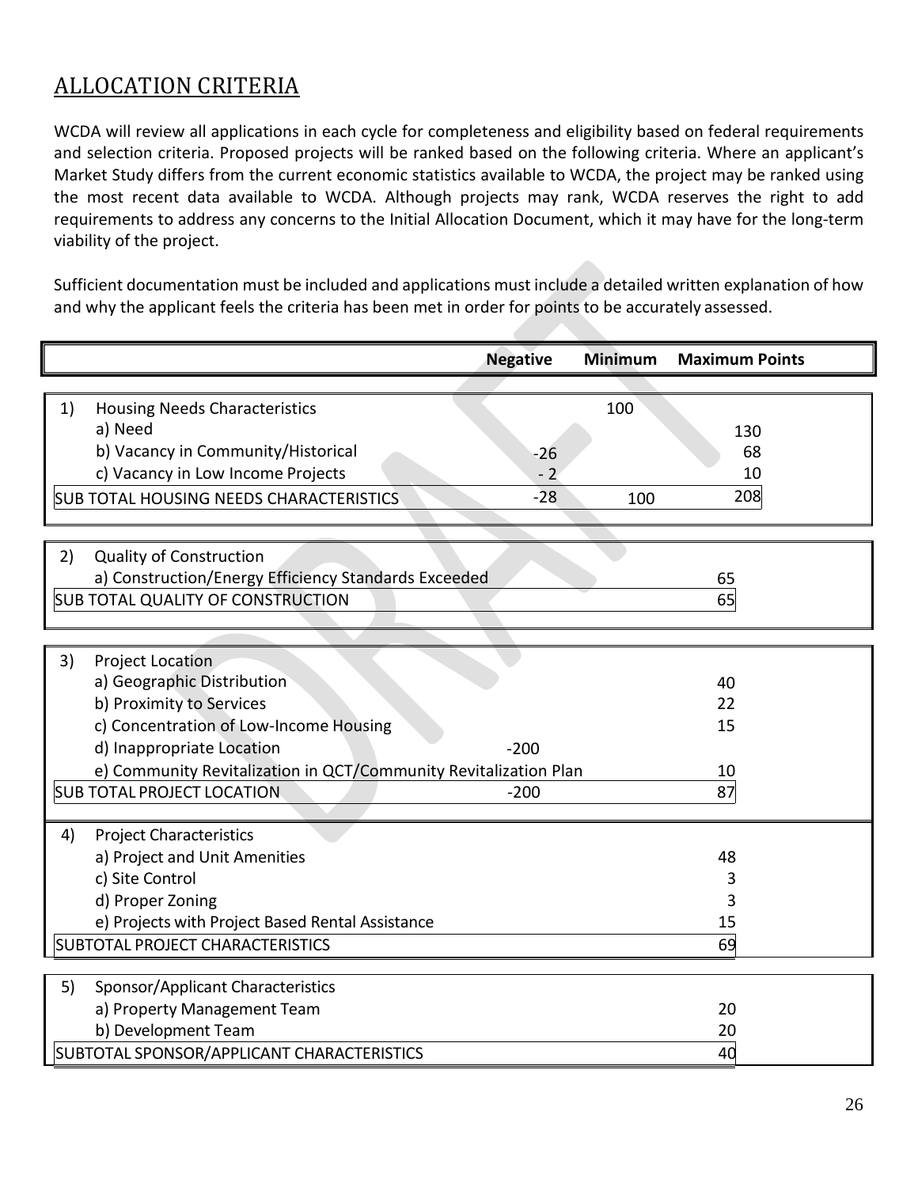## ALLOCATION CRITERIA

WCDA will review all applications in each cycle for completeness and eligibility based on federal requirements and selection criteria. Proposed projects will be ranked based on the following criteria. Where an applicant's Market Study differs from the current economic statistics available to WCDA, the project may be ranked using the most recent data available to WCDA. Although projects may rank, WCDA reserves the right to add requirements to address any concerns to the Initial Allocation Document, which it may have for the long-term viability of the project.

Sufficient documentation must be included and applications must include a detailed written explanation of how and why the applicant feels the criteria has been met in order for points to be accurately assessed.

| | Negative | Minimum | Maximum Points |
|---|---|---|---|
| 1) Housing Needs Characteristics | | 100 | |
| a) Need | | | 130 |
| b) Vacancy in Community/Historical | -26 | | 68 |
| c) Vacancy in Low Income Projects | - 2 | | 10 |
| SUB TOTAL HOUSING NEEDS CHARACTERISTICS | -28 | 100 | 208 |
| 2) Quality of Construction | | | |
| a) Construction/Energy Efficiency Standards Exceeded | | | 65 |
| SUB TOTAL QUALITY OF CONSTRUCTION | | | 65 |
| 3) Project Location | | | |
| a) Geographic Distribution | | | 40 |
| b) Proximity to Services | | | 22 |
| c) Concentration of Low-Income Housing | | | 15 |
| d) Inappropriate Location | -200 | | |
| e) Community Revitalization in QCT/Community Revitalization Plan | | | 10 |
| SUB TOTAL PROJECT LOCATION | -200 | | 87 |
| 4) Project Characteristics | | | |
| a) Project and Unit Amenities | | | 48 |
| c) Site Control | | | 3 |
| d) Proper Zoning | | | 3 |
| e) Projects with Project Based Rental Assistance | | | 15 |
| SUBTOTAL PROJECT CHARACTERISTICS | | | 69 |
| 5) Sponsor/Applicant Characteristics | | | |
| a) Property Management Team | | | 20 |
| b) Development Team | | | 20 |
| SUBTOTAL SPONSOR/APPLICANT CHARACTERISTICS | | | 40 |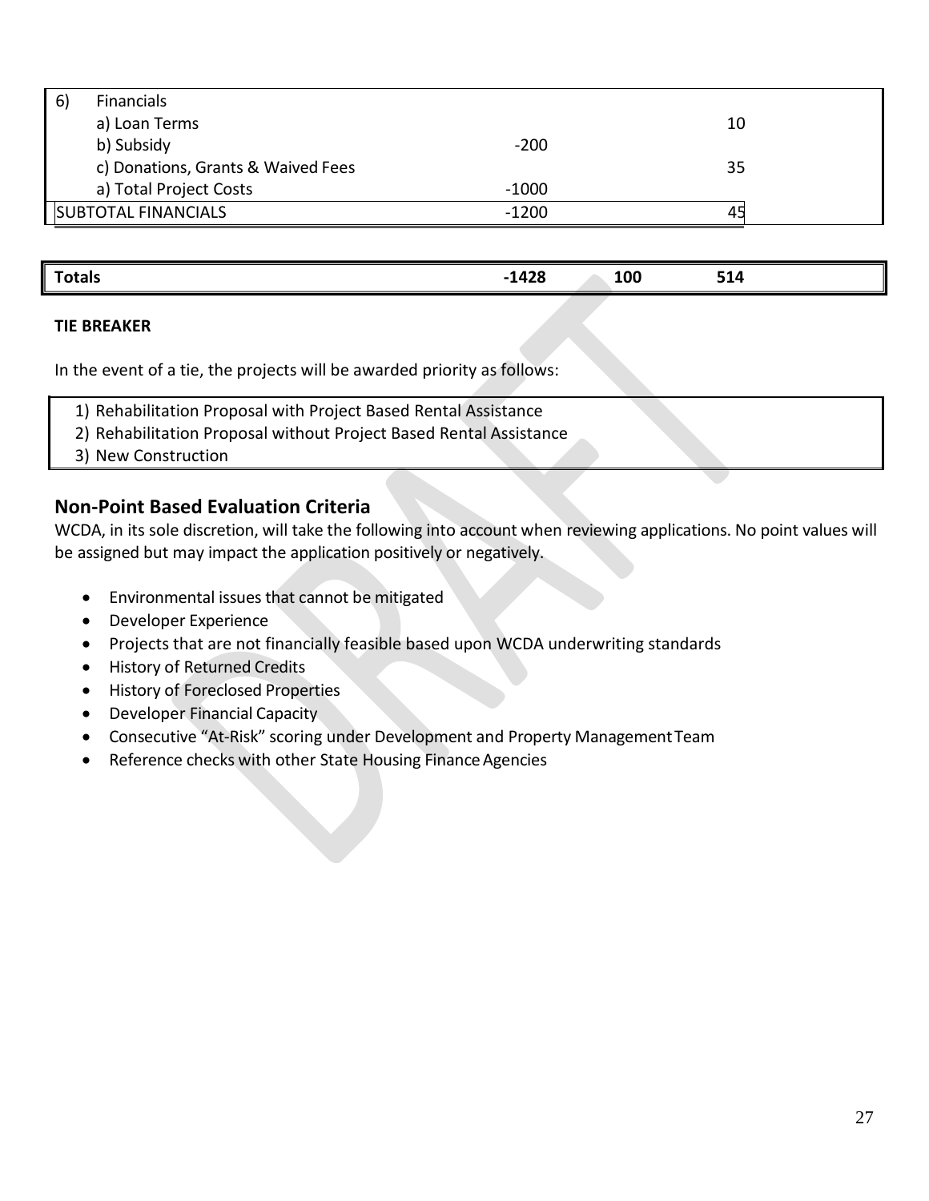| | | | | |
|---|---|---|---|---|
| 6) | Financials | | | |
| | a) Loan Terms | | | 10 |
| | b) Subsidy | -200 | | |
| | c) Donations, Grants & Waived Fees | | | 35 |
| | a) Total Project Costs | -1000 | | |
| SUBTOTAL FINANCIALS | | -1200 | | 45 |

| | | | |
|---|---|---|---|
| **Totals** | **-1428** | **100** | **514** |

**TIE BREAKER**

In the event of a tie, the projects will be awarded priority as follows:

1) Rehabilitation Proposal with Project Based Rental Assistance
2) Rehabilitation Proposal without Project Based Rental Assistance
3) New Construction

## Non-Point Based Evaluation Criteria

WCDA, in its sole discretion, will take the following into account when reviewing applications. No point values will be assigned but may impact the application positively or negatively.

- Environmental issues that cannot be mitigated
- Developer Experience
- Projects that are not financially feasible based upon WCDA underwriting standards
- History of Returned Credits
- History of Foreclosed Properties
- Developer Financial Capacity
- Consecutive "At-Risk" scoring under Development and Property Management Team
- Reference checks with other State Housing Finance Agencies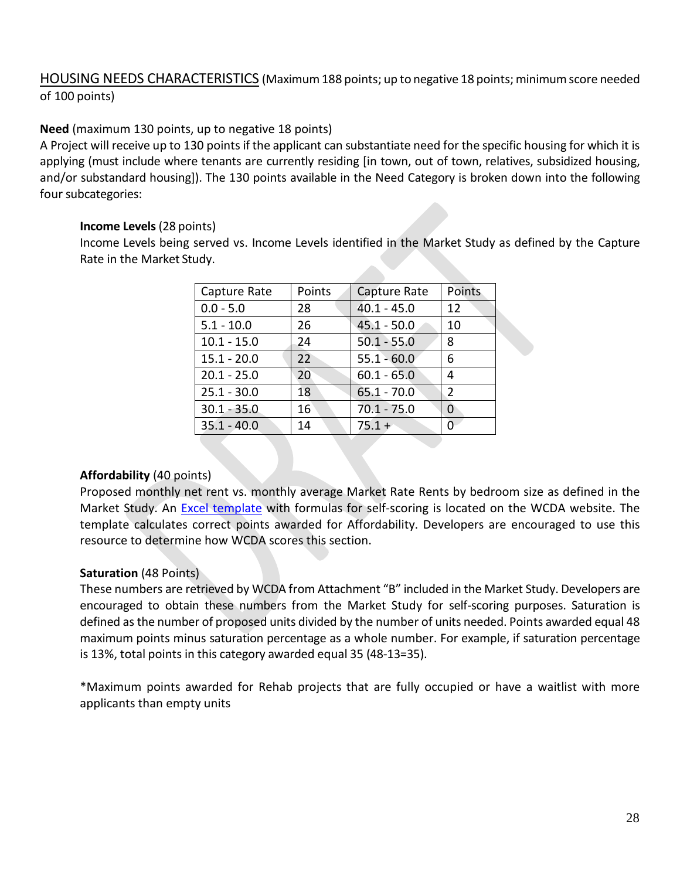HOUSING NEEDS CHARACTERISTICS (Maximum 188 points; up to negative 18 points; minimum score needed of 100 points)

**Need** (maximum 130 points, up to negative 18 points)
A Project will receive up to 130 points if the applicant can substantiate need for the specific housing for which it is applying (must include where tenants are currently residing [in town, out of town, relatives, subsidized housing, and/or substandard housing]). The 130 points available in the Need Category is broken down into the following four subcategories:

**Income Levels** (28 points)
Income Levels being served vs. Income Levels identified in the Market Study as defined by the Capture Rate in the Market Study.

| Capture Rate | Points | Capture Rate | Points |
|---|---|---|---|
| 0.0 - 5.0 | 28 | 40.1 - 45.0 | 12 |
| 5.1 - 10.0 | 26 | 45.1 - 50.0 | 10 |
| 10.1 - 15.0 | 24 | 50.1 - 55.0 | 8 |
| 15.1 - 20.0 | 22 | 55.1 - 60.0 | 6 |
| 20.1 - 25.0 | 20 | 60.1 - 65.0 | 4 |
| 25.1 - 30.0 | 18 | 65.1 - 70.0 | 2 |
| 30.1 - 35.0 | 16 | 70.1 - 75.0 | 0 |
| 35.1 - 40.0 | 14 | 75.1 + | 0 |

**Affordability** (40 points)
Proposed monthly net rent vs. monthly average Market Rate Rents by bedroom size as defined in the Market Study. An Excel template with formulas for self-scoring is located on the WCDA website. The template calculates correct points awarded for Affordability. Developers are encouraged to use this resource to determine how WCDA scores this section.

**Saturation** (48 Points)
These numbers are retrieved by WCDA from Attachment "B" included in the Market Study. Developers are encouraged to obtain these numbers from the Market Study for self-scoring purposes. Saturation is defined as the number of proposed units divided by the number of units needed. Points awarded equal 48 maximum points minus saturation percentage as a whole number. For example, if saturation percentage is 13%, total points in this category awarded equal 35 (48-13=35).

*Maximum points awarded for Rehab projects that are fully occupied or have a waitlist with more applicants than empty units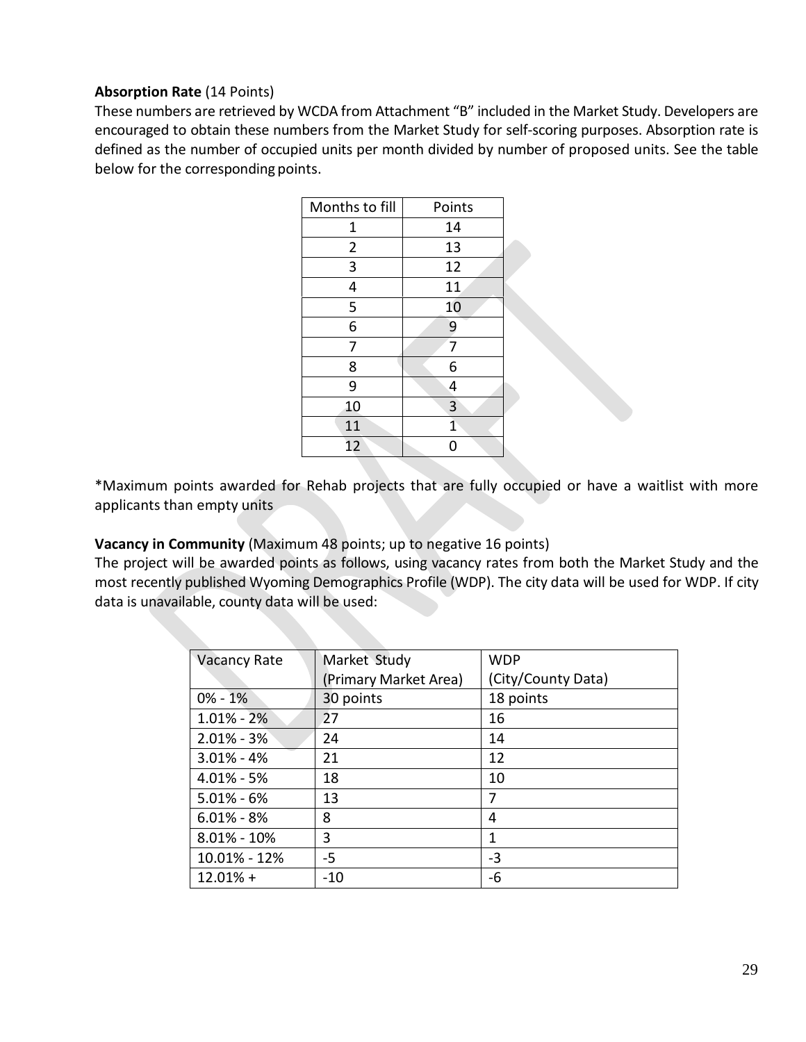**Absorption Rate** (14 Points)
These numbers are retrieved by WCDA from Attachment "B" included in the Market Study. Developers are encouraged to obtain these numbers from the Market Study for self-scoring purposes. Absorption rate is defined as the number of occupied units per month divided by number of proposed units. See the table below for the corresponding points.

| Months to fill | Points |
|---|---|
| 1 | 14 |
| 2 | 13 |
| 3 | 12 |
| 4 | 11 |
| 5 | 10 |
| 6 | 9 |
| 7 | 7 |
| 8 | 6 |
| 9 | 4 |
| 10 | 3 |
| 11 | 1 |
| 12 | 0 |

*Maximum points awarded for Rehab projects that are fully occupied or have a waitlist with more applicants than empty units

**Vacancy in Community** (Maximum 48 points; up to negative 16 points)
The project will be awarded points as follows, using vacancy rates from both the Market Study and the most recently published Wyoming Demographics Profile (WDP). The city data will be used for WDP. If city data is unavailable, county data will be used:

| Vacancy Rate | Market Study (Primary Market Area) | WDP (City/County Data) |
|---|---|---|
| 0% - 1% | 30 points | 18 points |
| 1.01% - 2% | 27 | 16 |
| 2.01% - 3% | 24 | 14 |
| 3.01% - 4% | 21 | 12 |
| 4.01% - 5% | 18 | 10 |
| 5.01% - 6% | 13 | 7 |
| 6.01% - 8% | 8 | 4 |
| 8.01% - 10% | 3 | 1 |
| 10.01% - 12% | -5 | -3 |
| 12.01% + | -10 | -6 |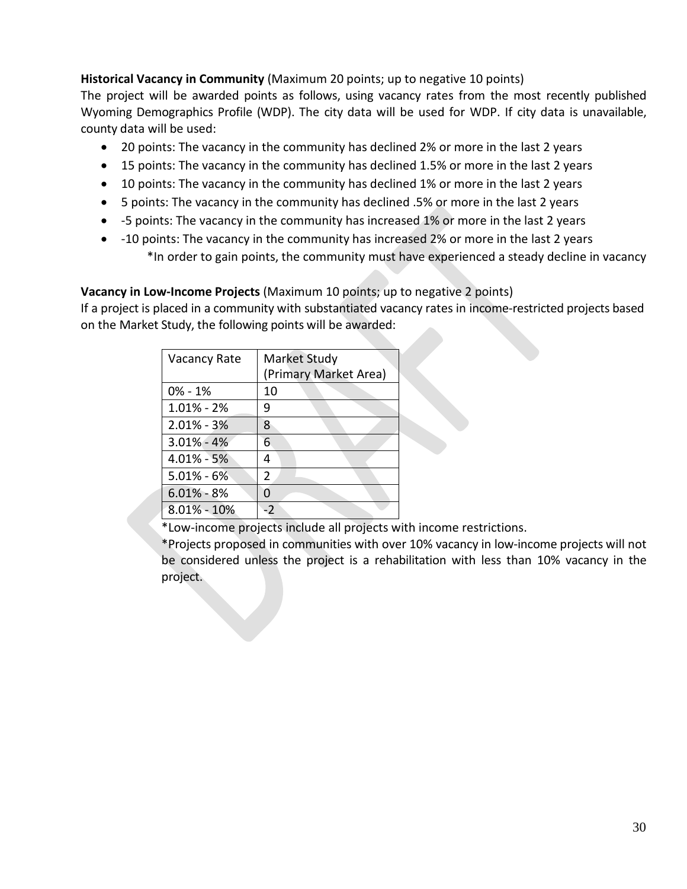**Historical Vacancy in Community** (Maximum 20 points; up to negative 10 points)

The project will be awarded points as follows, using vacancy rates from the most recently published Wyoming Demographics Profile (WDP). The city data will be used for WDP. If city data is unavailable, county data will be used:

- 20 points: The vacancy in the community has declined 2% or more in the last 2 years
- 15 points: The vacancy in the community has declined 1.5% or more in the last 2 years
- 10 points: The vacancy in the community has declined 1% or more in the last 2 years
- 5 points: The vacancy in the community has declined .5% or more in the last 2 years
- -5 points: The vacancy in the community has increased 1% or more in the last 2 years
- -10 points: The vacancy in the community has increased 2% or more in the last 2 years

*In order to gain points, the community must have experienced a steady decline in vacancy

**Vacancy in Low-Income Projects** (Maximum 10 points; up to negative 2 points)

If a project is placed in a community with substantiated vacancy rates in income-restricted projects based on the Market Study, the following points will be awarded:

| Vacancy Rate | Market Study (Primary Market Area) |
|---|---|
| 0% - 1% | 10 |
| 1.01% - 2% | 9 |
| 2.01% - 3% | 8 |
| 3.01% - 4% | 6 |
| 4.01% - 5% | 4 |
| 5.01% - 6% | 2 |
| 6.01% - 8% | 0 |
| 8.01% - 10% | -2 |

*Low-income projects include all projects with income restrictions.

*Projects proposed in communities with over 10% vacancy in low-income projects will not be considered unless the project is a rehabilitation with less than 10% vacancy in the project.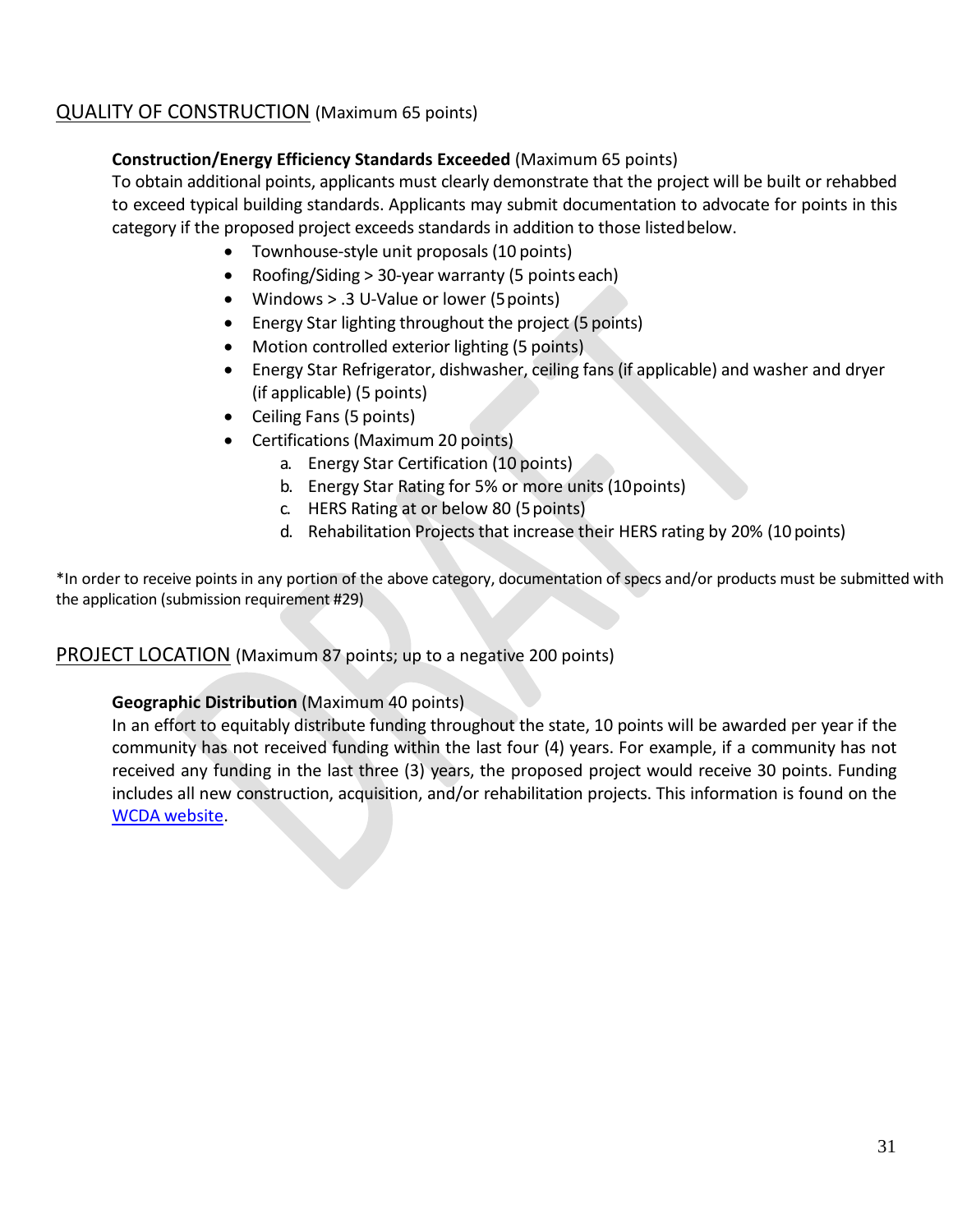## QUALITY OF CONSTRUCTION (Maximum 65 points)

**Construction/Energy Efficiency Standards Exceeded** (Maximum 65 points)

To obtain additional points, applicants must clearly demonstrate that the project will be built or rehabbed to exceed typical building standards. Applicants may submit documentation to advocate for points in this category if the proposed project exceeds standards in addition to those listed below.

- Townhouse-style unit proposals (10 points)
- Roofing/Siding > 30-year warranty (5 points each)
- Windows > .3 U-Value or lower (5 points)
- Energy Star lighting throughout the project (5 points)
- Motion controlled exterior lighting (5 points)
- Energy Star Refrigerator, dishwasher, ceiling fans (if applicable) and washer and dryer (if applicable) (5 points)
- Ceiling Fans (5 points)
- Certifications (Maximum 20 points)
    a. Energy Star Certification (10 points)
    b. Energy Star Rating for 5% or more units (10 points)
    c. HERS Rating at or below 80 (5 points)
    d. Rehabilitation Projects that increase their HERS rating by 20% (10 points)

*In order to receive points in any portion of the above category, documentation of specs and/or products must be submitted with the application (submission requirement #29)

## PROJECT LOCATION (Maximum 87 points; up to a negative 200 points)

**Geographic Distribution** (Maximum 40 points)

In an effort to equitably distribute funding throughout the state, 10 points will be awarded per year if the community has not received funding within the last four (4) years. For example, if a community has not received any funding in the last three (3) years, the proposed project would receive 30 points. Funding includes all new construction, acquisition, and/or rehabilitation projects. This information is found on the WCDA website.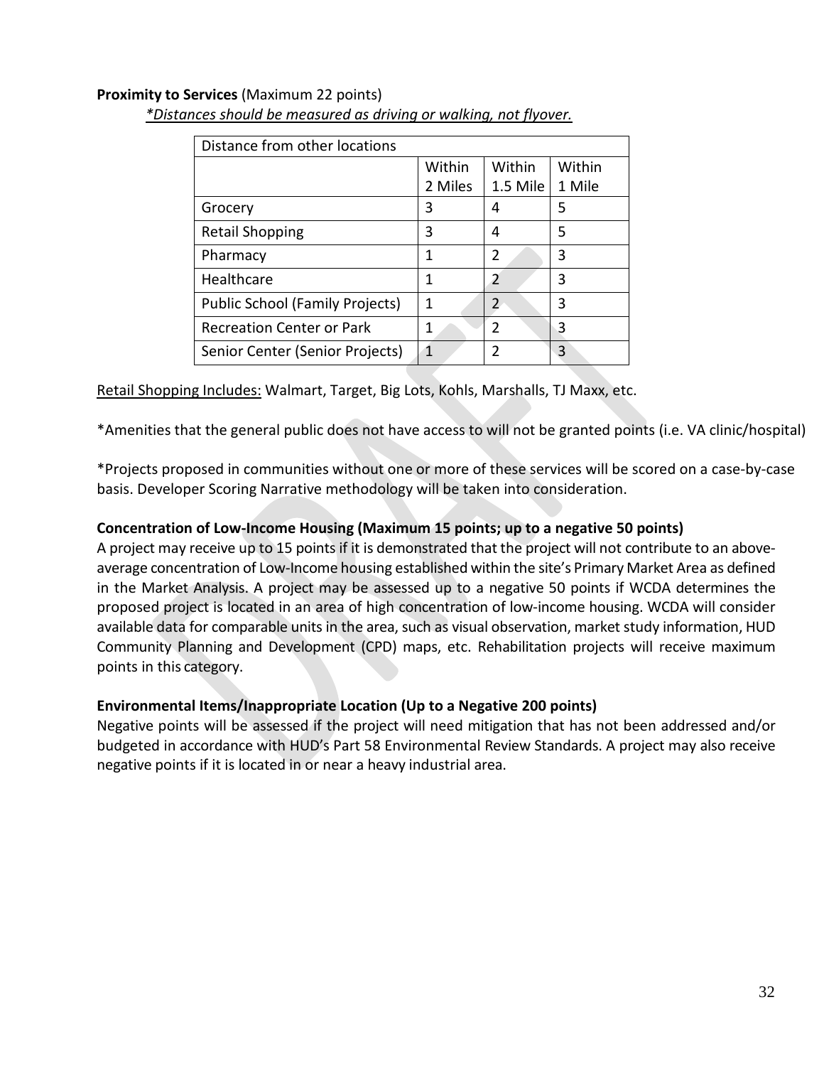**Proximity to Services** (Maximum 22 points)

*Distances should be measured as driving or walking, not flyover.*

| Distance from other locations | | | |
|---|---|---|---|
| | Within 2 Miles | Within 1.5 Mile | Within 1 Mile |
| Grocery | 3 | 4 | 5 |
| Retail Shopping | 3 | 4 | 5 |
| Pharmacy | 1 | 2 | 3 |
| Healthcare | 1 | 2 | 3 |
| Public School (Family Projects) | 1 | 2 | 3 |
| Recreation Center or Park | 1 | 2 | 3 |
| Senior Center (Senior Projects) | 1 | 2 | 3 |

Retail Shopping Includes: Walmart, Target, Big Lots, Kohls, Marshalls, TJ Maxx, etc.

*Amenities that the general public does not have access to will not be granted points (i.e. VA clinic/hospital)

*Projects proposed in communities without one or more of these services will be scored on a case-by-case basis. Developer Scoring Narrative methodology will be taken into consideration.

**Concentration of Low-Income Housing (Maximum 15 points; up to a negative 50 points)**

A project may receive up to 15 points if it is demonstrated that the project will not contribute to an above-average concentration of Low-Income housing established within the site's Primary Market Area as defined in the Market Analysis. A project may be assessed up to a negative 50 points if WCDA determines the proposed project is located in an area of high concentration of low-income housing. WCDA will consider available data for comparable units in the area, such as visual observation, market study information, HUD Community Planning and Development (CPD) maps, etc. Rehabilitation projects will receive maximum points in this category.

**Environmental Items/Inappropriate Location (Up to a Negative 200 points)**

Negative points will be assessed if the project will need mitigation that has not been addressed and/or budgeted in accordance with HUD's Part 58 Environmental Review Standards. A project may also receive negative points if it is located in or near a heavy industrial area.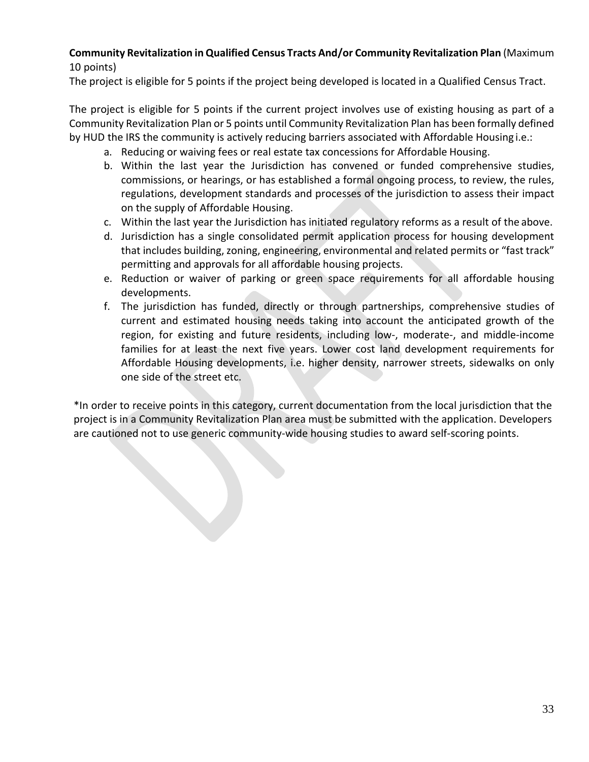**Community Revitalization in Qualified Census Tracts And/or Community Revitalization Plan** (Maximum 10 points)
The project is eligible for 5 points if the project being developed is located in a Qualified Census Tract.

The project is eligible for 5 points if the current project involves use of existing housing as part of a Community Revitalization Plan or 5 points until Community Revitalization Plan has been formally defined by HUD the IRS the community is actively reducing barriers associated with Affordable Housing i.e.:

a. Reducing or waiving fees or real estate tax concessions for Affordable Housing.
b. Within the last year the Jurisdiction has convened or funded comprehensive studies, commissions, or hearings, or has established a formal ongoing process, to review, the rules, regulations, development standards and processes of the jurisdiction to assess their impact on the supply of Affordable Housing.
c. Within the last year the Jurisdiction has initiated regulatory reforms as a result of the above.
d. Jurisdiction has a single consolidated permit application process for housing development that includes building, zoning, engineering, environmental and related permits or "fast track" permitting and approvals for all affordable housing projects.
e. Reduction or waiver of parking or green space requirements for all affordable housing developments.
f. The jurisdiction has funded, directly or through partnerships, comprehensive studies of current and estimated housing needs taking into account the anticipated growth of the region, for existing and future residents, including low-, moderate-, and middle-income families for at least the next five years. Lower cost land development requirements for Affordable Housing developments, i.e. higher density, narrower streets, sidewalks on only one side of the street etc.

*In order to receive points in this category, current documentation from the local jurisdiction that the project is in a Community Revitalization Plan area must be submitted with the application. Developers are cautioned not to use generic community-wide housing studies to award self-scoring points.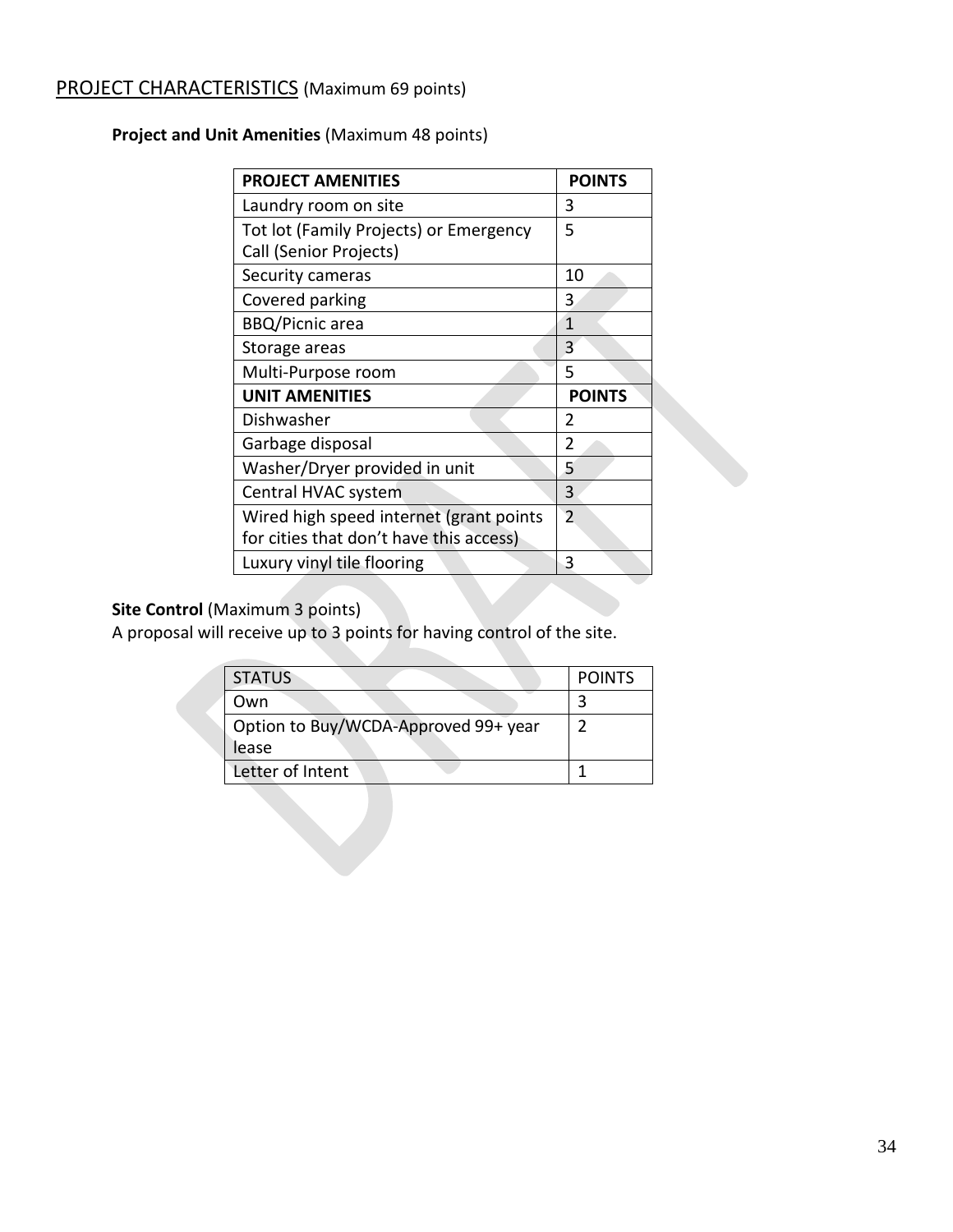## PROJECT CHARACTERISTICS (Maximum 69 points)

**Project and Unit Amenities** (Maximum 48 points)

| PROJECT AMENITIES | POINTS |
|---|---|
| Laundry room on site | 3 |
| Tot lot (Family Projects) or Emergency Call (Senior Projects) | 5 |
| Security cameras | 10 |
| Covered parking | 3 |
| BBQ/Picnic area | 1 |
| Storage areas | 3 |
| Multi-Purpose room | 5 |
| **UNIT AMENITIES** | **POINTS** |
| Dishwasher | 2 |
| Garbage disposal | 2 |
| Washer/Dryer provided in unit | 5 |
| Central HVAC system | 3 |
| Wired high speed internet (grant points for cities that don't have this access) | 2 |
| Luxury vinyl tile flooring | 3 |

**Site Control** (Maximum 3 points)

A proposal will receive up to 3 points for having control of the site.

| STATUS | POINTS |
|---|---|
| Own | 3 |
| Option to Buy/WCDA-Approved 99+ year lease | 2 |
| Letter of Intent | 1 |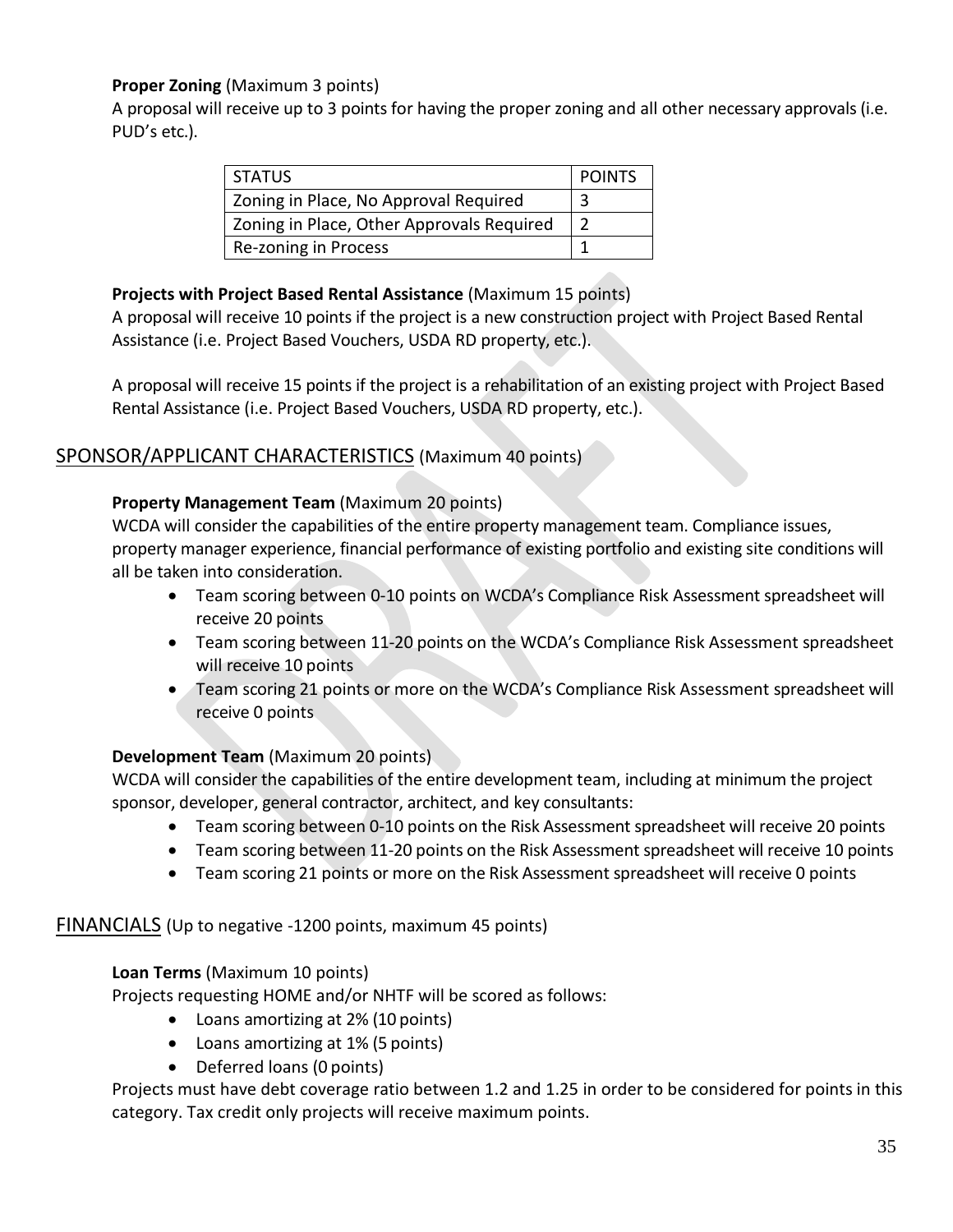**Proper Zoning** (Maximum 3 points)

A proposal will receive up to 3 points for having the proper zoning and all other necessary approvals (i.e. PUD's etc.).

| STATUS | POINTS |
|---|---|
| Zoning in Place, No Approval Required | 3 |
| Zoning in Place, Other Approvals Required | 2 |
| Re-zoning in Process | 1 |

**Projects with Project Based Rental Assistance** (Maximum 15 points)

A proposal will receive 10 points if the project is a new construction project with Project Based Rental Assistance (i.e. Project Based Vouchers, USDA RD property, etc.).

A proposal will receive 15 points if the project is a rehabilitation of an existing project with Project Based Rental Assistance (i.e. Project Based Vouchers, USDA RD property, etc.).

## SPONSOR/APPLICANT CHARACTERISTICS (Maximum 40 points)

**Property Management Team** (Maximum 20 points)

WCDA will consider the capabilities of the entire property management team. Compliance issues, property manager experience, financial performance of existing portfolio and existing site conditions will all be taken into consideration.

- Team scoring between 0-10 points on WCDA's Compliance Risk Assessment spreadsheet will receive 20 points
- Team scoring between 11-20 points on the WCDA's Compliance Risk Assessment spreadsheet will receive 10 points
- Team scoring 21 points or more on the WCDA's Compliance Risk Assessment spreadsheet will receive 0 points

**Development Team** (Maximum 20 points)

WCDA will consider the capabilities of the entire development team, including at minimum the project sponsor, developer, general contractor, architect, and key consultants:

- Team scoring between 0-10 points on the Risk Assessment spreadsheet will receive 20 points
- Team scoring between 11-20 points on the Risk Assessment spreadsheet will receive 10 points
- Team scoring 21 points or more on the Risk Assessment spreadsheet will receive 0 points

## FINANCIALS (Up to negative -1200 points, maximum 45 points)

**Loan Terms** (Maximum 10 points)

Projects requesting HOME and/or NHTF will be scored as follows:

- Loans amortizing at 2% (10 points)
- Loans amortizing at 1% (5 points)
- Deferred loans (0 points)

Projects must have debt coverage ratio between 1.2 and 1.25 in order to be considered for points in this category. Tax credit only projects will receive maximum points.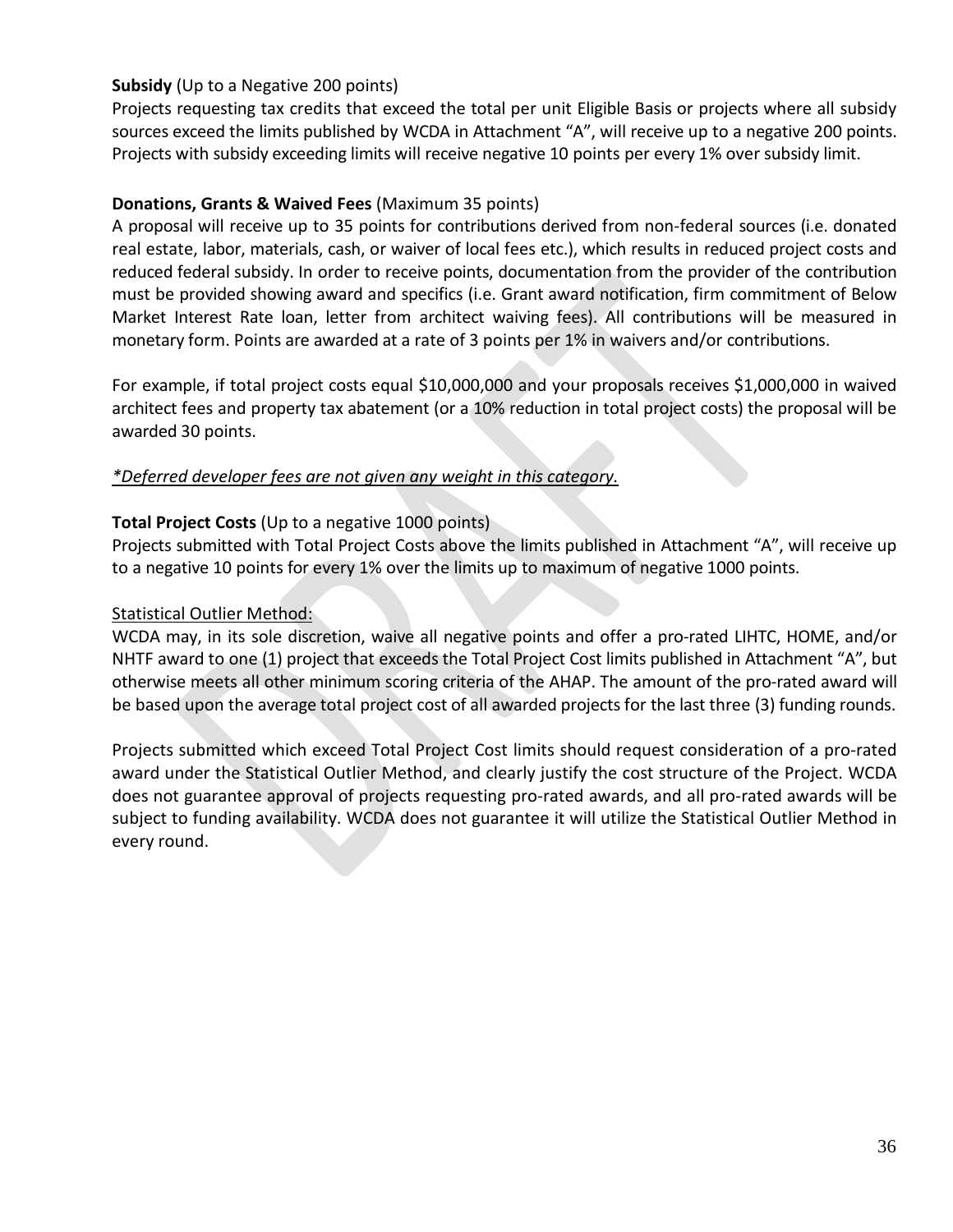**Subsidy** (Up to a Negative 200 points)
Projects requesting tax credits that exceed the total per unit Eligible Basis or projects where all subsidy sources exceed the limits published by WCDA in Attachment "A", will receive up to a negative 200 points. Projects with subsidy exceeding limits will receive negative 10 points per every 1% over subsidy limit.

**Donations, Grants & Waived Fees** (Maximum 35 points)
A proposal will receive up to 35 points for contributions derived from non-federal sources (i.e. donated real estate, labor, materials, cash, or waiver of local fees etc.), which results in reduced project costs and reduced federal subsidy. In order to receive points, documentation from the provider of the contribution must be provided showing award and specifics (i.e. Grant award notification, firm commitment of Below Market Interest Rate loan, letter from architect waiving fees). All contributions will be measured in monetary form. Points are awarded at a rate of 3 points per 1% in waivers and/or contributions.

For example, if total project costs equal $10,000,000 and your proposals receives $1,000,000 in waived architect fees and property tax abatement (or a 10% reduction in total project costs) the proposal will be awarded 30 points.

*<u>*Deferred developer fees are not given any weight in this category.</u>*

**Total Project Costs** (Up to a negative 1000 points)
Projects submitted with Total Project Costs above the limits published in Attachment "A", will receive up to a negative 10 points for every 1% over the limits up to maximum of negative 1000 points.

<u>Statistical Outlier Method:</u>
WCDA may, in its sole discretion, waive all negative points and offer a pro-rated LIHTC, HOME, and/or NHTF award to one (1) project that exceeds the Total Project Cost limits published in Attachment "A", but otherwise meets all other minimum scoring criteria of the AHAP. The amount of the pro-rated award will be based upon the average total project cost of all awarded projects for the last three (3) funding rounds.

Projects submitted which exceed Total Project Cost limits should request consideration of a pro-rated award under the Statistical Outlier Method, and clearly justify the cost structure of the Project. WCDA does not guarantee approval of projects requesting pro-rated awards, and all pro-rated awards will be subject to funding availability. WCDA does not guarantee it will utilize the Statistical Outlier Method in every round.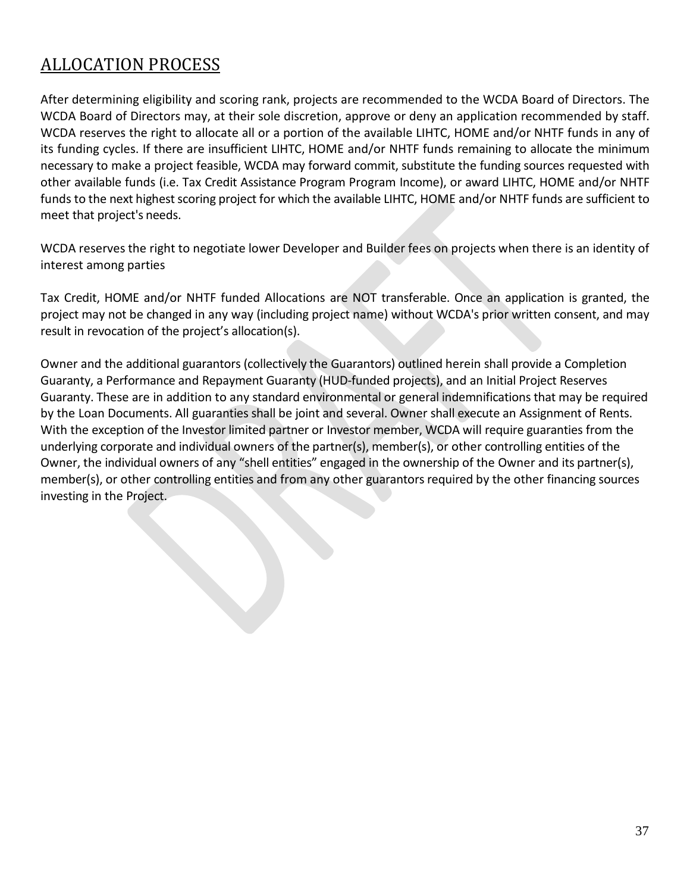## ALLOCATION PROCESS

After determining eligibility and scoring rank, projects are recommended to the WCDA Board of Directors. The WCDA Board of Directors may, at their sole discretion, approve or deny an application recommended by staff. WCDA reserves the right to allocate all or a portion of the available LIHTC, HOME and/or NHTF funds in any of its funding cycles. If there are insufficient LIHTC, HOME and/or NHTF funds remaining to allocate the minimum necessary to make a project feasible, WCDA may forward commit, substitute the funding sources requested with other available funds (i.e. Tax Credit Assistance Program Program Income), or award LIHTC, HOME and/or NHTF funds to the next highest scoring project for which the available LIHTC, HOME and/or NHTF funds are sufficient to meet that project's needs.

WCDA reserves the right to negotiate lower Developer and Builder fees on projects when there is an identity of interest among parties

Tax Credit, HOME and/or NHTF funded Allocations are NOT transferable. Once an application is granted, the project may not be changed in any way (including project name) without WCDA's prior written consent, and may result in revocation of the project's allocation(s).

Owner and the additional guarantors (collectively the Guarantors) outlined herein shall provide a Completion Guaranty, a Performance and Repayment Guaranty (HUD-funded projects), and an Initial Project Reserves Guaranty. These are in addition to any standard environmental or general indemnifications that may be required by the Loan Documents. All guaranties shall be joint and several. Owner shall execute an Assignment of Rents. With the exception of the Investor limited partner or Investor member, WCDA will require guaranties from the underlying corporate and individual owners of the partner(s), member(s), or other controlling entities of the Owner, the individual owners of any "shell entities" engaged in the ownership of the Owner and its partner(s), member(s), or other controlling entities and from any other guarantors required by the other financing sources investing in the Project.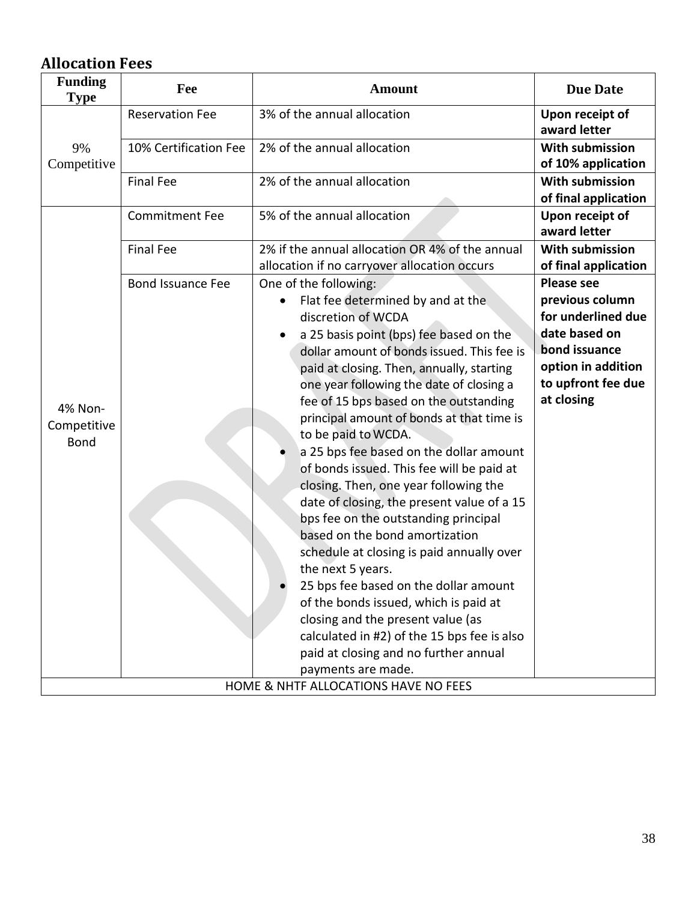## Allocation Fees

| Funding Type | Fee | Amount | Due Date |
|---|---|---|---|
| 9% Competitive | Reservation Fee | 3% of the annual allocation | **Upon receipt of award letter** |
| | 10% Certification Fee | 2% of the annual allocation | **With submission of 10% application** |
| | Final Fee | 2% of the annual allocation | **With submission of final application** |
| 4% Non-Competitive Bond | Commitment Fee | 5% of the annual allocation | **Upon receipt of award letter** |
| | Final Fee | 2% if the annual allocation OR 4% of the annual allocation if no carryover allocation occurs | **With submission of final application** |
| | Bond Issuance Fee | One of the following: • Flat fee determined by and at the discretion of WCDA • a 25 basis point (bps) fee based on the dollar amount of bonds issued. This fee is paid at closing. Then, annually, starting one year following the date of closing a fee of 15 bps based on the outstanding principal amount of bonds at that time is to be paid to WCDA. • a 25 bps fee based on the dollar amount of bonds issued. This fee will be paid at closing. Then, one year following the date of closing, the present value of a 15 bps fee on the outstanding principal based on the bond amortization schedule at closing is paid annually over the next 5 years. • 25 bps fee based on the dollar amount of the bonds issued, which is paid at closing and the present value (as calculated in #2) of the 15 bps fee is also paid at closing and no further annual payments are made. | **Please see previous column for underlined due date based on bond issuance option in addition to upfront fee due at closing** |
| HOME & NHTF ALLOCATIONS HAVE NO FEES | | | |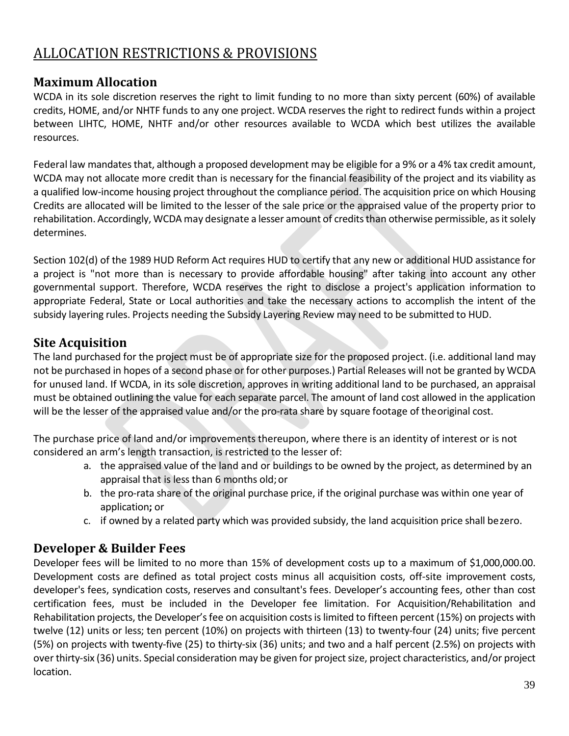# ALLOCATION RESTRICTIONS & PROVISIONS

## Maximum Allocation

WCDA in its sole discretion reserves the right to limit funding to no more than sixty percent (60%) of available credits, HOME, and/or NHTF funds to any one project. WCDA reserves the right to redirect funds within a project between LIHTC, HOME, NHTF and/or other resources available to WCDA which best utilizes the available resources.

Federal law mandates that, although a proposed development may be eligible for a 9% or a 4% tax credit amount, WCDA may not allocate more credit than is necessary for the financial feasibility of the project and its viability as a qualified low-income housing project throughout the compliance period. The acquisition price on which Housing Credits are allocated will be limited to the lesser of the sale price or the appraised value of the property prior to rehabilitation. Accordingly, WCDA may designate a lesser amount of credits than otherwise permissible, as it solely determines.

Section 102(d) of the 1989 HUD Reform Act requires HUD to certify that any new or additional HUD assistance for a project is "not more than is necessary to provide affordable housing" after taking into account any other governmental support. Therefore, WCDA reserves the right to disclose a project's application information to appropriate Federal, State or Local authorities and take the necessary actions to accomplish the intent of the subsidy layering rules. Projects needing the Subsidy Layering Review may need to be submitted to HUD.

## Site Acquisition

The land purchased for the project must be of appropriate size for the proposed project. (i.e. additional land may not be purchased in hopes of a second phase or for other purposes.) Partial Releases will not be granted by WCDA for unused land. If WCDA, in its sole discretion, approves in writing additional land to be purchased, an appraisal must be obtained outlining the value for each separate parcel. The amount of land cost allowed in the application will be the lesser of the appraised value and/or the pro-rata share by square footage of the original cost.

The purchase price of land and/or improvements thereupon, where there is an identity of interest or is not considered an arm's length transaction, is restricted to the lesser of:

a. the appraised value of the land and or buildings to be owned by the project, as determined by an appraisal that is less than 6 months old; or
b. the pro-rata share of the original purchase price, if the original purchase was within one year of application**;** or
c. if owned by a related party which was provided subsidy, the land acquisition price shall be zero.

## Developer & Builder Fees

Developer fees will be limited to no more than 15% of development costs up to a maximum of $1,000,000.00. Development costs are defined as total project costs minus all acquisition costs, off-site improvement costs, developer's fees, syndication costs, reserves and consultant's fees. Developer's accounting fees, other than cost certification fees, must be included in the Developer fee limitation. For Acquisition/Rehabilitation and Rehabilitation projects, the Developer's fee on acquisition costs is limited to fifteen percent (15%) on projects with twelve (12) units or less; ten percent (10%) on projects with thirteen (13) to twenty-four (24) units; five percent (5%) on projects with twenty-five (25) to thirty-six (36) units; and two and a half percent (2.5%) on projects with over thirty-six (36) units. Special consideration may be given for project size, project characteristics, and/or project location.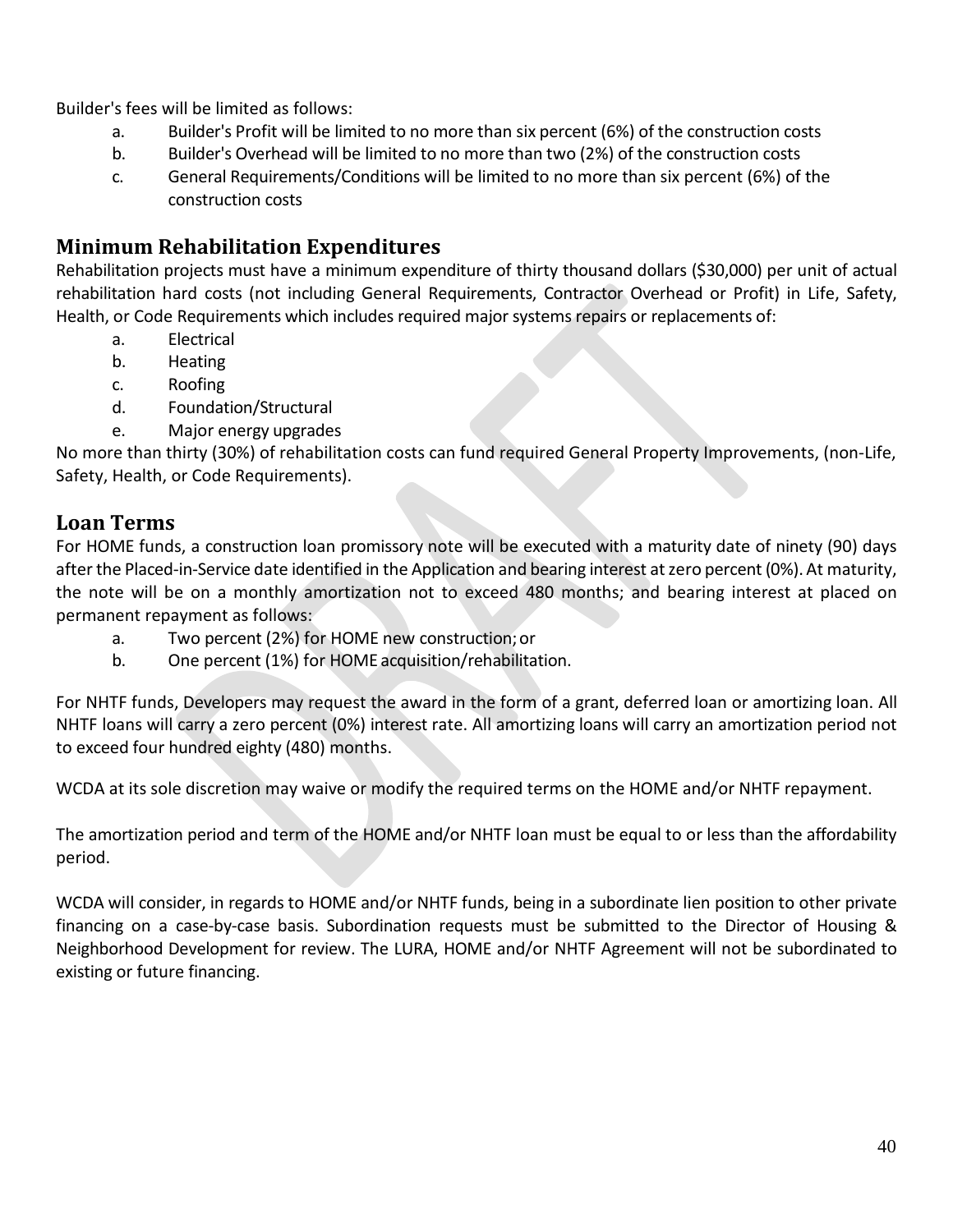Builder's fees will be limited as follows:

a. Builder's Profit will be limited to no more than six percent (6%) of the construction costs
b. Builder's Overhead will be limited to no more than two (2%) of the construction costs
c. General Requirements/Conditions will be limited to no more than six percent (6%) of the construction costs

## Minimum Rehabilitation Expenditures

Rehabilitation projects must have a minimum expenditure of thirty thousand dollars ($30,000) per unit of actual rehabilitation hard costs (not including General Requirements, Contractor Overhead or Profit) in Life, Safety, Health, or Code Requirements which includes required major systems repairs or replacements of:

a. Electrical
b. Heating
c. Roofing
d. Foundation/Structural
e. Major energy upgrades

No more than thirty (30%) of rehabilitation costs can fund required General Property Improvements, (non-Life, Safety, Health, or Code Requirements).

## Loan Terms

For HOME funds, a construction loan promissory note will be executed with a maturity date of ninety (90) days after the Placed-in-Service date identified in the Application and bearing interest at zero percent (0%). At maturity, the note will be on a monthly amortization not to exceed 480 months; and bearing interest at placed on permanent repayment as follows:

a. Two percent (2%) for HOME new construction; or
b. One percent (1%) for HOME acquisition/rehabilitation.

For NHTF funds, Developers may request the award in the form of a grant, deferred loan or amortizing loan. All NHTF loans will carry a zero percent (0%) interest rate. All amortizing loans will carry an amortization period not to exceed four hundred eighty (480) months.

WCDA at its sole discretion may waive or modify the required terms on the HOME and/or NHTF repayment.

The amortization period and term of the HOME and/or NHTF loan must be equal to or less than the affordability period.

WCDA will consider, in regards to HOME and/or NHTF funds, being in a subordinate lien position to other private financing on a case-by-case basis. Subordination requests must be submitted to the Director of Housing & Neighborhood Development for review. The LURA, HOME and/or NHTF Agreement will not be subordinated to existing or future financing.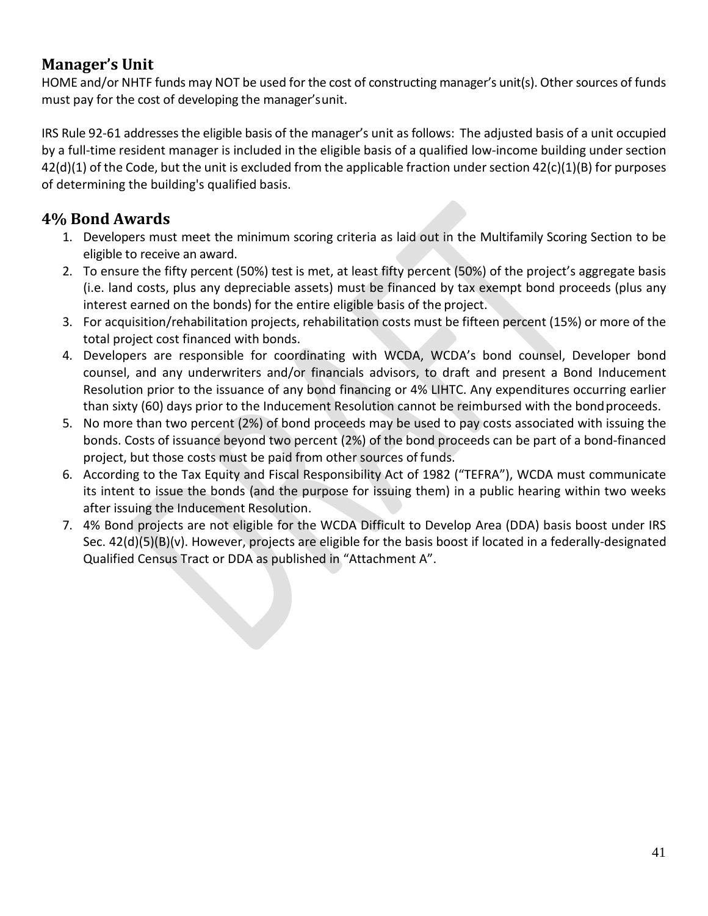## Manager's Unit

HOME and/or NHTF funds may NOT be used for the cost of constructing manager's unit(s). Other sources of funds must pay for the cost of developing the manager's unit.

IRS Rule 92-61 addresses the eligible basis of the manager's unit as follows: The adjusted basis of a unit occupied by a full-time resident manager is included in the eligible basis of a qualified low-income building under section 42(d)(1) of the Code, but the unit is excluded from the applicable fraction under section 42(c)(1)(B) for purposes of determining the building's qualified basis.

## 4% Bond Awards

1. Developers must meet the minimum scoring criteria as laid out in the Multifamily Scoring Section to be eligible to receive an award.
2. To ensure the fifty percent (50%) test is met, at least fifty percent (50%) of the project's aggregate basis (i.e. land costs, plus any depreciable assets) must be financed by tax exempt bond proceeds (plus any interest earned on the bonds) for the entire eligible basis of the project.
3. For acquisition/rehabilitation projects, rehabilitation costs must be fifteen percent (15%) or more of the total project cost financed with bonds.
4. Developers are responsible for coordinating with WCDA, WCDA's bond counsel, Developer bond counsel, and any underwriters and/or financials advisors, to draft and present a Bond Inducement Resolution prior to the issuance of any bond financing or 4% LIHTC. Any expenditures occurring earlier than sixty (60) days prior to the Inducement Resolution cannot be reimbursed with the bond proceeds.
5. No more than two percent (2%) of bond proceeds may be used to pay costs associated with issuing the bonds. Costs of issuance beyond two percent (2%) of the bond proceeds can be part of a bond-financed project, but those costs must be paid from other sources of funds.
6. According to the Tax Equity and Fiscal Responsibility Act of 1982 ("TEFRA"), WCDA must communicate its intent to issue the bonds (and the purpose for issuing them) in a public hearing within two weeks after issuing the Inducement Resolution.
7. 4% Bond projects are not eligible for the WCDA Difficult to Develop Area (DDA) basis boost under IRS Sec. 42(d)(5)(B)(v). However, projects are eligible for the basis boost if located in a federally-designated Qualified Census Tract or DDA as published in "Attachment A".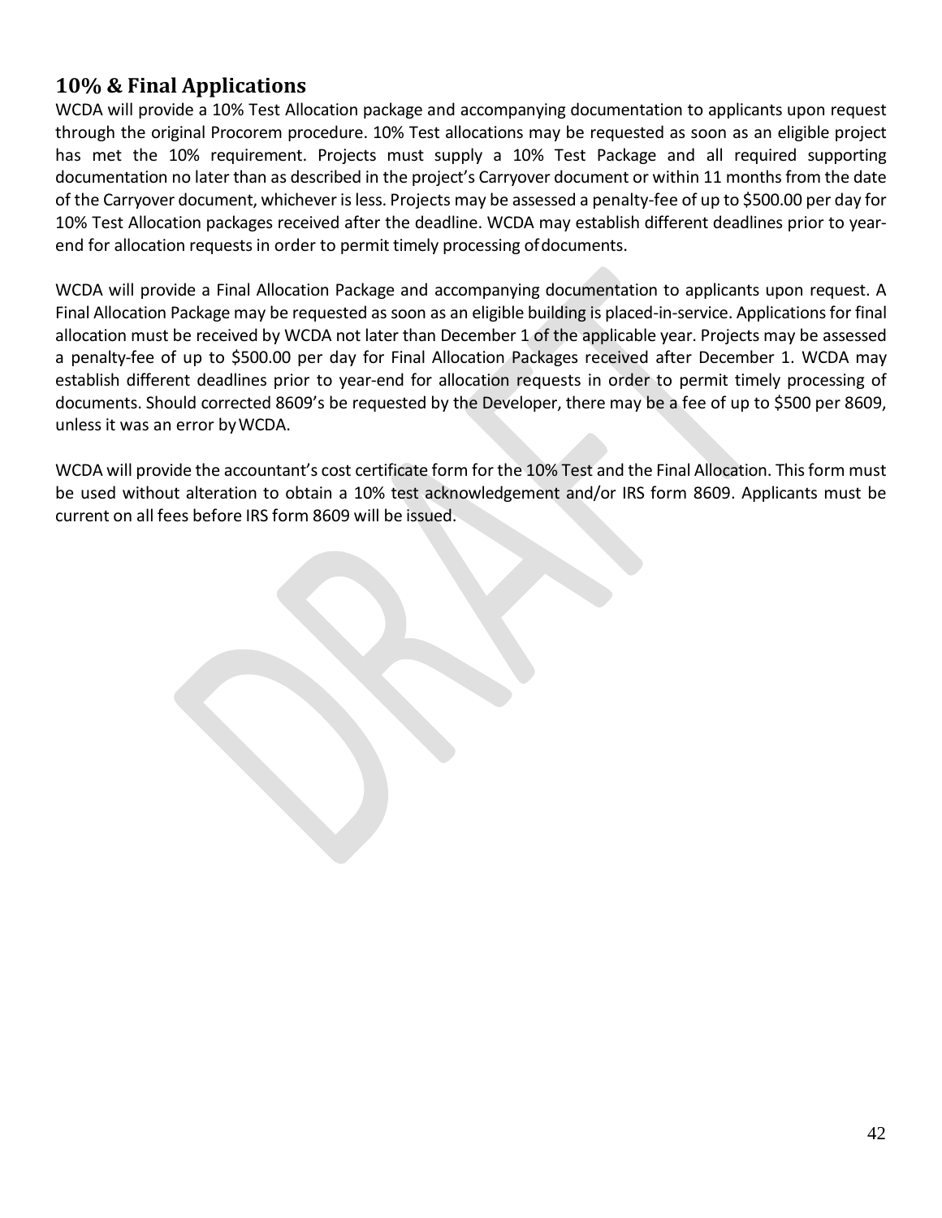## 10% & Final Applications

WCDA will provide a 10% Test Allocation package and accompanying documentation to applicants upon request through the original Procorem procedure. 10% Test allocations may be requested as soon as an eligible project has met the 10% requirement. Projects must supply a 10% Test Package and all required supporting documentation no later than as described in the project's Carryover document or within 11 months from the date of the Carryover document, whichever is less. Projects may be assessed a penalty-fee of up to $500.00 per day for 10% Test Allocation packages received after the deadline. WCDA may establish different deadlines prior to year-end for allocation requests in order to permit timely processing of documents.

WCDA will provide a Final Allocation Package and accompanying documentation to applicants upon request. A Final Allocation Package may be requested as soon as an eligible building is placed-in-service. Applications for final allocation must be received by WCDA not later than December 1 of the applicable year. Projects may be assessed a penalty-fee of up to $500.00 per day for Final Allocation Packages received after December 1. WCDA may establish different deadlines prior to year-end for allocation requests in order to permit timely processing of documents. Should corrected 8609's be requested by the Developer, there may be a fee of up to $500 per 8609, unless it was an error by WCDA.

WCDA will provide the accountant's cost certificate form for the 10% Test and the Final Allocation. This form must be used without alteration to obtain a 10% test acknowledgement and/or IRS form 8609. Applicants must be current on all fees before IRS form 8609 will be issued.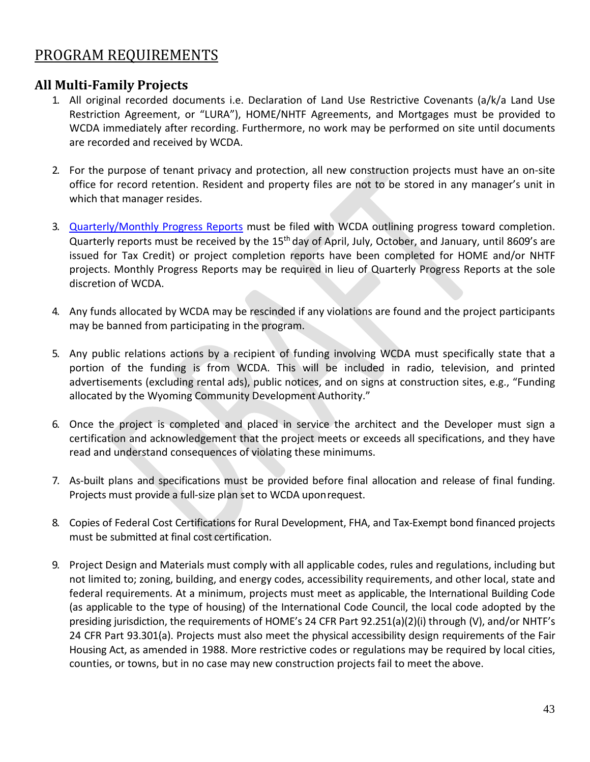# PROGRAM REQUIREMENTS

## All Multi-Family Projects

1. All original recorded documents i.e. Declaration of Land Use Restrictive Covenants (a/k/a Land Use Restriction Agreement, or "LURA"), HOME/NHTF Agreements, and Mortgages must be provided to WCDA immediately after recording. Furthermore, no work may be performed on site until documents are recorded and received by WCDA.

2. For the purpose of tenant privacy and protection, all new construction projects must have an on-site office for record retention. Resident and property files are not to be stored in any manager's unit in which that manager resides.

3. Quarterly/Monthly Progress Reports must be filed with WCDA outlining progress toward completion. Quarterly reports must be received by the 15th day of April, July, October, and January, until 8609's are issued for Tax Credit) or project completion reports have been completed for HOME and/or NHTF projects. Monthly Progress Reports may be required in lieu of Quarterly Progress Reports at the sole discretion of WCDA.

4. Any funds allocated by WCDA may be rescinded if any violations are found and the project participants may be banned from participating in the program.

5. Any public relations actions by a recipient of funding involving WCDA must specifically state that a portion of the funding is from WCDA. This will be included in radio, television, and printed advertisements (excluding rental ads), public notices, and on signs at construction sites, e.g., "Funding allocated by the Wyoming Community Development Authority."

6. Once the project is completed and placed in service the architect and the Developer must sign a certification and acknowledgement that the project meets or exceeds all specifications, and they have read and understand consequences of violating these minimums.

7. As-built plans and specifications must be provided before final allocation and release of final funding. Projects must provide a full-size plan set to WCDA upon request.

8. Copies of Federal Cost Certifications for Rural Development, FHA, and Tax-Exempt bond financed projects must be submitted at final cost certification.

9. Project Design and Materials must comply with all applicable codes, rules and regulations, including but not limited to; zoning, building, and energy codes, accessibility requirements, and other local, state and federal requirements. At a minimum, projects must meet as applicable, the International Building Code (as applicable to the type of housing) of the International Code Council, the local code adopted by the presiding jurisdiction, the requirements of HOME's 24 CFR Part 92.251(a)(2)(i) through (V), and/or NHTF's 24 CFR Part 93.301(a). Projects must also meet the physical accessibility design requirements of the Fair Housing Act, as amended in 1988. More restrictive codes or regulations may be required by local cities, counties, or towns, but in no case may new construction projects fail to meet the above.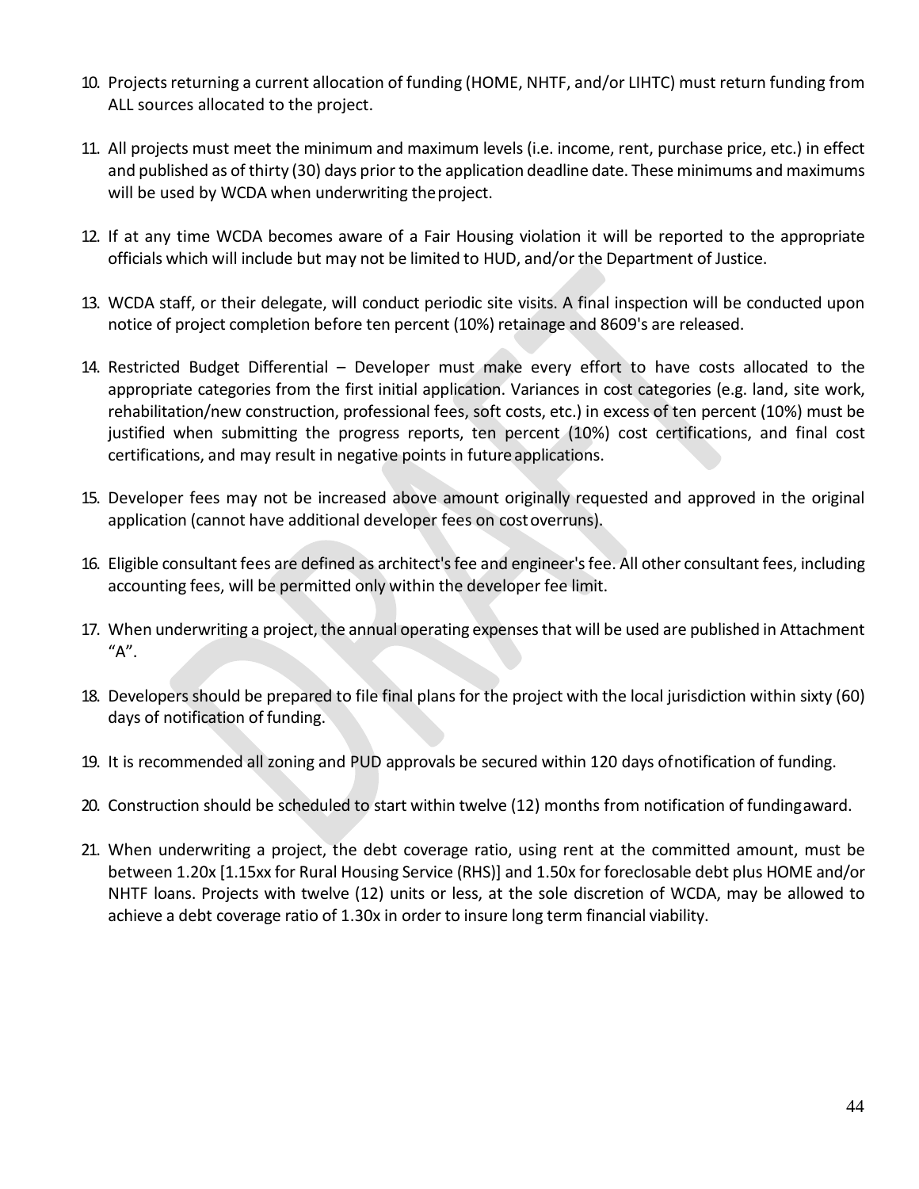10. Projects returning a current allocation of funding (HOME, NHTF, and/or LIHTC) must return funding from ALL sources allocated to the project.

11. All projects must meet the minimum and maximum levels (i.e. income, rent, purchase price, etc.) in effect and published as of thirty (30) days prior to the application deadline date. These minimums and maximums will be used by WCDA when underwriting the project.

12. If at any time WCDA becomes aware of a Fair Housing violation it will be reported to the appropriate officials which will include but may not be limited to HUD, and/or the Department of Justice.

13. WCDA staff, or their delegate, will conduct periodic site visits. A final inspection will be conducted upon notice of project completion before ten percent (10%) retainage and 8609's are released.

14. Restricted Budget Differential – Developer must make every effort to have costs allocated to the appropriate categories from the first initial application. Variances in cost categories (e.g. land, site work, rehabilitation/new construction, professional fees, soft costs, etc.) in excess of ten percent (10%) must be justified when submitting the progress reports, ten percent (10%) cost certifications, and final cost certifications, and may result in negative points in future applications.

15. Developer fees may not be increased above amount originally requested and approved in the original application (cannot have additional developer fees on cost overruns).

16. Eligible consultant fees are defined as architect's fee and engineer's fee. All other consultant fees, including accounting fees, will be permitted only within the developer fee limit.

17. When underwriting a project, the annual operating expenses that will be used are published in Attachment "A".

18. Developers should be prepared to file final plans for the project with the local jurisdiction within sixty (60) days of notification of funding.

19. It is recommended all zoning and PUD approvals be secured within 120 days of notification of funding.

20. Construction should be scheduled to start within twelve (12) months from notification of funding award.

21. When underwriting a project, the debt coverage ratio, using rent at the committed amount, must be between 1.20x [1.15xx for Rural Housing Service (RHS)] and 1.50x for foreclosable debt plus HOME and/or NHTF loans. Projects with twelve (12) units or less, at the sole discretion of WCDA, may be allowed to achieve a debt coverage ratio of 1.30x in order to insure long term financial viability.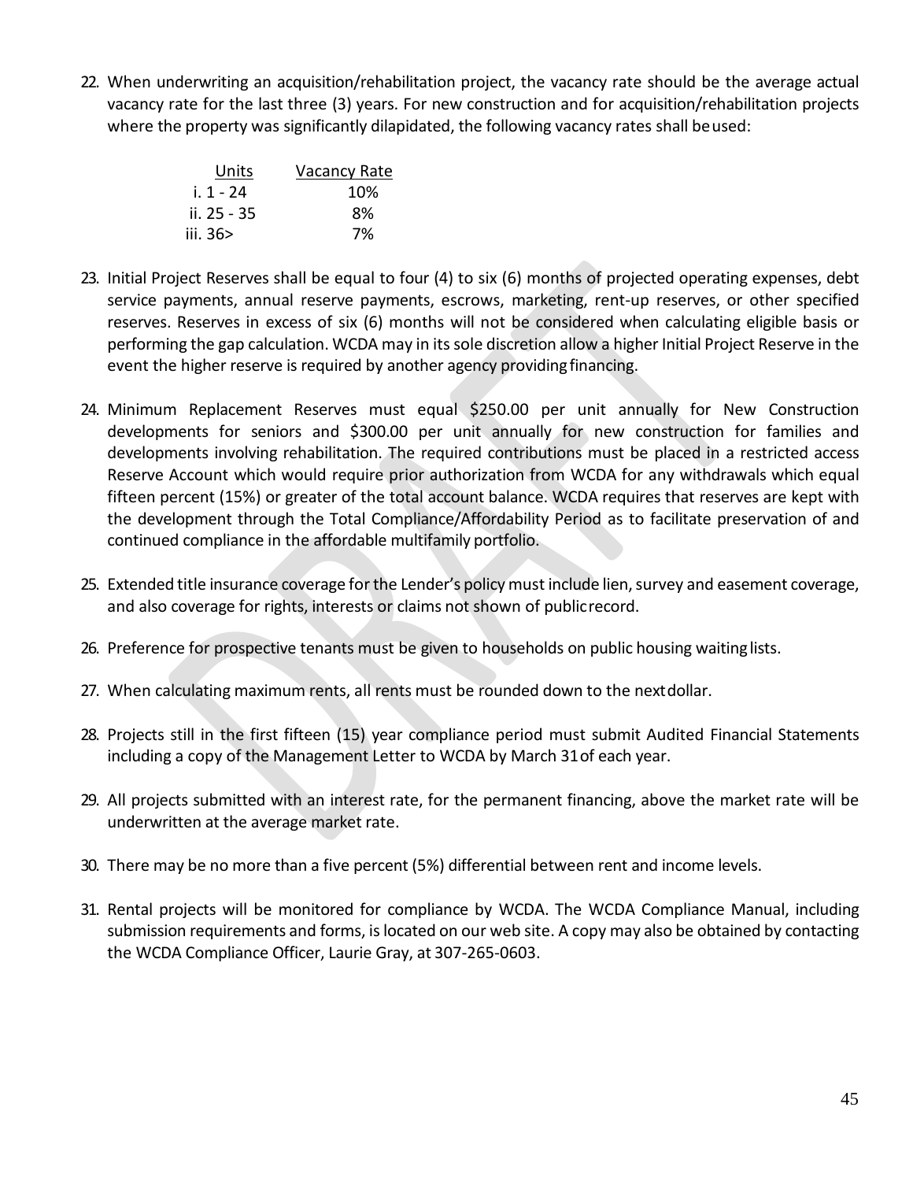22. When underwriting an acquisition/rehabilitation project, the vacancy rate should be the average actual vacancy rate for the last three (3) years. For new construction and for acquisition/rehabilitation projects where the property was significantly dilapidated, the following vacancy rates shall be used:

| Units | Vacancy Rate |
|---|---|
| i. 1 - 24 | 10% |
| ii. 25 - 35 | 8% |
| iii. 36> | 7% |

23. Initial Project Reserves shall be equal to four (4) to six (6) months of projected operating expenses, debt service payments, annual reserve payments, escrows, marketing, rent-up reserves, or other specified reserves. Reserves in excess of six (6) months will not be considered when calculating eligible basis or performing the gap calculation. WCDA may in its sole discretion allow a higher Initial Project Reserve in the event the higher reserve is required by another agency providing financing.

24. Minimum Replacement Reserves must equal $250.00 per unit annually for New Construction developments for seniors and $300.00 per unit annually for new construction for families and developments involving rehabilitation. The required contributions must be placed in a restricted access Reserve Account which would require prior authorization from WCDA for any withdrawals which equal fifteen percent (15%) or greater of the total account balance. WCDA requires that reserves are kept with the development through the Total Compliance/Affordability Period as to facilitate preservation of and continued compliance in the affordable multifamily portfolio.

25. Extended title insurance coverage for the Lender's policy must include lien, survey and easement coverage, and also coverage for rights, interests or claims not shown of public record.

26. Preference for prospective tenants must be given to households on public housing waiting lists.

27. When calculating maximum rents, all rents must be rounded down to the next dollar.

28. Projects still in the first fifteen (15) year compliance period must submit Audited Financial Statements including a copy of the Management Letter to WCDA by March 31 of each year.

29. All projects submitted with an interest rate, for the permanent financing, above the market rate will be underwritten at the average market rate.

30. There may be no more than a five percent (5%) differential between rent and income levels.

31. Rental projects will be monitored for compliance by WCDA. The WCDA Compliance Manual, including submission requirements and forms, is located on our web site. A copy may also be obtained by contacting the WCDA Compliance Officer, Laurie Gray, at 307-265-0603.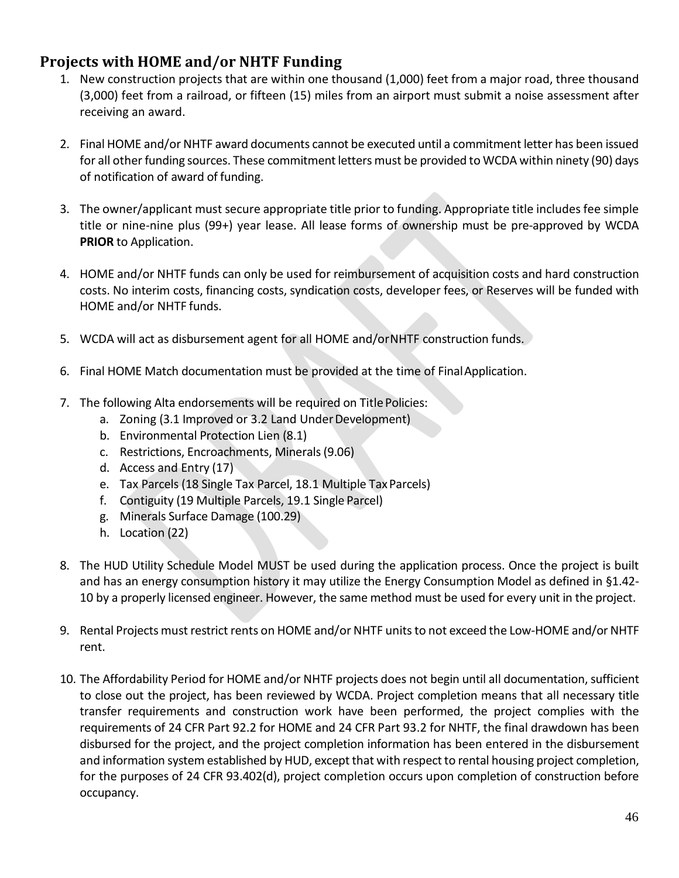## Projects with HOME and/or NHTF Funding

1. New construction projects that are within one thousand (1,000) feet from a major road, three thousand (3,000) feet from a railroad, or fifteen (15) miles from an airport must submit a noise assessment after receiving an award.

2. Final HOME and/or NHTF award documents cannot be executed until a commitment letter has been issued for all other funding sources. These commitment letters must be provided to WCDA within ninety (90) days of notification of award of funding.

3. The owner/applicant must secure appropriate title prior to funding. Appropriate title includes fee simple title or nine-nine plus (99+) year lease. All lease forms of ownership must be pre-approved by WCDA **PRIOR** to Application.

4. HOME and/or NHTF funds can only be used for reimbursement of acquisition costs and hard construction costs. No interim costs, financing costs, syndication costs, developer fees, or Reserves will be funded with HOME and/or NHTF funds.

5. WCDA will act as disbursement agent for all HOME and/or NHTF construction funds.

6. Final HOME Match documentation must be provided at the time of Final Application.

7. The following Alta endorsements will be required on Title Policies:
   a. Zoning (3.1 Improved or 3.2 Land Under Development)
   b. Environmental Protection Lien (8.1)
   c. Restrictions, Encroachments, Minerals (9.06)
   d. Access and Entry (17)
   e. Tax Parcels (18 Single Tax Parcel, 18.1 Multiple Tax Parcels)
   f. Contiguity (19 Multiple Parcels, 19.1 Single Parcel)
   g. Minerals Surface Damage (100.29)
   h. Location (22)

8. The HUD Utility Schedule Model MUST be used during the application process. Once the project is built and has an energy consumption history it may utilize the Energy Consumption Model as defined in §1.42-10 by a properly licensed engineer. However, the same method must be used for every unit in the project.

9. Rental Projects must restrict rents on HOME and/or NHTF units to not exceed the Low-HOME and/or NHTF rent.

10. The Affordability Period for HOME and/or NHTF projects does not begin until all documentation, sufficient to close out the project, has been reviewed by WCDA. Project completion means that all necessary title transfer requirements and construction work have been performed, the project complies with the requirements of 24 CFR Part 92.2 for HOME and 24 CFR Part 93.2 for NHTF, the final drawdown has been disbursed for the project, and the project completion information has been entered in the disbursement and information system established by HUD, except that with respect to rental housing project completion, for the purposes of 24 CFR 93.402(d), project completion occurs upon completion of construction before occupancy.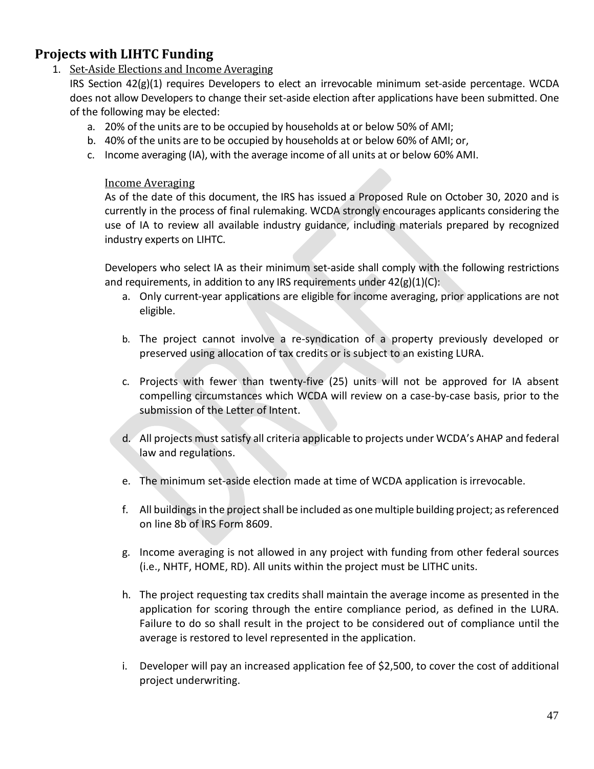## Projects with LIHTC Funding

1. Set-Aside Elections and Income Averaging

   IRS Section 42(g)(1) requires Developers to elect an irrevocable minimum set-aside percentage. WCDA does not allow Developers to change their set-aside election after applications have been submitted. One of the following may be elected:

   a. 20% of the units are to be occupied by households at or below 50% of AMI;
   b. 40% of the units are to be occupied by households at or below 60% of AMI; or,
   c. Income averaging (IA), with the average income of all units at or below 60% AMI.

   Income Averaging

   As of the date of this document, the IRS has issued a Proposed Rule on October 30, 2020 and is currently in the process of final rulemaking. WCDA strongly encourages applicants considering the use of IA to review all available industry guidance, including materials prepared by recognized industry experts on LIHTC.

   Developers who select IA as their minimum set-aside shall comply with the following restrictions and requirements, in addition to any IRS requirements under 42(g)(1)(C):

   a. Only current-year applications are eligible for income averaging, prior applications are not eligible.

   b. The project cannot involve a re-syndication of a property previously developed or preserved using allocation of tax credits or is subject to an existing LURA.

   c. Projects with fewer than twenty-five (25) units will not be approved for IA absent compelling circumstances which WCDA will review on a case-by-case basis, prior to the submission of the Letter of Intent.

   d. All projects must satisfy all criteria applicable to projects under WCDA's AHAP and federal law and regulations.

   e. The minimum set-aside election made at time of WCDA application is irrevocable.

   f. All buildings in the project shall be included as one multiple building project; as referenced on line 8b of IRS Form 8609.

   g. Income averaging is not allowed in any project with funding from other federal sources (i.e., NHTF, HOME, RD). All units within the project must be LITHC units.

   h. The project requesting tax credits shall maintain the average income as presented in the application for scoring through the entire compliance period, as defined in the LURA. Failure to do so shall result in the project to be considered out of compliance until the average is restored to level represented in the application.

   i. Developer will pay an increased application fee of $2,500, to cover the cost of additional project underwriting.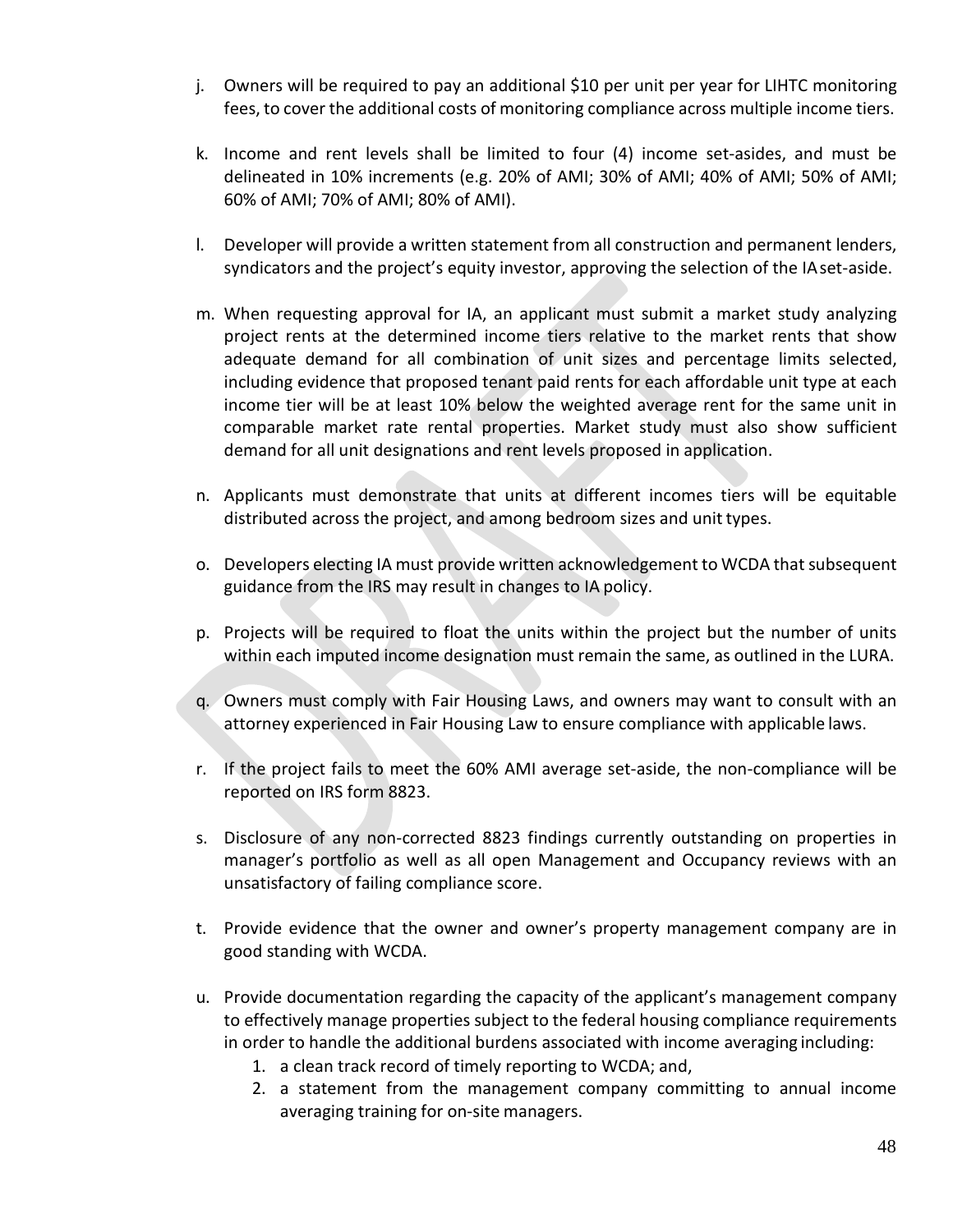j. Owners will be required to pay an additional $10 per unit per year for LIHTC monitoring fees, to cover the additional costs of monitoring compliance across multiple income tiers.

k. Income and rent levels shall be limited to four (4) income set-asides, and must be delineated in 10% increments (e.g. 20% of AMI; 30% of AMI; 40% of AMI; 50% of AMI; 60% of AMI; 70% of AMI; 80% of AMI).

l. Developer will provide a written statement from all construction and permanent lenders, syndicators and the project's equity investor, approving the selection of the IA set-aside.

m. When requesting approval for IA, an applicant must submit a market study analyzing project rents at the determined income tiers relative to the market rents that show adequate demand for all combination of unit sizes and percentage limits selected, including evidence that proposed tenant paid rents for each affordable unit type at each income tier will be at least 10% below the weighted average rent for the same unit in comparable market rate rental properties. Market study must also show sufficient demand for all unit designations and rent levels proposed in application.

n. Applicants must demonstrate that units at different incomes tiers will be equitable distributed across the project, and among bedroom sizes and unit types.

o. Developers electing IA must provide written acknowledgement to WCDA that subsequent guidance from the IRS may result in changes to IA policy.

p. Projects will be required to float the units within the project but the number of units within each imputed income designation must remain the same, as outlined in the LURA.

q. Owners must comply with Fair Housing Laws, and owners may want to consult with an attorney experienced in Fair Housing Law to ensure compliance with applicable laws.

r. If the project fails to meet the 60% AMI average set-aside, the non-compliance will be reported on IRS form 8823.

s. Disclosure of any non-corrected 8823 findings currently outstanding on properties in manager's portfolio as well as all open Management and Occupancy reviews with an unsatisfactory of failing compliance score.

t. Provide evidence that the owner and owner's property management company are in good standing with WCDA.

u. Provide documentation regarding the capacity of the applicant's management company to effectively manage properties subject to the federal housing compliance requirements in order to handle the additional burdens associated with income averaging including:
   1. a clean track record of timely reporting to WCDA; and,
   2. a statement from the management company committing to annual income averaging training for on-site managers.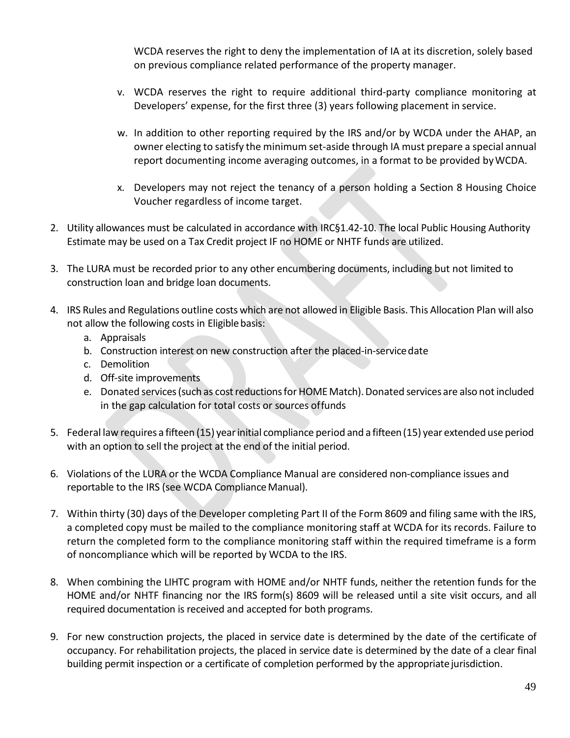WCDA reserves the right to deny the implementation of IA at its discretion, solely based on previous compliance related performance of the property manager.

v. WCDA reserves the right to require additional third-party compliance monitoring at Developers' expense, for the first three (3) years following placement in service.

w. In addition to other reporting required by the IRS and/or by WCDA under the AHAP, an owner electing to satisfy the minimum set-aside through IA must prepare a special annual report documenting income averaging outcomes, in a format to be provided by WCDA.

x. Developers may not reject the tenancy of a person holding a Section 8 Housing Choice Voucher regardless of income target.

2. Utility allowances must be calculated in accordance with IRC§1.42-10. The local Public Housing Authority Estimate may be used on a Tax Credit project IF no HOME or NHTF funds are utilized.

3. The LURA must be recorded prior to any other encumbering documents, including but not limited to construction loan and bridge loan documents.

4. IRS Rules and Regulations outline costs which are not allowed in Eligible Basis. This Allocation Plan will also not allow the following costs in Eligible basis:
   a. Appraisals
   b. Construction interest on new construction after the placed-in-service date
   c. Demolition
   d. Off-site improvements
   e. Donated services (such as cost reductions for HOME Match). Donated services are also not included in the gap calculation for total costs or sources of funds

5. Federal law requires a fifteen (15) year initial compliance period and a fifteen (15) year extended use period with an option to sell the project at the end of the initial period.

6. Violations of the LURA or the WCDA Compliance Manual are considered non-compliance issues and reportable to the IRS (see WCDA Compliance Manual).

7. Within thirty (30) days of the Developer completing Part II of the Form 8609 and filing same with the IRS, a completed copy must be mailed to the compliance monitoring staff at WCDA for its records. Failure to return the completed form to the compliance monitoring staff within the required timeframe is a form of noncompliance which will be reported by WCDA to the IRS.

8. When combining the LIHTC program with HOME and/or NHTF funds, neither the retention funds for the HOME and/or NHTF financing nor the IRS form(s) 8609 will be released until a site visit occurs, and all required documentation is received and accepted for both programs.

9. For new construction projects, the placed in service date is determined by the date of the certificate of occupancy. For rehabilitation projects, the placed in service date is determined by the date of a clear final building permit inspection or a certificate of completion performed by the appropriate jurisdiction.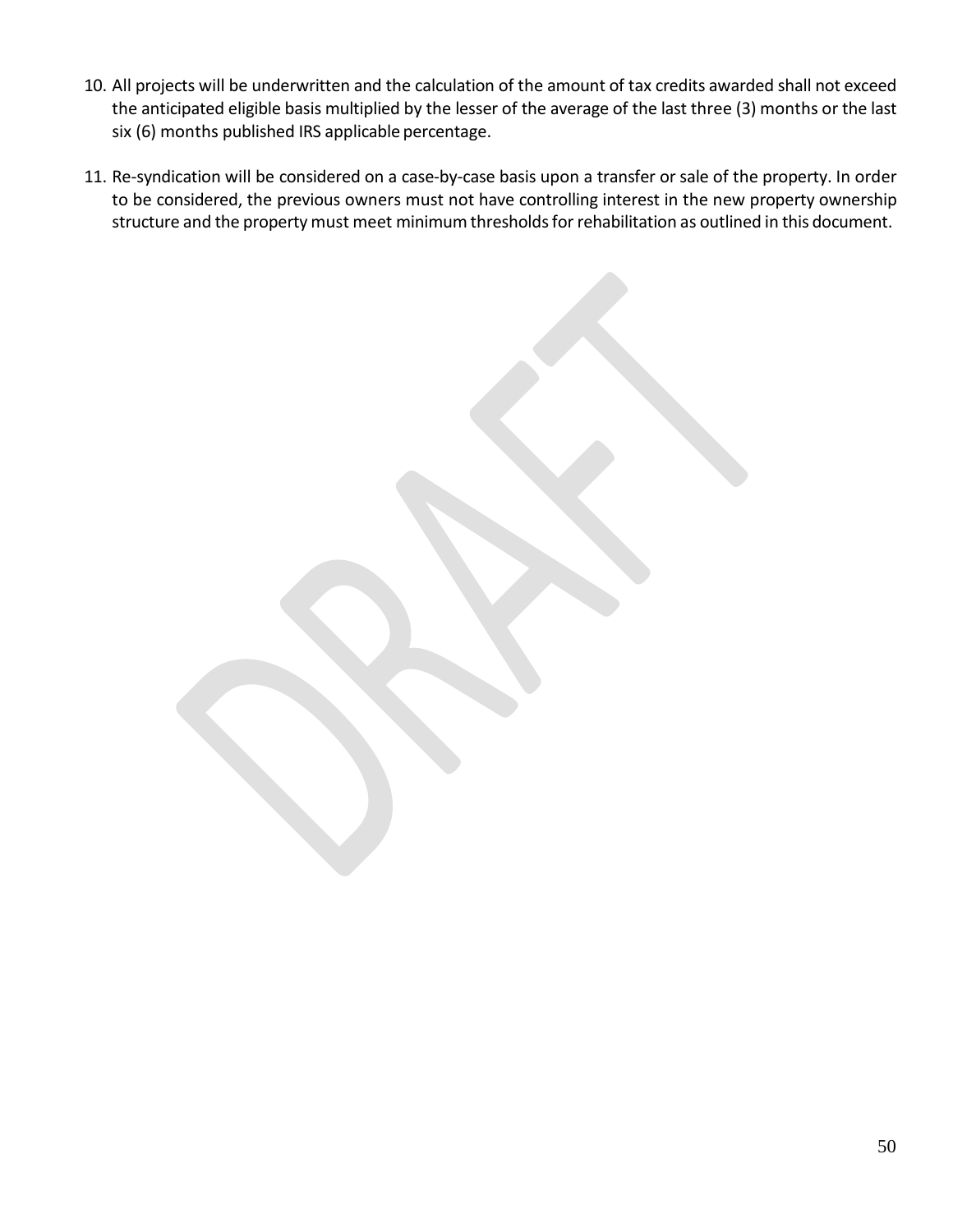10. All projects will be underwritten and the calculation of the amount of tax credits awarded shall not exceed the anticipated eligible basis multiplied by the lesser of the average of the last three (3) months or the last six (6) months published IRS applicable percentage.

11. Re-syndication will be considered on a case-by-case basis upon a transfer or sale of the property. In order to be considered, the previous owners must not have controlling interest in the new property ownership structure and the property must meet minimum thresholds for rehabilitation as outlined in this document.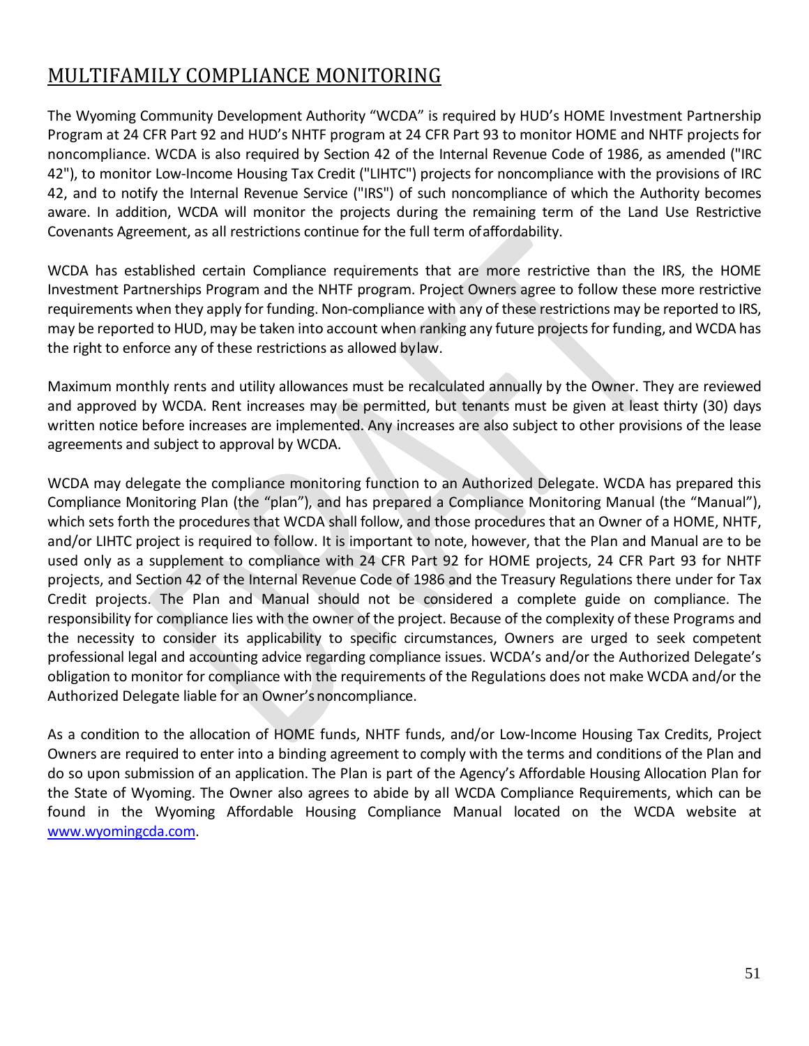# MULTIFAMILY COMPLIANCE MONITORING

The Wyoming Community Development Authority "WCDA" is required by HUD's HOME Investment Partnership Program at 24 CFR Part 92 and HUD's NHTF program at 24 CFR Part 93 to monitor HOME and NHTF projects for noncompliance. WCDA is also required by Section 42 of the Internal Revenue Code of 1986, as amended ("IRC 42"), to monitor Low-Income Housing Tax Credit ("LIHTC") projects for noncompliance with the provisions of IRC 42, and to notify the Internal Revenue Service ("IRS") of such noncompliance of which the Authority becomes aware. In addition, WCDA will monitor the projects during the remaining term of the Land Use Restrictive Covenants Agreement, as all restrictions continue for the full term of affordability.

WCDA has established certain Compliance requirements that are more restrictive than the IRS, the HOME Investment Partnerships Program and the NHTF program. Project Owners agree to follow these more restrictive requirements when they apply for funding. Non-compliance with any of these restrictions may be reported to IRS, may be reported to HUD, may be taken into account when ranking any future projects for funding, and WCDA has the right to enforce any of these restrictions as allowed by law.

Maximum monthly rents and utility allowances must be recalculated annually by the Owner. They are reviewed and approved by WCDA. Rent increases may be permitted, but tenants must be given at least thirty (30) days written notice before increases are implemented. Any increases are also subject to other provisions of the lease agreements and subject to approval by WCDA.

WCDA may delegate the compliance monitoring function to an Authorized Delegate. WCDA has prepared this Compliance Monitoring Plan (the "plan"), and has prepared a Compliance Monitoring Manual (the "Manual"), which sets forth the procedures that WCDA shall follow, and those procedures that an Owner of a HOME, NHTF, and/or LIHTC project is required to follow. It is important to note, however, that the Plan and Manual are to be used only as a supplement to compliance with 24 CFR Part 92 for HOME projects, 24 CFR Part 93 for NHTF projects, and Section 42 of the Internal Revenue Code of 1986 and the Treasury Regulations there under for Tax Credit projects. The Plan and Manual should not be considered a complete guide on compliance. The responsibility for compliance lies with the owner of the project. Because of the complexity of these Programs and the necessity to consider its applicability to specific circumstances, Owners are urged to seek competent professional legal and accounting advice regarding compliance issues. WCDA's and/or the Authorized Delegate's obligation to monitor for compliance with the requirements of the Regulations does not make WCDA and/or the Authorized Delegate liable for an Owner's noncompliance.

As a condition to the allocation of HOME funds, NHTF funds, and/or Low-Income Housing Tax Credits, Project Owners are required to enter into a binding agreement to comply with the terms and conditions of the Plan and do so upon submission of an application. The Plan is part of the Agency's Affordable Housing Allocation Plan for the State of Wyoming. The Owner also agrees to abide by all WCDA Compliance Requirements, which can be found in the Wyoming Affordable Housing Compliance Manual located on the WCDA website at [www.wyomingcda.com](http://www.wyomingcda.com).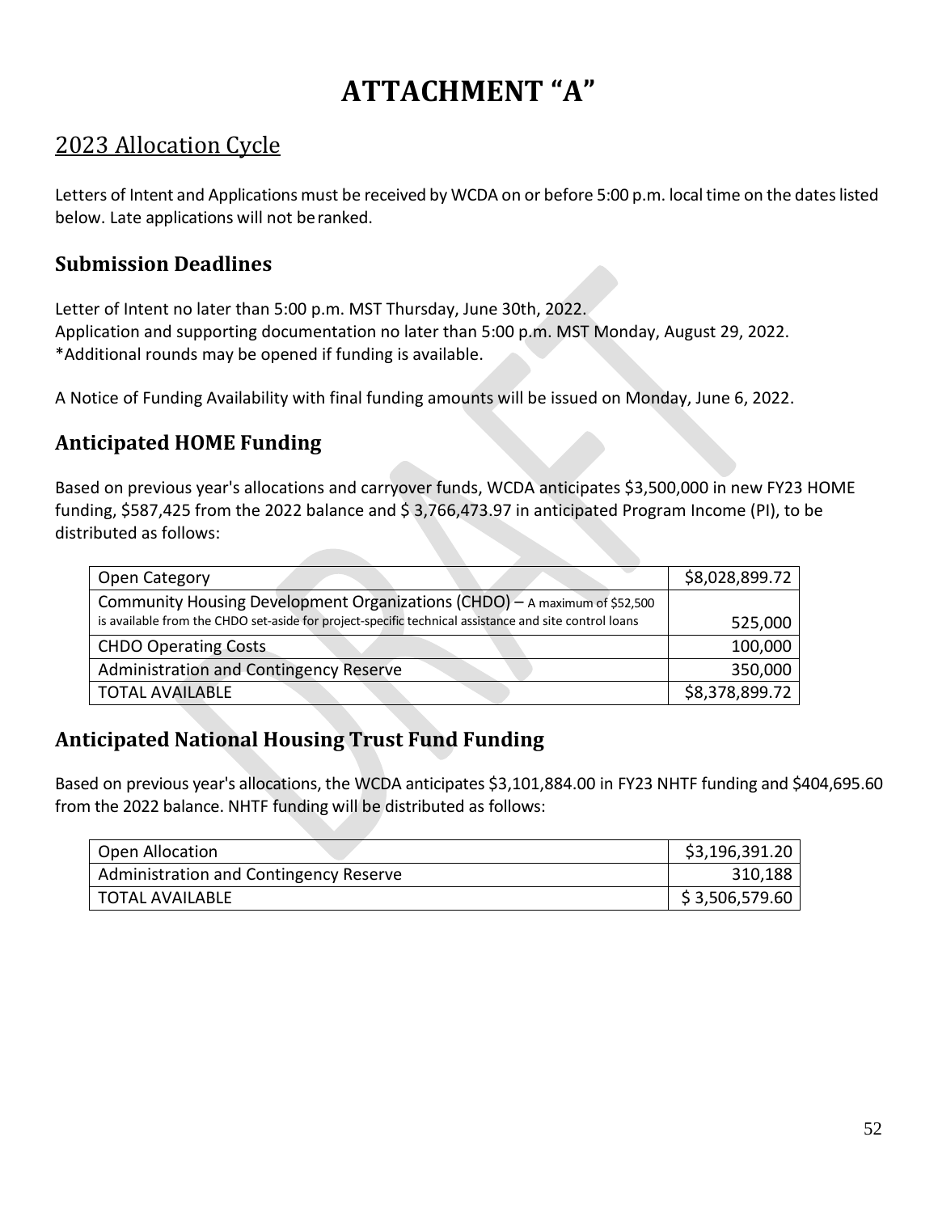# ATTACHMENT "A"

## 2023 Allocation Cycle

Letters of Intent and Applications must be received by WCDA on or before 5:00 p.m. local time on the dates listed below. Late applications will not be ranked.

### Submission Deadlines

Letter of Intent no later than 5:00 p.m. MST Thursday, June 30th, 2022.
Application and supporting documentation no later than 5:00 p.m. MST Monday, August 29, 2022.
*Additional rounds may be opened if funding is available.

A Notice of Funding Availability with final funding amounts will be issued on Monday, June 6, 2022.

### Anticipated HOME Funding

Based on previous year's allocations and carryover funds, WCDA anticipates $3,500,000 in new FY23 HOME funding, $587,425 from the 2022 balance and $ 3,766,473.97 in anticipated Program Income (PI), to be distributed as follows:

| | |
|---|---|
| Open Category | $8,028,899.72 |
| Community Housing Development Organizations (CHDO) – A maximum of $52,500 is available from the CHDO set-aside for project-specific technical assistance and site control loans | 525,000 |
| CHDO Operating Costs | 100,000 |
| Administration and Contingency Reserve | 350,000 |
| TOTAL AVAILABLE | $8,378,899.72 |

### Anticipated National Housing Trust Fund Funding

Based on previous year's allocations, the WCDA anticipates $3,101,884.00 in FY23 NHTF funding and $404,695.60 from the 2022 balance. NHTF funding will be distributed as follows:

| | |
|---|---|
| Open Allocation | $3,196,391.20 |
| Administration and Contingency Reserve | 310,188 |
| TOTAL AVAILABLE | $ 3,506,579.60 |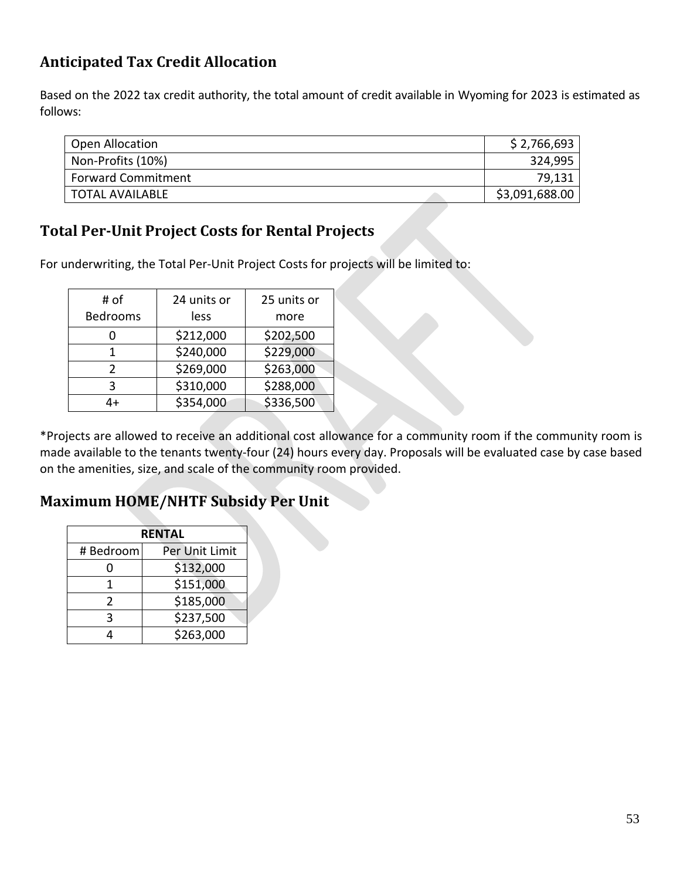## Anticipated Tax Credit Allocation

Based on the 2022 tax credit authority, the total amount of credit available in Wyoming for 2023 is estimated as follows:

| | |
|---|---|
| Open Allocation | $ 2,766,693 |
| Non-Profits (10%) | 324,995 |
| Forward Commitment | 79,131 |
| TOTAL AVAILABLE | $3,091,688.00 |

## Total Per-Unit Project Costs for Rental Projects

For underwriting, the Total Per-Unit Project Costs for projects will be limited to:

| # of Bedrooms | 24 units or less | 25 units or more |
|---|---|---|
| 0 | $212,000 | $202,500 |
| 1 | $240,000 | $229,000 |
| 2 | $269,000 | $263,000 |
| 3 | $310,000 | $288,000 |
| 4+ | $354,000 | $336,500 |

*Projects are allowed to receive an additional cost allowance for a community room if the community room is made available to the tenants twenty-four (24) hours every day. Proposals will be evaluated case by case based on the amenities, size, and scale of the community room provided.

## Maximum HOME/NHTF Subsidy Per Unit

| **RENTAL** | |
|---|---|
| # Bedroom | Per Unit Limit |
| 0 | $132,000 |
| 1 | $151,000 |
| 2 | $185,000 |
| 3 | $237,500 |
| 4 | $263,000 |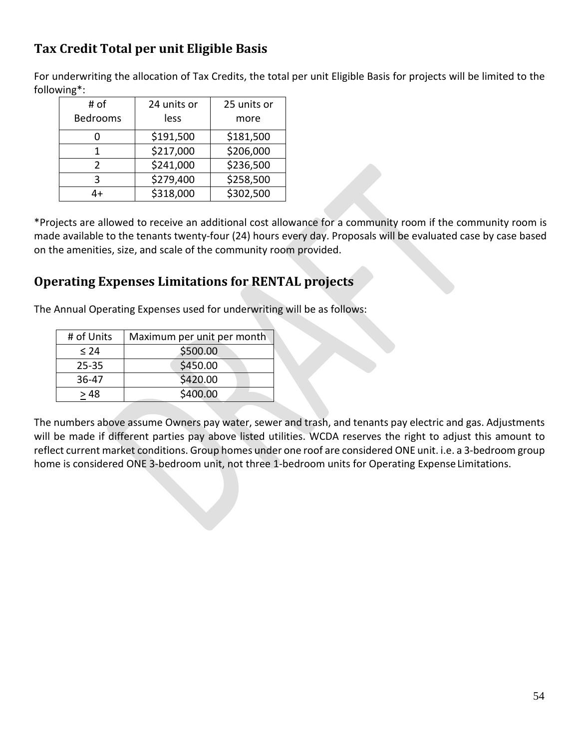## Tax Credit Total per unit Eligible Basis

For underwriting the allocation of Tax Credits, the total per unit Eligible Basis for projects will be limited to the following*:

| # of Bedrooms | 24 units or less | 25 units or more |
|---|---|---|
| 0 | $191,500 | $181,500 |
| 1 | $217,000 | $206,000 |
| 2 | $241,000 | $236,500 |
| 3 | $279,400 | $258,500 |
| 4+ | $318,000 | $302,500 |

*Projects are allowed to receive an additional cost allowance for a community room if the community room is made available to the tenants twenty-four (24) hours every day. Proposals will be evaluated case by case based on the amenities, size, and scale of the community room provided.

## Operating Expenses Limitations for RENTAL projects

The Annual Operating Expenses used for underwriting will be as follows:

| # of Units | Maximum per unit per month |
|---|---|
| ≤ 24 | $500.00 |
| 25-35 | $450.00 |
| 36-47 | $420.00 |
| ≥ 48 | $400.00 |

The numbers above assume Owners pay water, sewer and trash, and tenants pay electric and gas. Adjustments will be made if different parties pay above listed utilities. WCDA reserves the right to adjust this amount to reflect current market conditions. Group homes under one roof are considered ONE unit. i.e. a 3-bedroom group home is considered ONE 3-bedroom unit, not three 1-bedroom units for Operating Expense Limitations.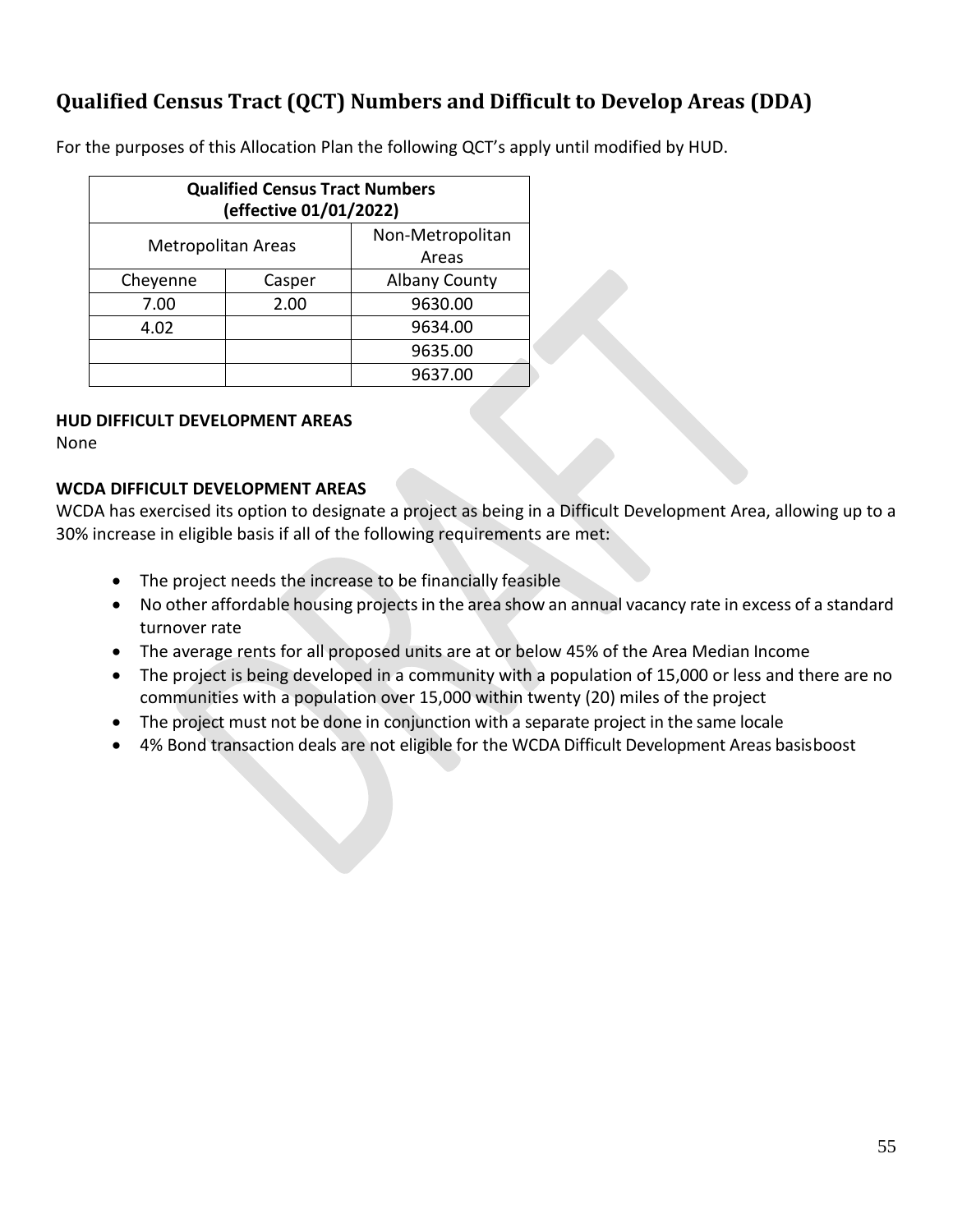## Qualified Census Tract (QCT) Numbers and Difficult to Develop Areas (DDA)

For the purposes of this Allocation Plan the following QCT's apply until modified by HUD.

| Qualified Census Tract Numbers (effective 01/01/2022) | | |
|---|---|---|
| Metropolitan Areas | | Non-Metropolitan Areas |
| Cheyenne | Casper | Albany County |
| 7.00 | 2.00 | 9630.00 |
| 4.02 | | 9634.00 |
| | | 9635.00 |
| | | 9637.00 |

**HUD DIFFICULT DEVELOPMENT AREAS**

None

**WCDA DIFFICULT DEVELOPMENT AREAS**

WCDA has exercised its option to designate a project as being in a Difficult Development Area, allowing up to a 30% increase in eligible basis if all of the following requirements are met:

- The project needs the increase to be financially feasible
- No other affordable housing projects in the area show an annual vacancy rate in excess of a standard turnover rate
- The average rents for all proposed units are at or below 45% of the Area Median Income
- The project is being developed in a community with a population of 15,000 or less and there are no communities with a population over 15,000 within twenty (20) miles of the project
- The project must not be done in conjunction with a separate project in the same locale
- 4% Bond transaction deals are not eligible for the WCDA Difficult Development Areas basisboost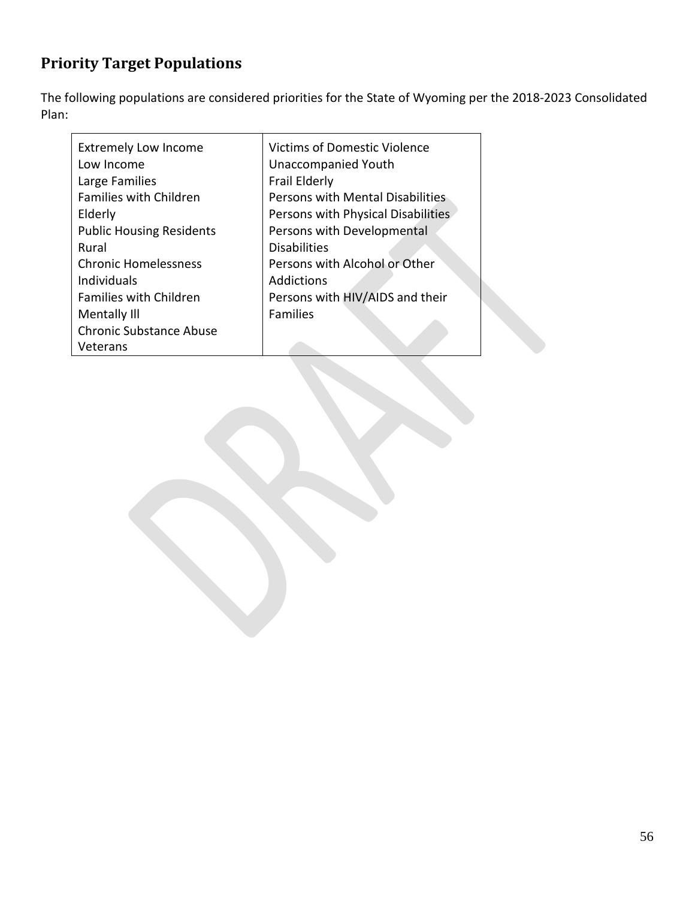## Priority Target Populations

The following populations are considered priorities for the State of Wyoming per the 2018-2023 Consolidated Plan:

| | |
|---|---|
| Extremely Low Income<br>Low Income<br>Large Families<br>Families with Children<br>Elderly<br>Public Housing Residents<br>Rural<br>Chronic Homelessness<br>Individuals<br>Families with Children<br>Mentally Ill<br>Chronic Substance Abuse<br>Veterans | Victims of Domestic Violence<br>Unaccompanied Youth<br>Frail Elderly<br>Persons with Mental Disabilities<br>Persons with Physical Disabilities<br>Persons with Developmental Disabilities<br>Persons with Alcohol or Other Addictions<br>Persons with HIV/AIDS and their Families |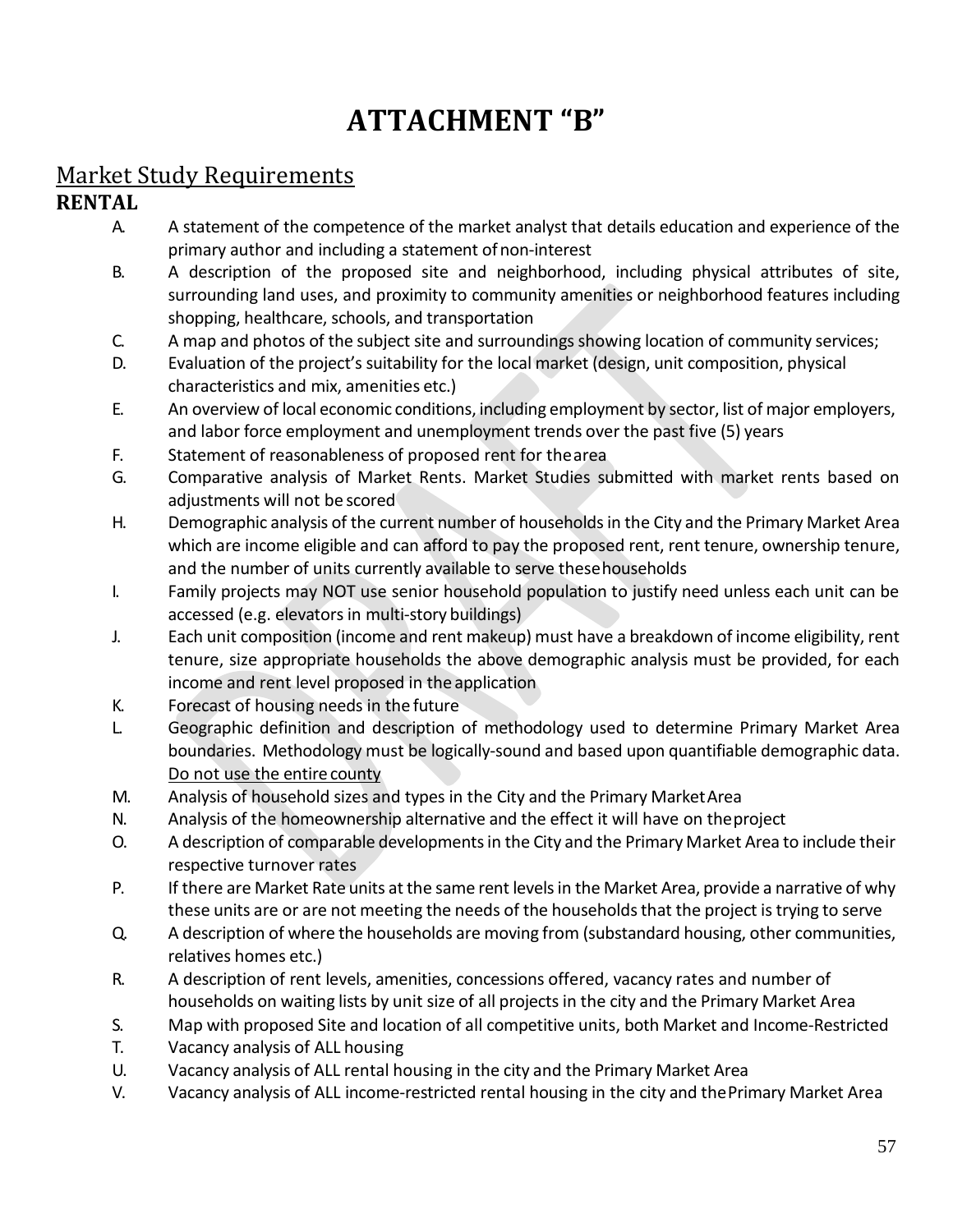# ATTACHMENT "B"

## Market Study Requirements

### RENTAL

A. A statement of the competence of the market analyst that details education and experience of the primary author and including a statement of non-interest

B. A description of the proposed site and neighborhood, including physical attributes of site, surrounding land uses, and proximity to community amenities or neighborhood features including shopping, healthcare, schools, and transportation

C. A map and photos of the subject site and surroundings showing location of community services;

D. Evaluation of the project's suitability for the local market (design, unit composition, physical characteristics and mix, amenities etc.)

E. An overview of local economic conditions, including employment by sector, list of major employers, and labor force employment and unemployment trends over the past five (5) years

F. Statement of reasonableness of proposed rent for the area

G. Comparative analysis of Market Rents. Market Studies submitted with market rents based on adjustments will not be scored

H. Demographic analysis of the current number of households in the City and the Primary Market Area which are income eligible and can afford to pay the proposed rent, rent tenure, ownership tenure, and the number of units currently available to serve these households

I. Family projects may NOT use senior household population to justify need unless each unit can be accessed (e.g. elevators in multi-story buildings)

J. Each unit composition (income and rent makeup) must have a breakdown of income eligibility, rent tenure, size appropriate households the above demographic analysis must be provided, for each income and rent level proposed in the application

K. Forecast of housing needs in the future

L. Geographic definition and description of methodology used to determine Primary Market Area boundaries. Methodology must be logically-sound and based upon quantifiable demographic data. <u>Do not use the entire county</u>

M. Analysis of household sizes and types in the City and the Primary Market Area

N. Analysis of the homeownership alternative and the effect it will have on the project

O. A description of comparable developments in the City and the Primary Market Area to include their respective turnover rates

P. If there are Market Rate units at the same rent levels in the Market Area, provide a narrative of why these units are or are not meeting the needs of the households that the project is trying to serve

Q. A description of where the households are moving from (substandard housing, other communities, relatives homes etc.)

R. A description of rent levels, amenities, concessions offered, vacancy rates and number of households on waiting lists by unit size of all projects in the city and the Primary Market Area

S. Map with proposed Site and location of all competitive units, both Market and Income-Restricted

T. Vacancy analysis of ALL housing

U. Vacancy analysis of ALL rental housing in the city and the Primary Market Area

V. Vacancy analysis of ALL income-restricted rental housing in the city and the Primary Market Area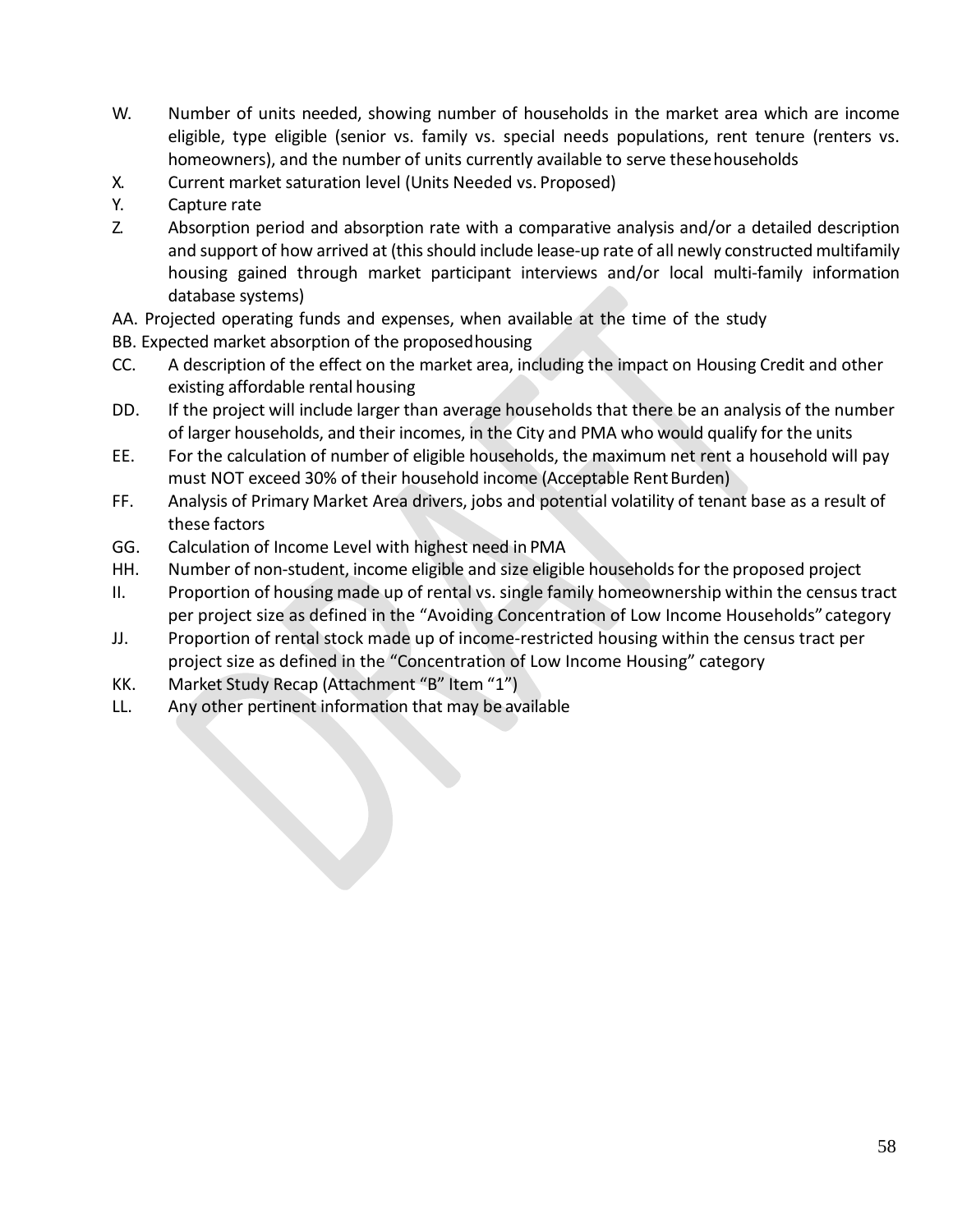W. Number of units needed, showing number of households in the market area which are income eligible, type eligible (senior vs. family vs. special needs populations, rent tenure (renters vs. homeowners), and the number of units currently available to serve these households

X. Current market saturation level (Units Needed vs. Proposed)

Y. Capture rate

Z. Absorption period and absorption rate with a comparative analysis and/or a detailed description and support of how arrived at (this should include lease-up rate of all newly constructed multifamily housing gained through market participant interviews and/or local multi-family information database systems)

AA. Projected operating funds and expenses, when available at the time of the study

BB. Expected market absorption of the proposed housing

CC. A description of the effect on the market area, including the impact on Housing Credit and other existing affordable rental housing

DD. If the project will include larger than average households that there be an analysis of the number of larger households, and their incomes, in the City and PMA who would qualify for the units

EE. For the calculation of number of eligible households, the maximum net rent a household will pay must NOT exceed 30% of their household income (Acceptable Rent Burden)

FF. Analysis of Primary Market Area drivers, jobs and potential volatility of tenant base as a result of these factors

GG. Calculation of Income Level with highest need in PMA

HH. Number of non-student, income eligible and size eligible households for the proposed project

II. Proportion of housing made up of rental vs. single family homeownership within the census tract per project size as defined in the "Avoiding Concentration of Low Income Households" category

JJ. Proportion of rental stock made up of income-restricted housing within the census tract per project size as defined in the "Concentration of Low Income Housing" category

KK. Market Study Recap (Attachment "B" Item "1")

LL. Any other pertinent information that may be available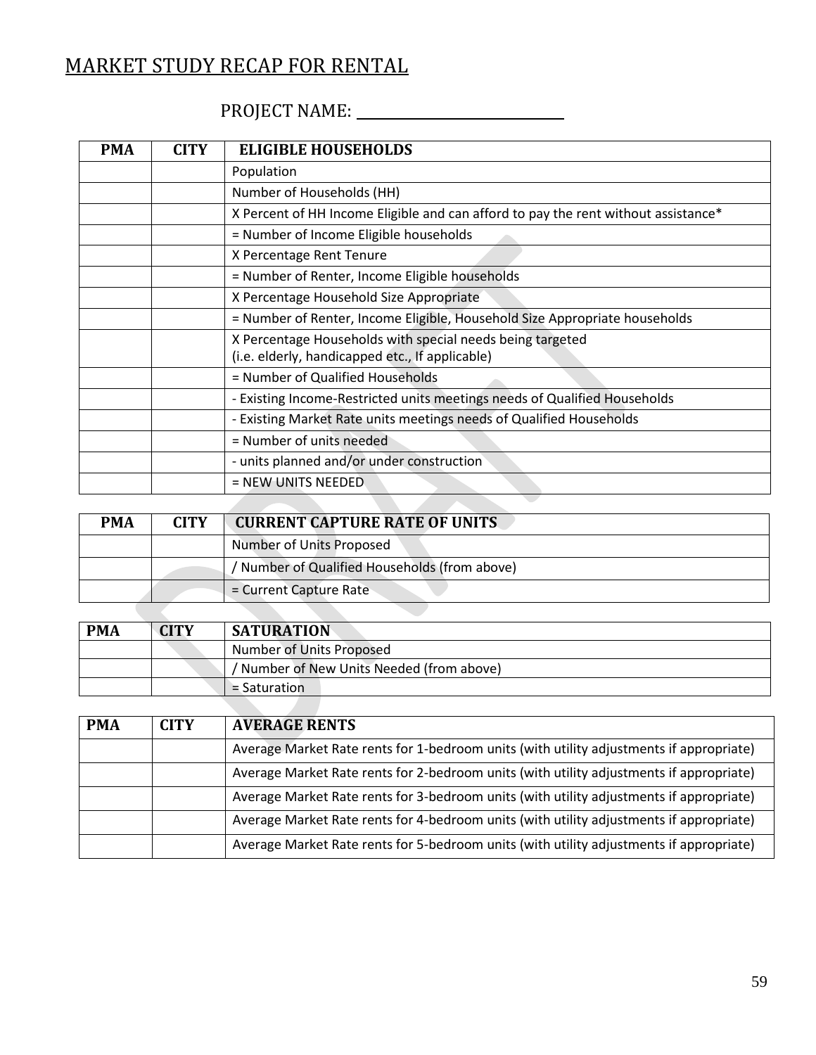# MARKET STUDY RECAP FOR RENTAL

PROJECT NAME: ____________________________

| PMA | CITY | ELIGIBLE HOUSEHOLDS |
|---|---|---|
| | | Population |
| | | Number of Households (HH) |
| | | X Percent of HH Income Eligible and can afford to pay the rent without assistance* |
| | | = Number of Income Eligible households |
| | | X Percentage Rent Tenure |
| | | = Number of Renter, Income Eligible households |
| | | X Percentage Household Size Appropriate |
| | | = Number of Renter, Income Eligible, Household Size Appropriate households |
| | | X Percentage Households with special needs being targeted (i.e. elderly, handicapped etc., If applicable) |
| | | = Number of Qualified Households |
| | | - Existing Income-Restricted units meetings needs of Qualified Households |
| | | - Existing Market Rate units meetings needs of Qualified Households |
| | | = Number of units needed |
| | | - units planned and/or under construction |
| | | = NEW UNITS NEEDED |

| PMA | CITY | CURRENT CAPTURE RATE OF UNITS |
|---|---|---|
| | | Number of Units Proposed |
| | | / Number of Qualified Households (from above) |
| | | = Current Capture Rate |

| PMA | CITY | SATURATION |
|---|---|---|
| | | Number of Units Proposed |
| | | / Number of New Units Needed (from above) |
| | | = Saturation |

| PMA | CITY | AVERAGE RENTS |
|---|---|---|
| | | Average Market Rate rents for 1-bedroom units (with utility adjustments if appropriate) |
| | | Average Market Rate rents for 2-bedroom units (with utility adjustments if appropriate) |
| | | Average Market Rate rents for 3-bedroom units (with utility adjustments if appropriate) |
| | | Average Market Rate rents for 4-bedroom units (with utility adjustments if appropriate) |
| | | Average Market Rate rents for 5-bedroom units (with utility adjustments if appropriate) |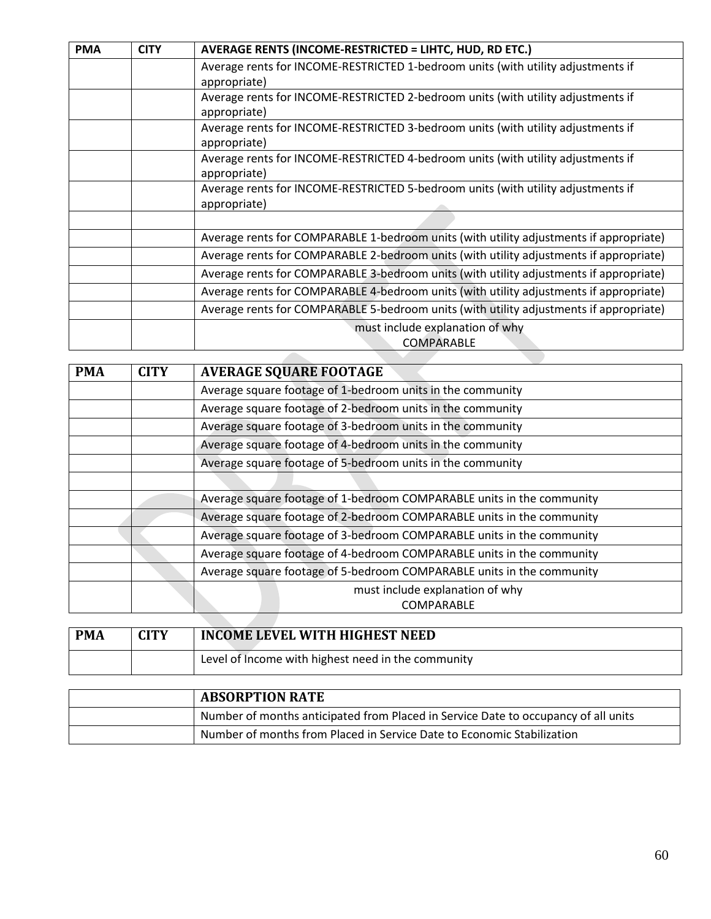| PMA | CITY | AVERAGE RENTS (INCOME-RESTRICTED = LIHTC, HUD, RD ETC.) |
|---|---|---|
| | | Average rents for INCOME-RESTRICTED 1-bedroom units (with utility adjustments if appropriate) |
| | | Average rents for INCOME-RESTRICTED 2-bedroom units (with utility adjustments if appropriate) |
| | | Average rents for INCOME-RESTRICTED 3-bedroom units (with utility adjustments if appropriate) |
| | | Average rents for INCOME-RESTRICTED 4-bedroom units (with utility adjustments if appropriate) |
| | | Average rents for INCOME-RESTRICTED 5-bedroom units (with utility adjustments if appropriate) |
| | | |
| | | Average rents for COMPARABLE 1-bedroom units (with utility adjustments if appropriate) |
| | | Average rents for COMPARABLE 2-bedroom units (with utility adjustments if appropriate) |
| | | Average rents for COMPARABLE 3-bedroom units (with utility adjustments if appropriate) |
| | | Average rents for COMPARABLE 4-bedroom units (with utility adjustments if appropriate) |
| | | Average rents for COMPARABLE 5-bedroom units (with utility adjustments if appropriate) |
| | | must include explanation of why COMPARABLE |

| PMA | CITY | AVERAGE SQUARE FOOTAGE |
|---|---|---|
| | | Average square footage of 1-bedroom units in the community |
| | | Average square footage of 2-bedroom units in the community |
| | | Average square footage of 3-bedroom units in the community |
| | | Average square footage of 4-bedroom units in the community |
| | | Average square footage of 5-bedroom units in the community |
| | | |
| | | Average square footage of 1-bedroom COMPARABLE units in the community |
| | | Average square footage of 2-bedroom COMPARABLE units in the community |
| | | Average square footage of 3-bedroom COMPARABLE units in the community |
| | | Average square footage of 4-bedroom COMPARABLE units in the community |
| | | Average square footage of 5-bedroom COMPARABLE units in the community |
| | | must include explanation of why COMPARABLE |

| PMA | CITY | INCOME LEVEL WITH HIGHEST NEED |
|---|---|---|
| | | Level of Income with highest need in the community |

| | ABSORPTION RATE |
|---|---|
| | Number of months anticipated from Placed in Service Date to occupancy of all units |
| | Number of months from Placed in Service Date to Economic Stabilization |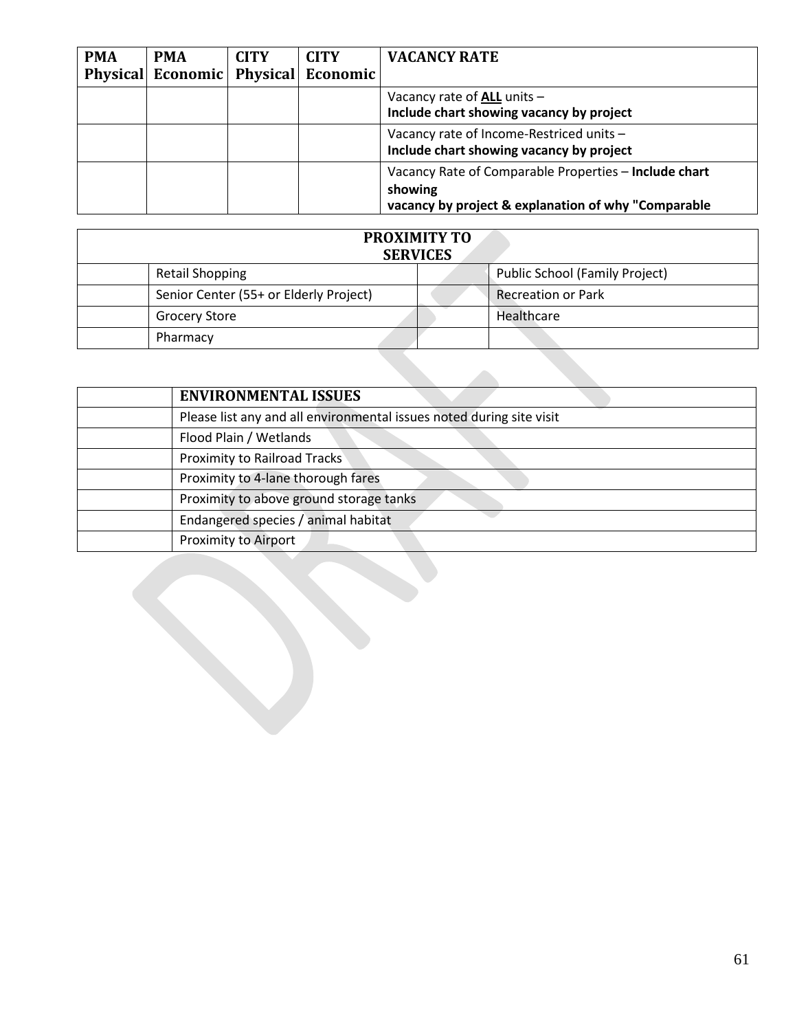| PMA Physical | PMA Economic | CITY Physical | CITY Economic | VACANCY RATE |
|---|---|---|---|---|
| | | | | Vacancy rate of **ALL** units – **Include chart showing vacancy by project** |
| | | | | Vacancy rate of Income-Restriced units – **Include chart showing vacancy by project** |
| | | | | Vacancy Rate of Comparable Properties – **Include chart showing vacancy by project & explanation of why "Comparable** |

| **PROXIMITY TO SERVICES** | | | |
|---|---|---|---|
| | Retail Shopping | | Public School (Family Project) |
| | Senior Center (55+ or Elderly Project) | | Recreation or Park |
| | Grocery Store | | Healthcare |
| | Pharmacy | | |

| | **ENVIRONMENTAL ISSUES** |
|---|---|
| | Please list any and all environmental issues noted during site visit |
| | Flood Plain / Wetlands |
| | Proximity to Railroad Tracks |
| | Proximity to 4-lane thorough fares |
| | Proximity to above ground storage tanks |
| | Endangered species / animal habitat |
| | Proximity to Airport |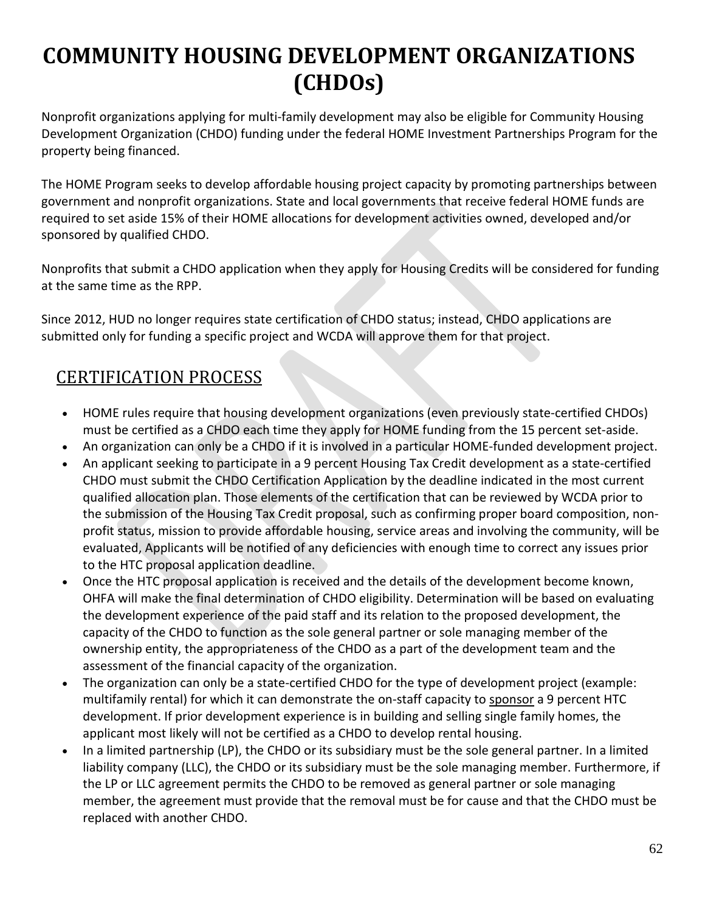# COMMUNITY HOUSING DEVELOPMENT ORGANIZATIONS (CHDOs)

Nonprofit organizations applying for multi-family development may also be eligible for Community Housing Development Organization (CHDO) funding under the federal HOME Investment Partnerships Program for the property being financed.

The HOME Program seeks to develop affordable housing project capacity by promoting partnerships between government and nonprofit organizations. State and local governments that receive federal HOME funds are required to set aside 15% of their HOME allocations for development activities owned, developed and/or sponsored by qualified CHDO.

Nonprofits that submit a CHDO application when they apply for Housing Credits will be considered for funding at the same time as the RPP.

Since 2012, HUD no longer requires state certification of CHDO status; instead, CHDO applications are submitted only for funding a specific project and WCDA will approve them for that project.

## CERTIFICATION PROCESS

- HOME rules require that housing development organizations (even previously state-certified CHDOs) must be certified as a CHDO each time they apply for HOME funding from the 15 percent set-aside.
- An organization can only be a CHDO if it is involved in a particular HOME-funded development project.
- An applicant seeking to participate in a 9 percent Housing Tax Credit development as a state-certified CHDO must submit the CHDO Certification Application by the deadline indicated in the most current qualified allocation plan. Those elements of the certification that can be reviewed by WCDA prior to the submission of the Housing Tax Credit proposal, such as confirming proper board composition, non-profit status, mission to provide affordable housing, service areas and involving the community, will be evaluated, Applicants will be notified of any deficiencies with enough time to correct any issues prior to the HTC proposal application deadline.
- Once the HTC proposal application is received and the details of the development become known, OHFA will make the final determination of CHDO eligibility. Determination will be based on evaluating the development experience of the paid staff and its relation to the proposed development, the capacity of the CHDO to function as the sole general partner or sole managing member of the ownership entity, the appropriateness of the CHDO as a part of the development team and the assessment of the financial capacity of the organization.
- The organization can only be a state-certified CHDO for the type of development project (example: multifamily rental) for which it can demonstrate the on-staff capacity to sponsor a 9 percent HTC development. If prior development experience is in building and selling single family homes, the applicant most likely will not be certified as a CHDO to develop rental housing.
- In a limited partnership (LP), the CHDO or its subsidiary must be the sole general partner. In a limited liability company (LLC), the CHDO or its subsidiary must be the sole managing member. Furthermore, if the LP or LLC agreement permits the CHDO to be removed as general partner or sole managing member, the agreement must provide that the removal must be for cause and that the CHDO must be replaced with another CHDO.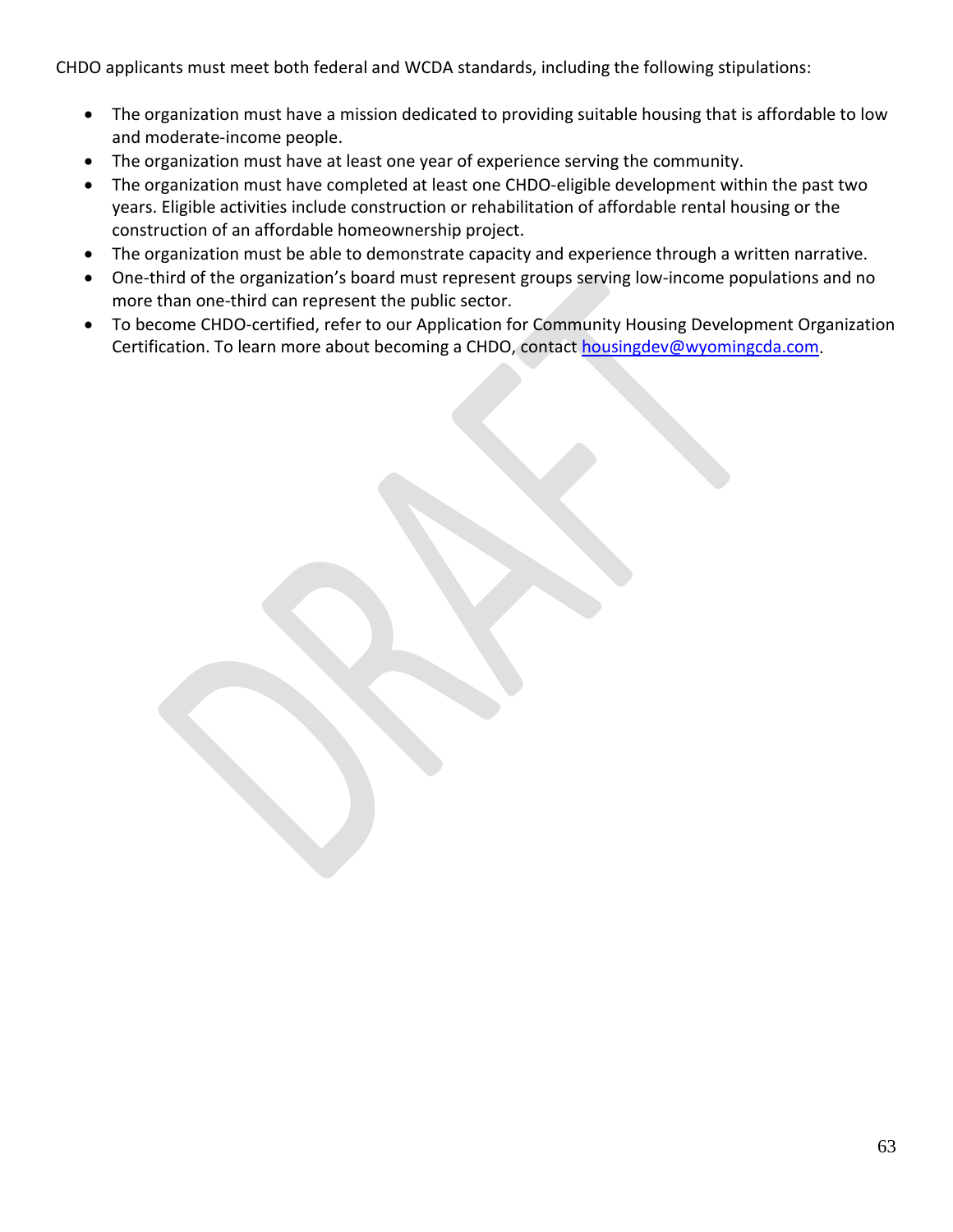CHDO applicants must meet both federal and WCDA standards, including the following stipulations:

- The organization must have a mission dedicated to providing suitable housing that is affordable to low and moderate-income people.
- The organization must have at least one year of experience serving the community.
- The organization must have completed at least one CHDO-eligible development within the past two years. Eligible activities include construction or rehabilitation of affordable rental housing or the construction of an affordable homeownership project.
- The organization must be able to demonstrate capacity and experience through a written narrative.
- One-third of the organization's board must represent groups serving low-income populations and no more than one-third can represent the public sector.
- To become CHDO-certified, refer to our Application for Community Housing Development Organization Certification. To learn more about becoming a CHDO, contact housingdev@wyomingcda.com.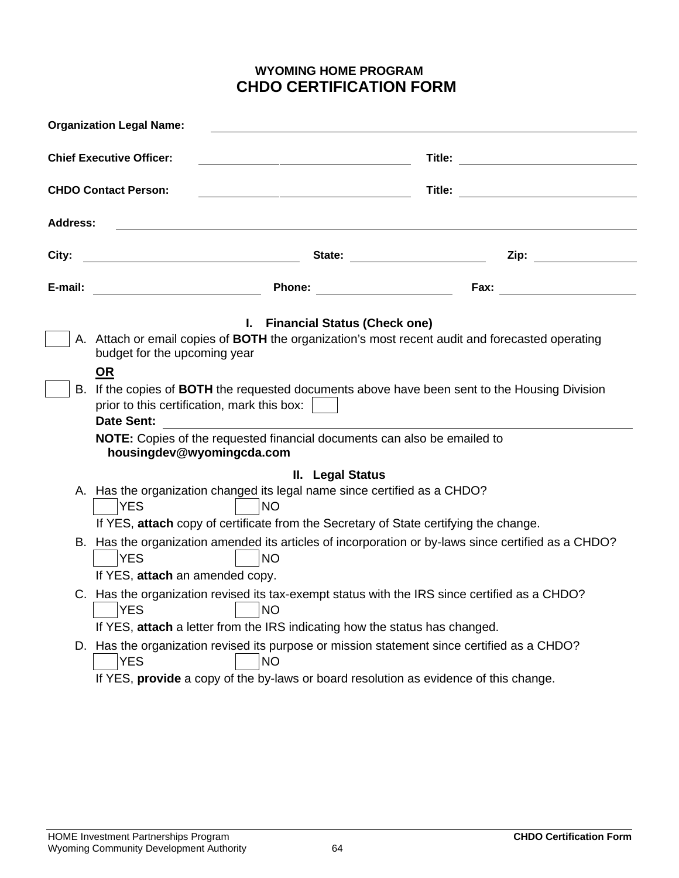**WYOMING HOME PROGRAM**

# CHDO CERTIFICATION FORM

**Organization Legal Name:** ______________________________

**Chief Executive Officer:** ______________________ **Title:** ______________________

**CHDO Contact Person:** ______________________ **Title:** ______________________

**Address:** ______________________________

**City:** ______________________ **State:** ______________ **Zip:** ____________

**E-mail:** ______________________ **Phone:** ______________ **Fax:** ______________

## I. Financial Status (Check one)

☐ A. Attach or email copies of **BOTH** the organization's most recent audit and forecasted operating budget for the upcoming year

**OR**

☐ B. If the copies of **BOTH** the requested documents above have been sent to the Housing Division prior to this certification, mark this box: ☐

**Date Sent:** ______________________________

**NOTE:** Copies of the requested financial documents can also be emailed to **housingdev@wyomingcda.com**

## II. Legal Status

A. Has the organization changed its legal name since certified as a CHDO?

☐ YES ☐ NO

If YES, **attach** copy of certificate from the Secretary of State certifying the change.

B. Has the organization amended its articles of incorporation or by-laws since certified as a CHDO?

☐ YES ☐ NO

If YES, **attach** an amended copy.

C. Has the organization revised its tax-exempt status with the IRS since certified as a CHDO?

☐ YES ☐ NO

If YES, **attach** a letter from the IRS indicating how the status has changed.

D. Has the organization revised its purpose or mission statement since certified as a CHDO?

☐ YES ☐ NO

If YES, **provide** a copy of the by-laws or board resolution as evidence of this change.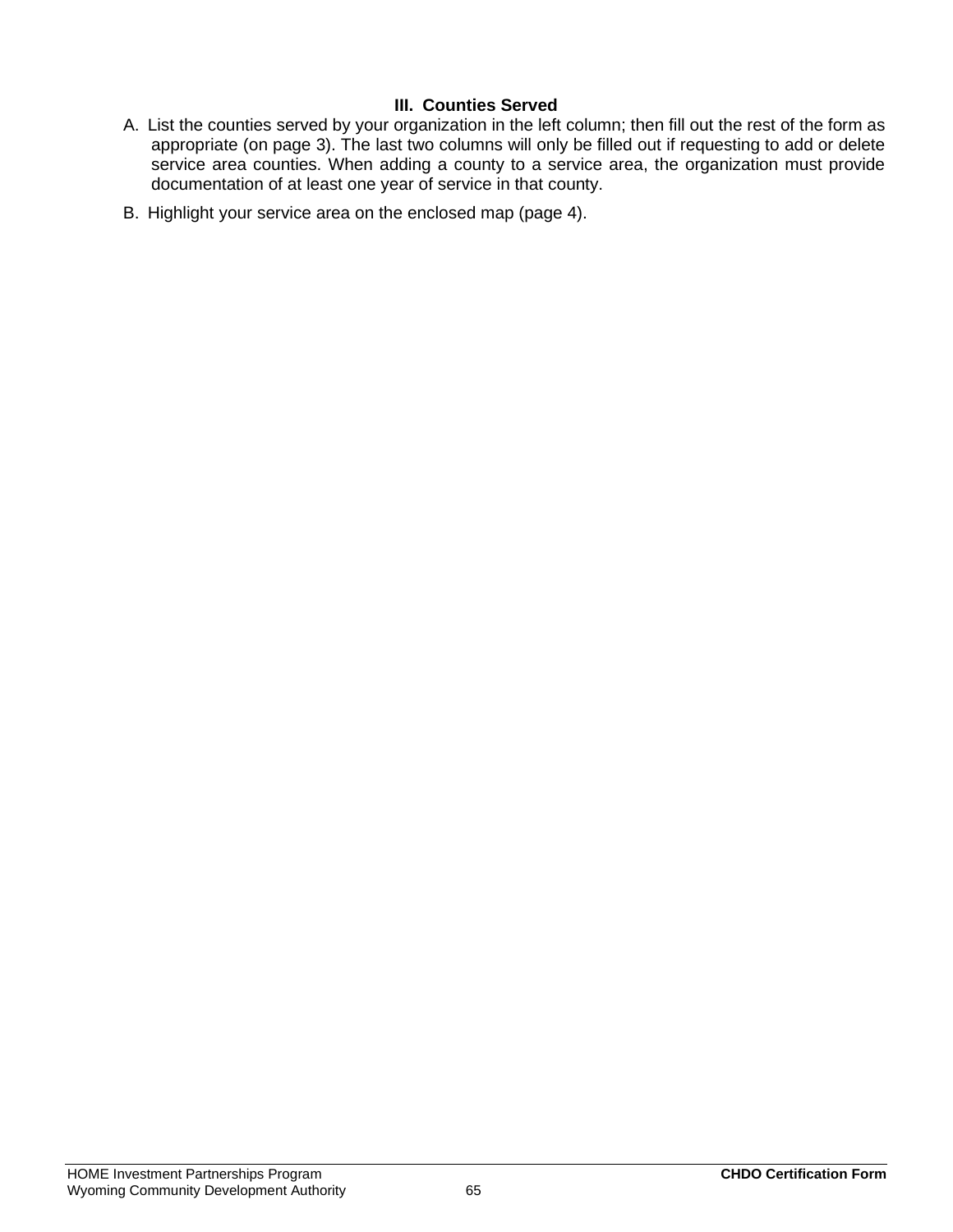### III. Counties Served

A. List the counties served by your organization in the left column; then fill out the rest of the form as appropriate (on page 3). The last two columns will only be filled out if requesting to add or delete service area counties. When adding a county to a service area, the organization must provide documentation of at least one year of service in that county.

B. Highlight your service area on the enclosed map (page 4).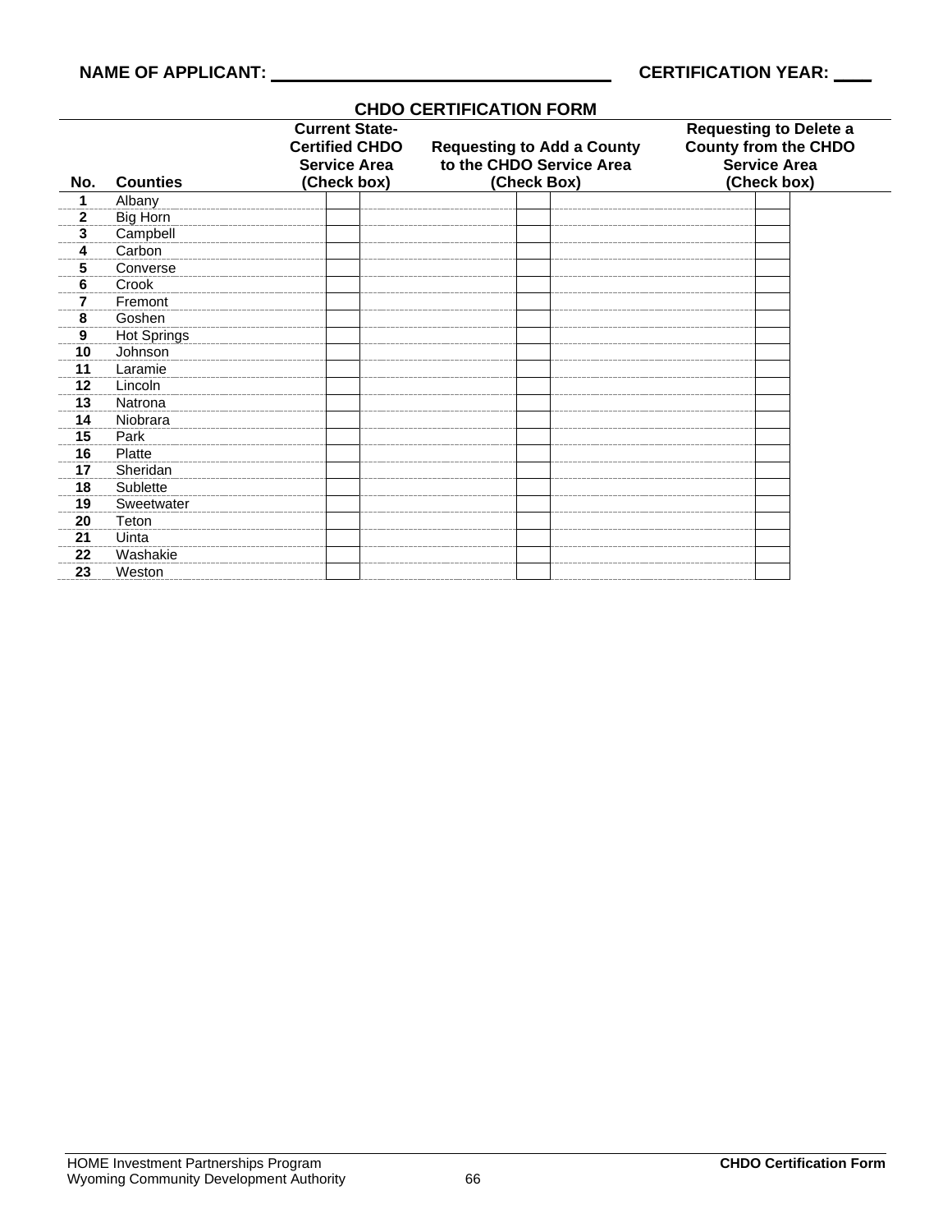**NAME OF APPLICANT:** ________________________________ **CERTIFICATION YEAR:** ____

## CHDO CERTIFICATION FORM

| No. | Counties | Current State-Certified CHDO Service Area (Check box) | Requesting to Add a County to the CHDO Service Area (Check Box) | Requesting to Delete a County from the CHDO Service Area (Check box) |
|---|---|---|---|---|
| 1 | Albany | | | |
| 2 | Big Horn | | | |
| 3 | Campbell | | | |
| 4 | Carbon | | | |
| 5 | Converse | | | |
| 6 | Crook | | | |
| 7 | Fremont | | | |
| 8 | Goshen | | | |
| 9 | Hot Springs | | | |
| 10 | Johnson | | | |
| 11 | Laramie | | | |
| 12 | Lincoln | | | |
| 13 | Natrona | | | |
| 14 | Niobrara | | | |
| 15 | Park | | | |
| 16 | Platte | | | |
| 17 | Sheridan | | | |
| 18 | Sublette | | | |
| 19 | Sweetwater | | | |
| 20 | Teton | | | |
| 21 | Uinta | | | |
| 22 | Washakie | | | |
| 23 | Weston | | | |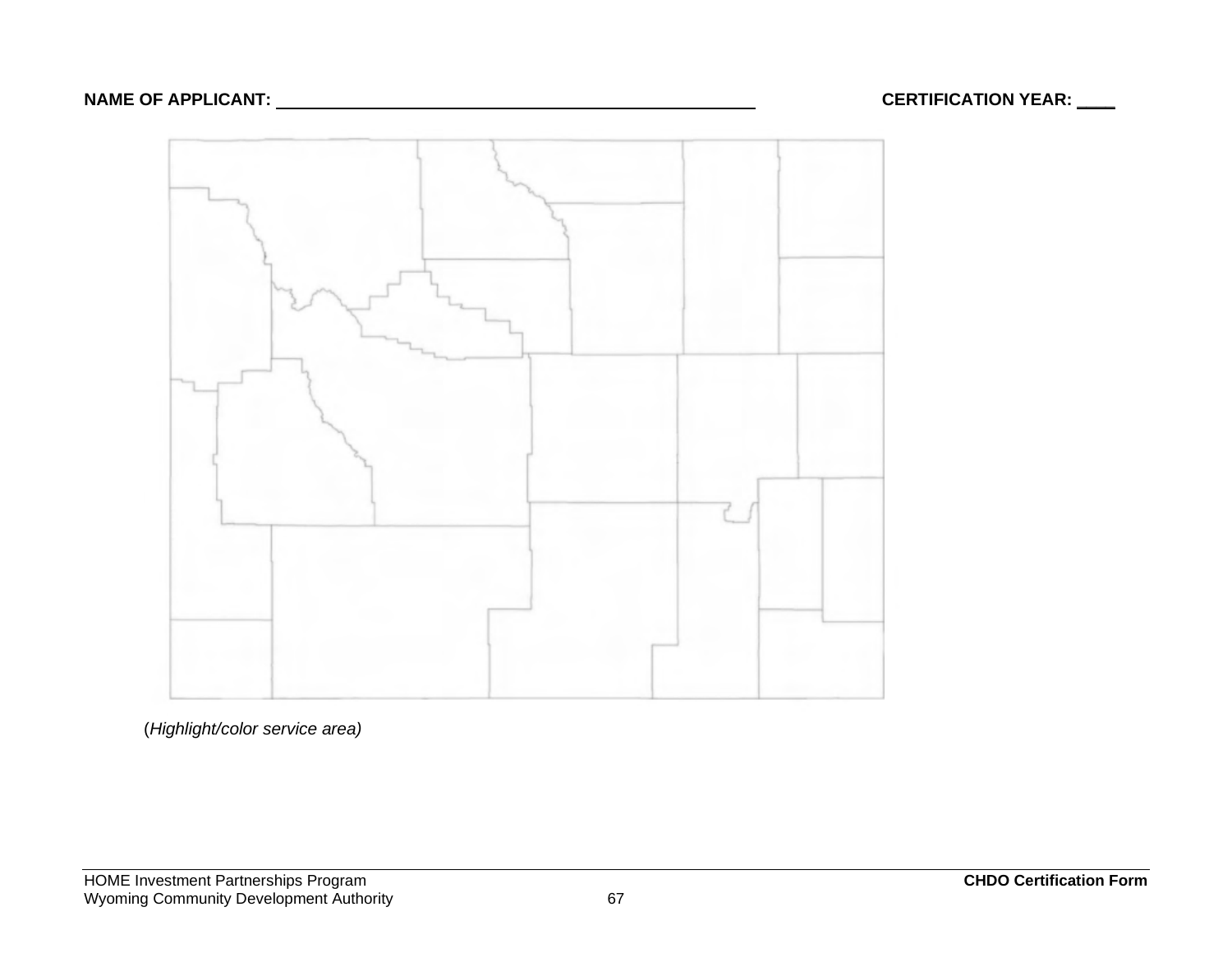**NAME OF APPLICANT:** ______________________________ **CERTIFICATION YEAR:** ____

(*Highlight/color service area)*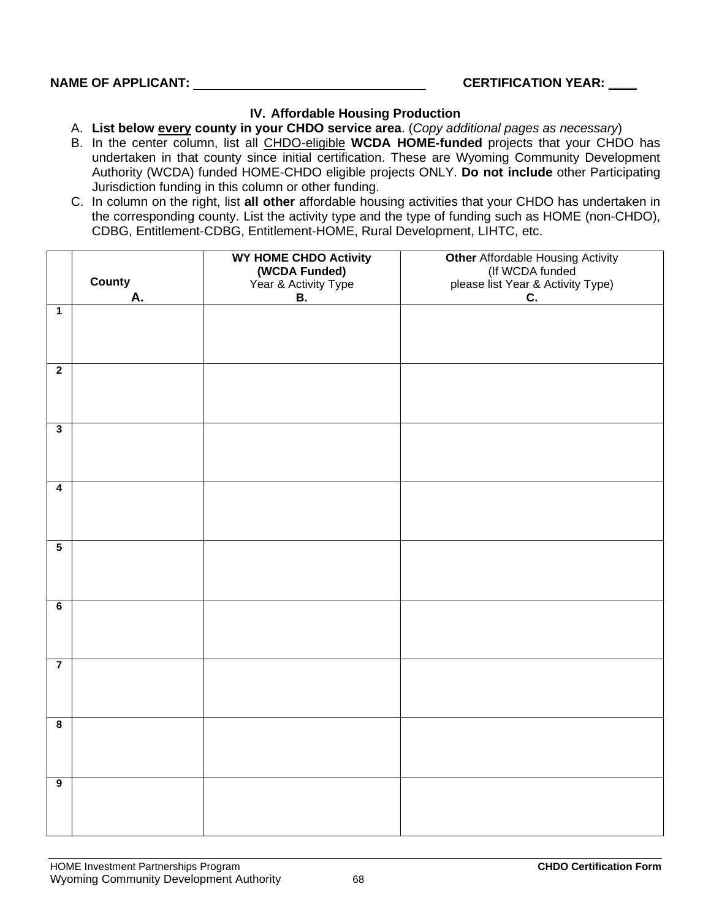**NAME OF APPLICANT:** ________________________________ **CERTIFICATION YEAR:** ____

### IV. Affordable Housing Production

A. **List below every county in your CHDO service area**. (*Copy additional pages as necessary*)

B. In the center column, list all CHDO-eligible **WCDA HOME-funded** projects that your CHDO has undertaken in that county since initial certification. These are Wyoming Community Development Authority (WCDA) funded HOME-CHDO eligible projects ONLY. **Do not include** other Participating Jurisdiction funding in this column or other funding.

C. In column on the right, list **all other** affordable housing activities that your CHDO has undertaken in the corresponding county. List the activity type and the type of funding such as HOME (non-CHDO), CDBG, Entitlement-CDBG, Entitlement-HOME, Rural Development, LIHTC, etc.

| | **County** **A.** | **WY HOME CHDO Activity (WCDA Funded)** Year & Activity Type **B.** | **Other** Affordable Housing Activity (If WCDA funded please list Year & Activity Type) **C.** |
|---|---|---|---|
| **1** | | | |
| **2** | | | |
| **3** | | | |
| **4** | | | |
| **5** | | | |
| **6** | | | |
| **7** | | | |
| **8** | | | |
| **9** | | | |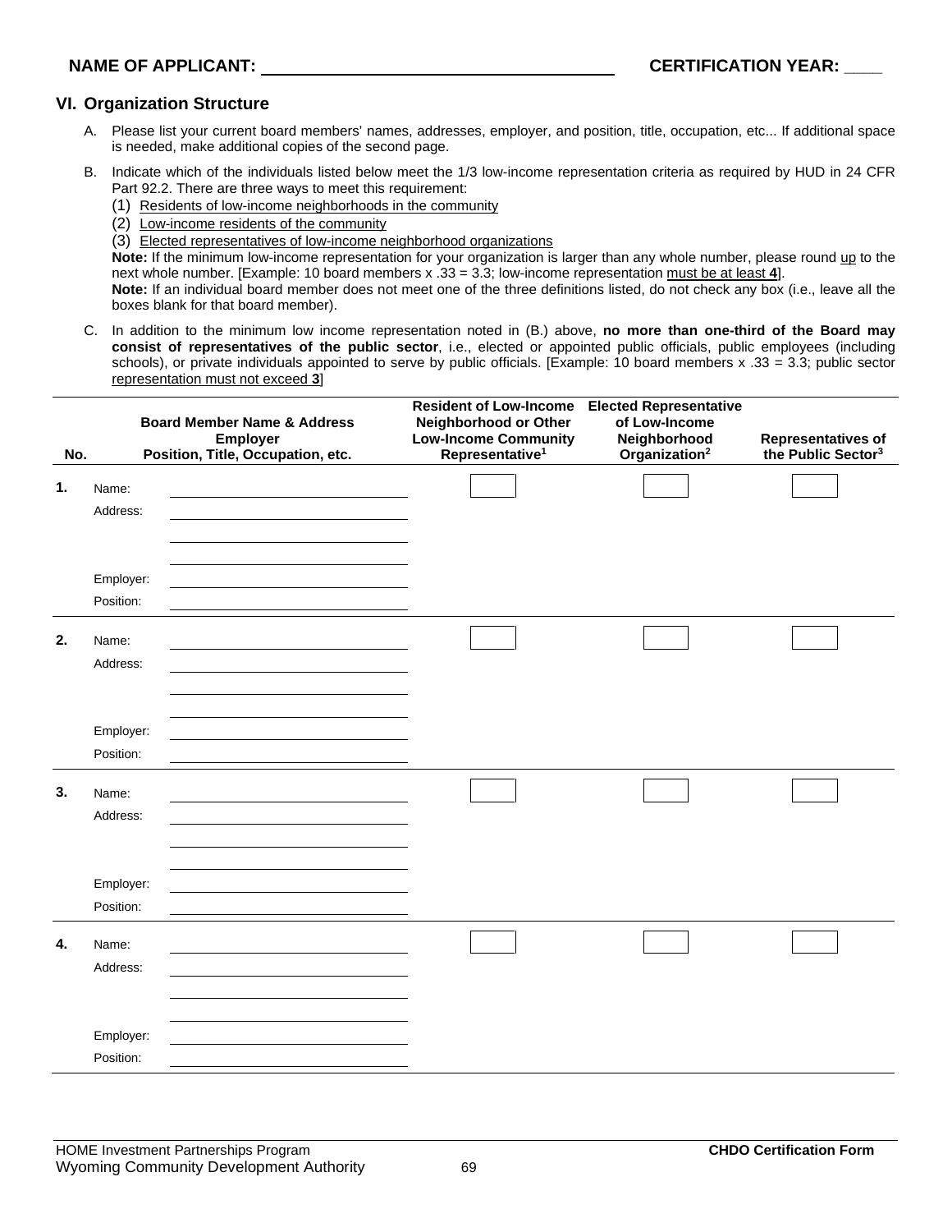**NAME OF APPLICANT:** ____________________ **CERTIFICATION YEAR:** ____

## VI. Organization Structure

A. Please list your current board members' names, addresses, employer, and position, title, occupation, etc... If additional space is needed, make additional copies of the second page.

B. Indicate which of the individuals listed below meet the 1/3 low-income representation criteria as required by HUD in 24 CFR Part 92.2. There are three ways to meet this requirement:
   (1) Residents of low-income neighborhoods in the community
   (2) Low-income residents of the community
   (3) Elected representatives of low-income neighborhood organizations
   **Note:** If the minimum low-income representation for your organization is larger than any whole number, please round up to the next whole number. [Example: 10 board members x .33 = 3.3; low-income representation must be at least **4**].
   **Note:** If an individual board member does not meet one of the three definitions listed, do not check any box (i.e., leave all the boxes blank for that board member).

C. In addition to the minimum low income representation noted in (B.) above, **no more than one-third of the Board may consist of representatives of the public sector**, i.e., elected or appointed public officials, public employees (including schools), or private individuals appointed to serve by public officials. [Example: 10 board members x .33 = 3.3; public sector representation must not exceed **3**]

| No. | Board Member Name & Address<br>Employer<br>Position, Title, Occupation, etc. | Resident of Low-Income Neighborhood or Other Low-Income Community Representative[1] | Elected Representative of Low-Income Neighborhood Organization[2] | Representatives of the Public Sector[3] |
|---|---|---|---|---|
| 1. | Name: ______<br>Address: ______<br>______<br>______<br>Employer: ______<br>Position: ______ | ☐ | ☐ | ☐ |
| 2. | Name: ______<br>Address: ______<br>______<br>______<br>Employer: ______<br>Position: ______ | ☐ | ☐ | ☐ |
| 3. | Name: ______<br>Address: ______<br>______<br>______<br>Employer: ______<br>Position: ______ | ☐ | ☐ | ☐ |
| 4. | Name: ______<br>Address: ______<br>______<br>______<br>Employer: ______<br>Position: ______ | ☐ | ☐ | ☐ |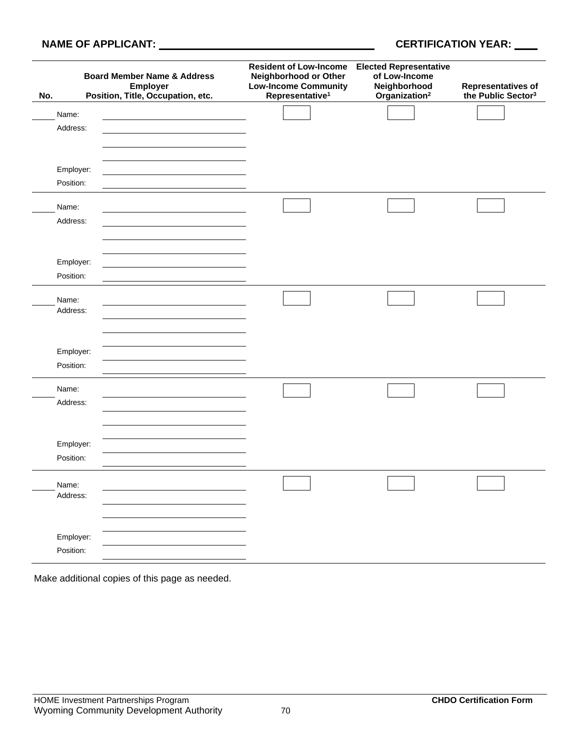**NAME OF APPLICANT:** \_\_\_\_\_\_\_\_\_\_\_\_\_\_\_\_\_\_\_\_\_\_\_\_\_\_\_\_\_\_\_\_\_\_\_\_ **CERTIFICATION YEAR:** \_\_\_\_

| No. | Board Member Name & Address<br>Employer<br>Position, Title, Occupation, etc. | Resident of Low-Income Neighborhood or Other Low-Income Community Representative[1] | Elected Representative of Low-Income Neighborhood Organization[2] | Representatives of the Public Sector[3] |
|---|---|---|---|---|
| \_\_\_\_ | Name: \_\_\_\_\_\_\_\_\_\_\_\_<br>Address: \_\_\_\_\_\_\_\_\_\_\_\_<br>\_\_\_\_\_\_\_\_\_\_\_\_<br>\_\_\_\_\_\_\_\_\_\_\_\_<br>Employer: \_\_\_\_\_\_\_\_\_\_\_\_<br>Position: \_\_\_\_\_\_\_\_\_\_\_\_ | ☐ | ☐ | ☐ |
| \_\_\_\_ | Name: \_\_\_\_\_\_\_\_\_\_\_\_<br>Address: \_\_\_\_\_\_\_\_\_\_\_\_<br>\_\_\_\_\_\_\_\_\_\_\_\_<br>\_\_\_\_\_\_\_\_\_\_\_\_<br>Employer: \_\_\_\_\_\_\_\_\_\_\_\_<br>Position: \_\_\_\_\_\_\_\_\_\_\_\_ | ☐ | ☐ | ☐ |
| \_\_\_\_ | Name: \_\_\_\_\_\_\_\_\_\_\_\_<br>Address: \_\_\_\_\_\_\_\_\_\_\_\_<br>\_\_\_\_\_\_\_\_\_\_\_\_<br>\_\_\_\_\_\_\_\_\_\_\_\_<br>Employer: \_\_\_\_\_\_\_\_\_\_\_\_<br>Position: \_\_\_\_\_\_\_\_\_\_\_\_ | ☐ | ☐ | ☐ |
| \_\_\_\_ | Name: \_\_\_\_\_\_\_\_\_\_\_\_<br>Address: \_\_\_\_\_\_\_\_\_\_\_\_<br>\_\_\_\_\_\_\_\_\_\_\_\_<br>\_\_\_\_\_\_\_\_\_\_\_\_<br>Employer: \_\_\_\_\_\_\_\_\_\_\_\_<br>Position: \_\_\_\_\_\_\_\_\_\_\_\_ | ☐ | ☐ | ☐ |
| \_\_\_\_ | Name: \_\_\_\_\_\_\_\_\_\_\_\_<br>Address: \_\_\_\_\_\_\_\_\_\_\_\_<br>\_\_\_\_\_\_\_\_\_\_\_\_<br>\_\_\_\_\_\_\_\_\_\_\_\_<br>Employer: \_\_\_\_\_\_\_\_\_\_\_\_<br>Position: \_\_\_\_\_\_\_\_\_\_\_\_ | ☐ | ☐ | ☐ |

Make additional copies of this page as needed.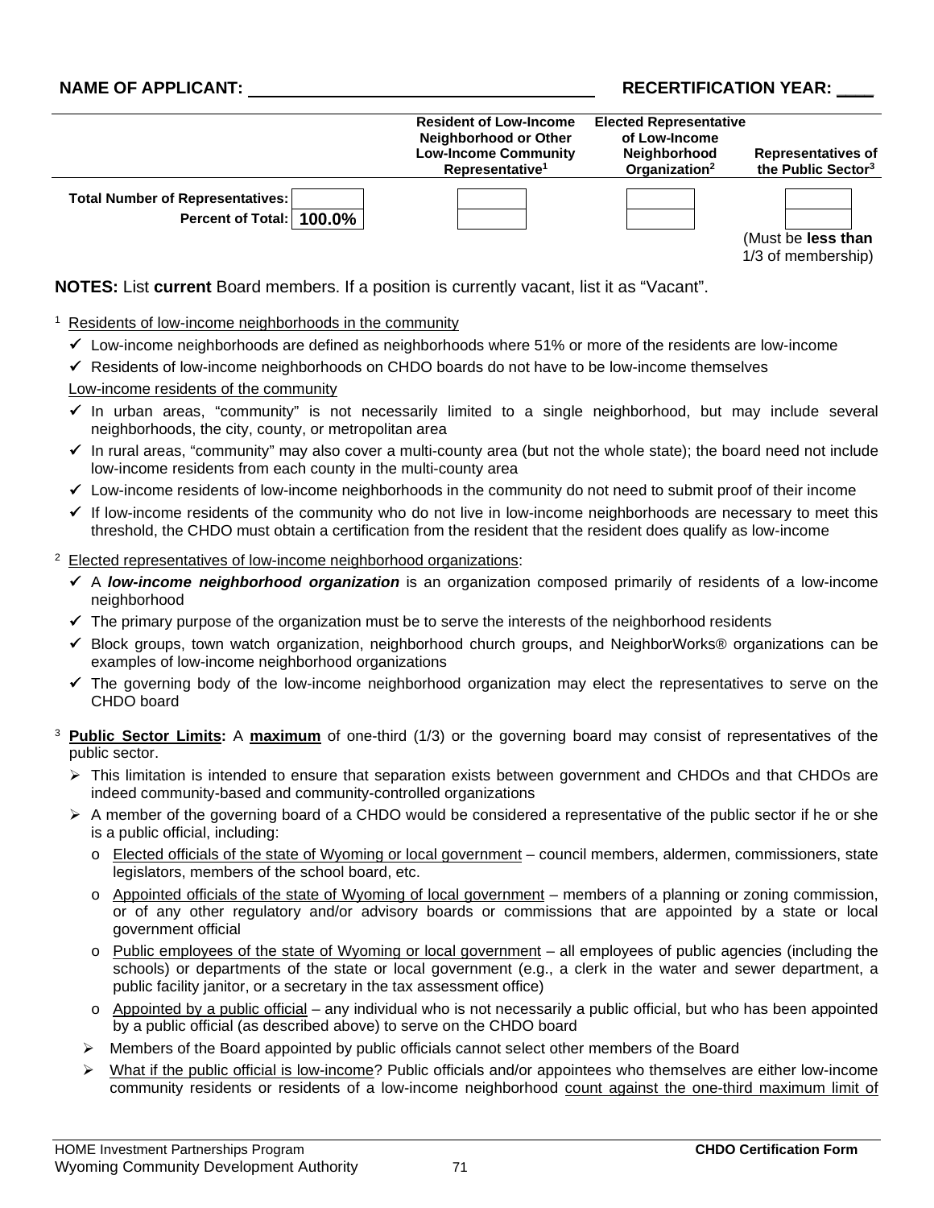**NAME OF APPLICANT:** ______________________ **RECERTIFICATION YEAR:** ____

| | | Resident of Low-Income Neighborhood or Other Low-Income Community Representative[1] | Elected Representative of Low-Income Neighborhood Organization[2] | Representatives of the Public Sector[3] |
|---|---|---|---|---|
| **Total Number of Representatives:** | | | | |
| **Percent of Total:** | **100.0%** | | | |
| | | | | (Must be **less than** 1/3 of membership) |

**NOTES:** List **current** Board members. If a position is currently vacant, list it as "Vacant".

[1] Residents of low-income neighborhoods in the community

- ✓ Low-income neighborhoods are defined as neighborhoods where 51% or more of the residents are low-income
- ✓ Residents of low-income neighborhoods on CHDO boards do not have to be low-income themselves

Low-income residents of the community

- ✓ In urban areas, "community" is not necessarily limited to a single neighborhood, but may include several neighborhoods, the city, county, or metropolitan area
- ✓ In rural areas, "community" may also cover a multi-county area (but not the whole state); the board need not include low-income residents from each county in the multi-county area
- ✓ Low-income residents of low-income neighborhoods in the community do not need to submit proof of their income
- ✓ If low-income residents of the community who do not live in low-income neighborhoods are necessary to meet this threshold, the CHDO must obtain a certification from the resident that the resident does qualify as low-income

[2] Elected representatives of low-income neighborhood organizations:

- ✓ A ***low-income neighborhood organization*** is an organization composed primarily of residents of a low-income neighborhood
- ✓ The primary purpose of the organization must be to serve the interests of the neighborhood residents
- ✓ Block groups, town watch organization, neighborhood church groups, and NeighborWorks® organizations can be examples of low-income neighborhood organizations
- ✓ The governing body of the low-income neighborhood organization may elect the representatives to serve on the CHDO board

[3] **Public Sector Limits:** A **maximum** of one-third (1/3) or the governing board may consist of representatives of the public sector.

- ➢ This limitation is intended to ensure that separation exists between government and CHDOs and that CHDOs are indeed community-based and community-controlled organizations
- ➢ A member of the governing board of a CHDO would be considered a representative of the public sector if he or she is a public official, including:
  - o Elected officials of the state of Wyoming or local government – council members, aldermen, commissioners, state legislators, members of the school board, etc.
  - o Appointed officials of the state of Wyoming of local government – members of a planning or zoning commission, or of any other regulatory and/or advisory boards or commissions that are appointed by a state or local government official
  - o Public employees of the state of Wyoming or local government – all employees of public agencies (including the schools) or departments of the state or local government (e.g., a clerk in the water and sewer department, a public facility janitor, or a secretary in the tax assessment office)
  - o Appointed by a public official – any individual who is not necessarily a public official, but who has been appointed by a public official (as described above) to serve on the CHDO board
- ➢ Members of the Board appointed by public officials cannot select other members of the Board
- ➢ What if the public official is low-income? Public officials and/or appointees who themselves are either low-income community residents or residents of a low-income neighborhood count against the one-third maximum limit of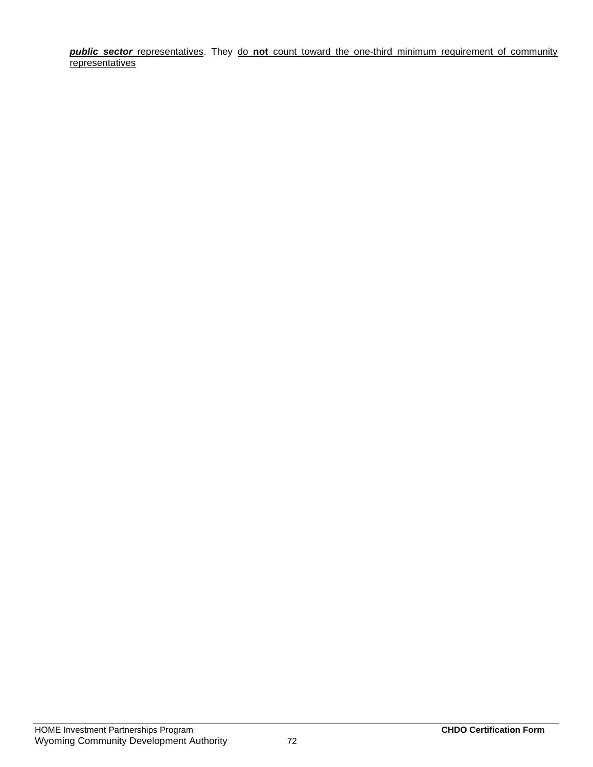***public sector*** representatives. They do **not** count toward the one-third minimum requirement of community representatives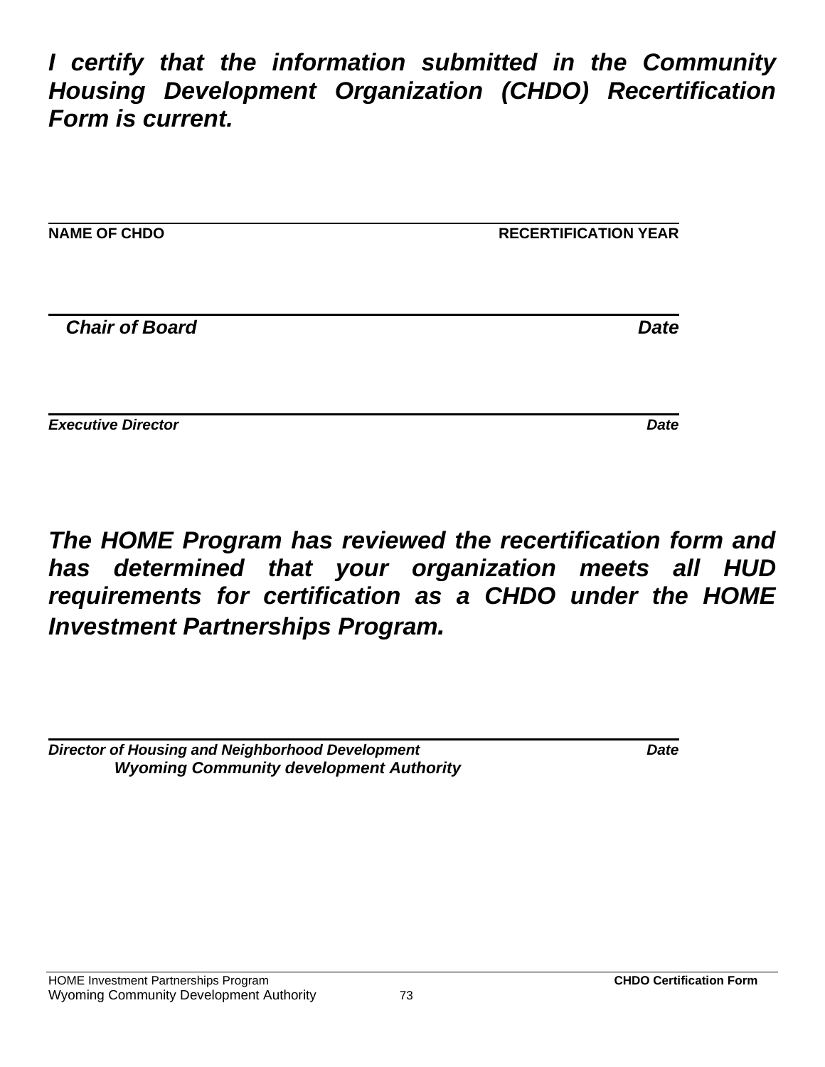***I certify that the information submitted in the Community Housing Development Organization (CHDO) Recertification Form is current.***

\_\_\_\_\_\_\_\_\_\_\_\_\_\_\_\_\_\_\_\_\_\_\_\_\_\_\_\_\_\_\_\_\_\_\_\_\_\_\_\_\_\_\_\_\_\_\_\_\_\_\_\_\_\_\_\_\_\_\_\_

**NAME OF CHDO** **RECERTIFICATION YEAR**

\_\_\_\_\_\_\_\_\_\_\_\_\_\_\_\_\_\_\_\_\_\_\_\_\_\_\_\_\_\_\_\_\_\_\_\_\_\_\_\_\_\_\_\_\_\_\_\_\_\_\_\_\_\_\_\_\_\_\_\_

***Chair of Board*** ***Date***

\_\_\_\_\_\_\_\_\_\_\_\_\_\_\_\_\_\_\_\_\_\_\_\_\_\_\_\_\_\_\_\_\_\_\_\_\_\_\_\_\_\_\_\_\_\_\_\_\_\_\_\_\_\_\_\_\_\_\_\_

***Executive Director*** ***Date***

***The HOME Program has reviewed the recertification form and has determined that your organization meets all HUD requirements for certification as a CHDO under the HOME Investment Partnerships Program.***

\_\_\_\_\_\_\_\_\_\_\_\_\_\_\_\_\_\_\_\_\_\_\_\_\_\_\_\_\_\_\_\_\_\_\_\_\_\_\_\_\_\_\_\_\_\_\_\_\_\_\_\_\_\_\_\_\_\_\_\_

***Director of Housing and Neighborhood Development*** ***Date***
***Wyoming Community development Authority***